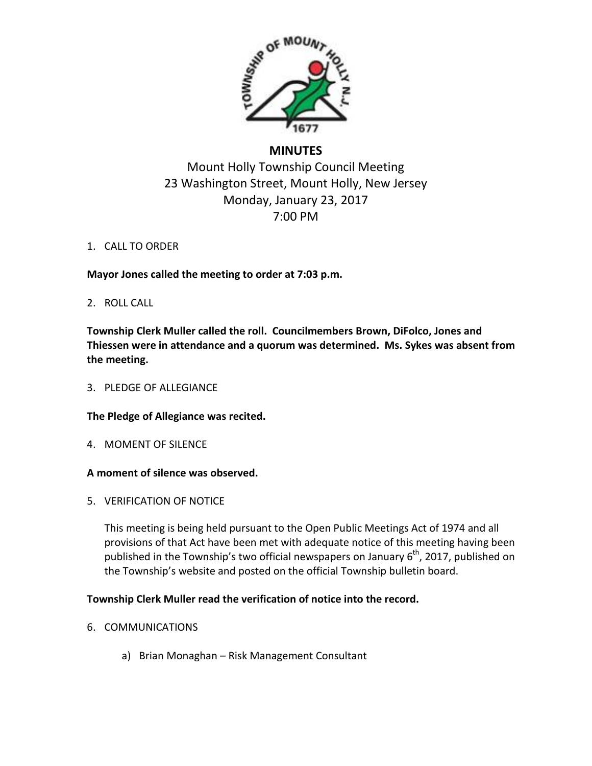# MINUTES

Mount Holly Township Council Meeting
23 Washington Street, Mount Holly, New Jersey
Monday, January 23, 2017
7:00 PM

1. CALL TO ORDER

**Mayor Jones called the meeting to order at 7:03 p.m.**

2. ROLL CALL

**Township Clerk Muller called the roll. Councilmembers Brown, DiFolco, Jones and Thiessen were in attendance and a quorum was determined. Ms. Sykes was absent from the meeting.**

3. PLEDGE OF ALLEGIANCE

**The Pledge of Allegiance was recited.**

4. MOMENT OF SILENCE

**A moment of silence was observed.**

5. VERIFICATION OF NOTICE

This meeting is being held pursuant to the Open Public Meetings Act of 1974 and all provisions of that Act have been met with adequate notice of this meeting having been published in the Township's two official newspapers on January 6th, 2017, published on the Township's website and posted on the official Township bulletin board.

**Township Clerk Muller read the verification of notice into the record.**

6. COMMUNICATIONS

   a) Brian Monaghan – Risk Management Consultant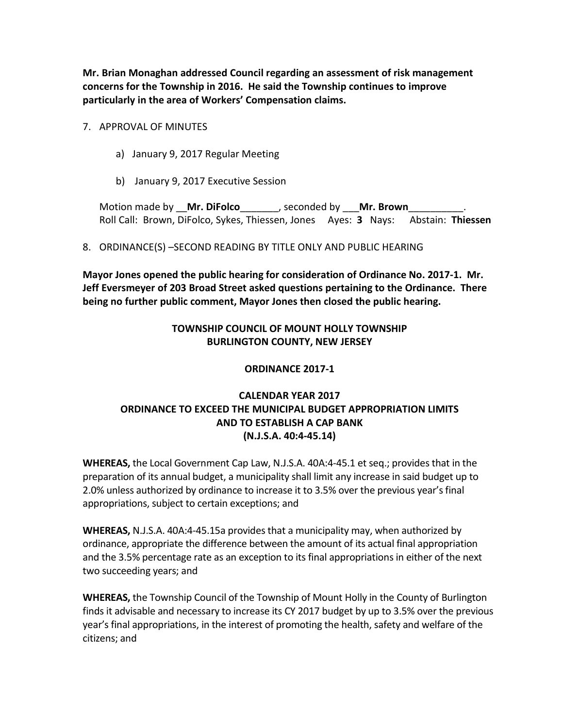**Mr. Brian Monaghan addressed Council regarding an assessment of risk management concerns for the Township in 2016. He said the Township continues to improve particularly in the area of Workers' Compensation claims.**

7. APPROVAL OF MINUTES

   a) January 9, 2017 Regular Meeting

   b) January 9, 2017 Executive Session

   Motion made by __**Mr. DiFolco**_______, seconded by ___**Mr. Brown**__________.
   Roll Call: Brown, DiFolco, Sykes, Thiessen, Jones Ayes: **3** Nays: Abstain: **Thiessen**

8. ORDINANCE(S) –SECOND READING BY TITLE ONLY AND PUBLIC HEARING

**Mayor Jones opened the public hearing for consideration of Ordinance No. 2017-1. Mr. Jeff Eversmeyer of 203 Broad Street asked questions pertaining to the Ordinance. There being no further public comment, Mayor Jones then closed the public hearing.**

**TOWNSHIP COUNCIL OF MOUNT HOLLY TOWNSHIP**
**BURLINGTON COUNTY, NEW JERSEY**

**ORDINANCE 2017-1**

**CALENDAR YEAR 2017**
**ORDINANCE TO EXCEED THE MUNICIPAL BUDGET APPROPRIATION LIMITS**
**AND TO ESTABLISH A CAP BANK**
**(N.J.S.A. 40:4-45.14)**

**WHEREAS,** the Local Government Cap Law, N.J.S.A. 40A:4-45.1 et seq.; provides that in the preparation of its annual budget, a municipality shall limit any increase in said budget up to 2.0% unless authorized by ordinance to increase it to 3.5% over the previous year's final appropriations, subject to certain exceptions; and

**WHEREAS,** N.J.S.A. 40A:4-45.15a provides that a municipality may, when authorized by ordinance, appropriate the difference between the amount of its actual final appropriation and the 3.5% percentage rate as an exception to its final appropriations in either of the next two succeeding years; and

**WHEREAS,** the Township Council of the Township of Mount Holly in the County of Burlington finds it advisable and necessary to increase its CY 2017 budget by up to 3.5% over the previous year's final appropriations, in the interest of promoting the health, safety and welfare of the citizens; and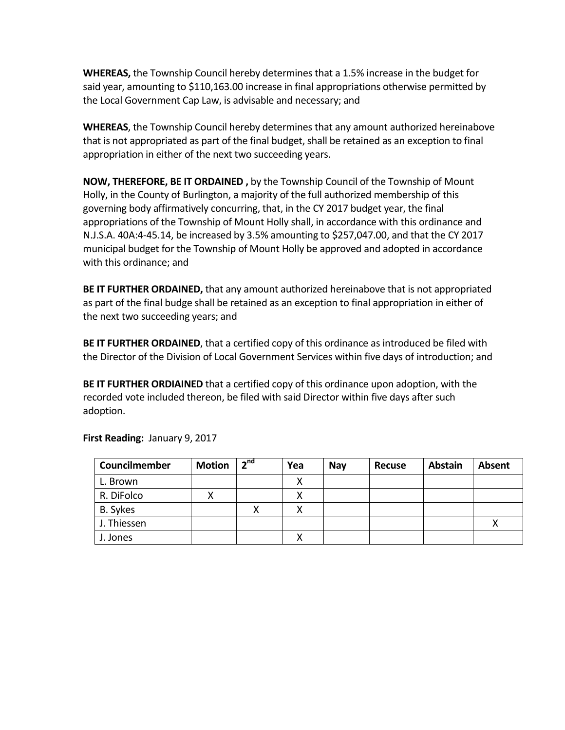**WHEREAS,** the Township Council hereby determines that a 1.5% increase in the budget for said year, amounting to $110,163.00 increase in final appropriations otherwise permitted by the Local Government Cap Law, is advisable and necessary; and

**WHEREAS**, the Township Council hereby determines that any amount authorized hereinabove that is not appropriated as part of the final budget, shall be retained as an exception to final appropriation in either of the next two succeeding years.

**NOW, THEREFORE, BE IT ORDAINED ,** by the Township Council of the Township of Mount Holly, in the County of Burlington, a majority of the full authorized membership of this governing body affirmatively concurring, that, in the CY 2017 budget year, the final appropriations of the Township of Mount Holly shall, in accordance with this ordinance and N.J.S.A. 40A:4-45.14, be increased by 3.5% amounting to $257,047.00, and that the CY 2017 municipal budget for the Township of Mount Holly be approved and adopted in accordance with this ordinance; and

**BE IT FURTHER ORDAINED,** that any amount authorized hereinabove that is not appropriated as part of the final budge shall be retained as an exception to final appropriation in either of the next two succeeding years; and

**BE IT FURTHER ORDAINED**, that a certified copy of this ordinance as introduced be filed with the Director of the Division of Local Government Services within five days of introduction; and

**BE IT FURTHER ORDIAINED** that a certified copy of this ordinance upon adoption, with the recorded vote included thereon, be filed with said Director within five days after such adoption.

**First Reading:** January 9, 2017

| Councilmember | Motion | 2nd | Yea | Nay | Recuse | Abstain | Absent |
|---|---|---|---|---|---|---|---|
| L. Brown | | | X | | | | |
| R. DiFolco | X | | X | | | | |
| B. Sykes | | X | X | | | | |
| J. Thiessen | | | | | | | X |
| J. Jones | | | X | | | | |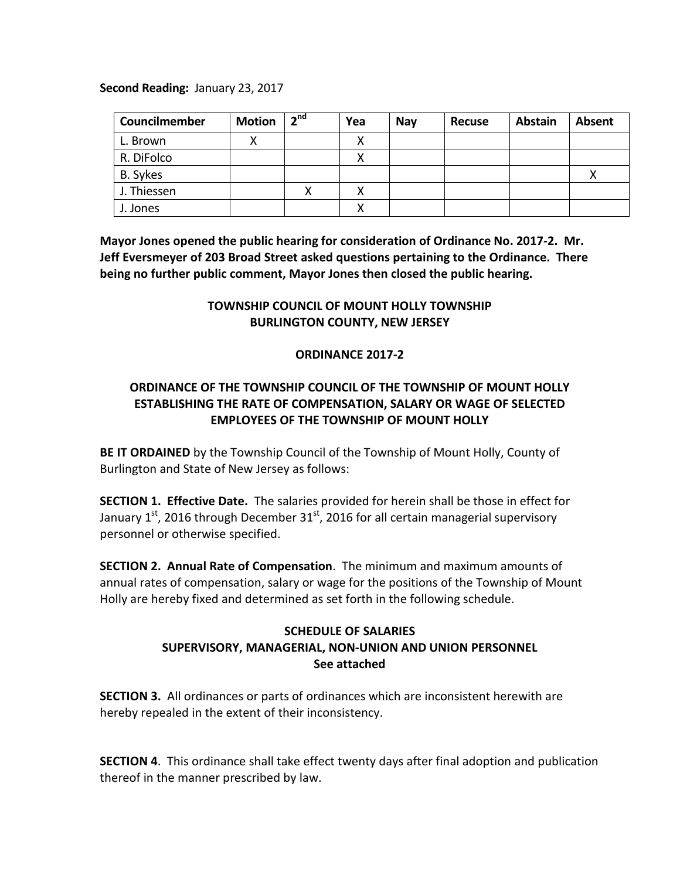**Second Reading:** January 23, 2017

| Councilmember | Motion | 2nd | Yea | Nay | Recuse | Abstain | Absent |
|---|---|---|---|---|---|---|---|
| L. Brown | X | | X | | | | |
| R. DiFolco | | | X | | | | |
| B. Sykes | | | | | | | X |
| J. Thiessen | | X | X | | | | |
| J. Jones | | | X | | | | |

**Mayor Jones opened the public hearing for consideration of Ordinance No. 2017-2. Mr. Jeff Eversmeyer of 203 Broad Street asked questions pertaining to the Ordinance. There being no further public comment, Mayor Jones then closed the public hearing.**

**TOWNSHIP COUNCIL OF MOUNT HOLLY TOWNSHIP**
**BURLINGTON COUNTY, NEW JERSEY**

**ORDINANCE 2017-2**

**ORDINANCE OF THE TOWNSHIP COUNCIL OF THE TOWNSHIP OF MOUNT HOLLY ESTABLISHING THE RATE OF COMPENSATION, SALARY OR WAGE OF SELECTED EMPLOYEES OF THE TOWNSHIP OF MOUNT HOLLY**

**BE IT ORDAINED** by the Township Council of the Township of Mount Holly, County of Burlington and State of New Jersey as follows:

**SECTION 1. Effective Date.** The salaries provided for herein shall be those in effect for January 1st, 2016 through December 31st, 2016 for all certain managerial supervisory personnel or otherwise specified.

**SECTION 2. Annual Rate of Compensation**. The minimum and maximum amounts of annual rates of compensation, salary or wage for the positions of the Township of Mount Holly are hereby fixed and determined as set forth in the following schedule.

**SCHEDULE OF SALARIES**
**SUPERVISORY, MANAGERIAL, NON-UNION AND UNION PERSONNEL**
**See attached**

**SECTION 3.** All ordinances or parts of ordinances which are inconsistent herewith are hereby repealed in the extent of their inconsistency.

**SECTION 4**. This ordinance shall take effect twenty days after final adoption and publication thereof in the manner prescribed by law.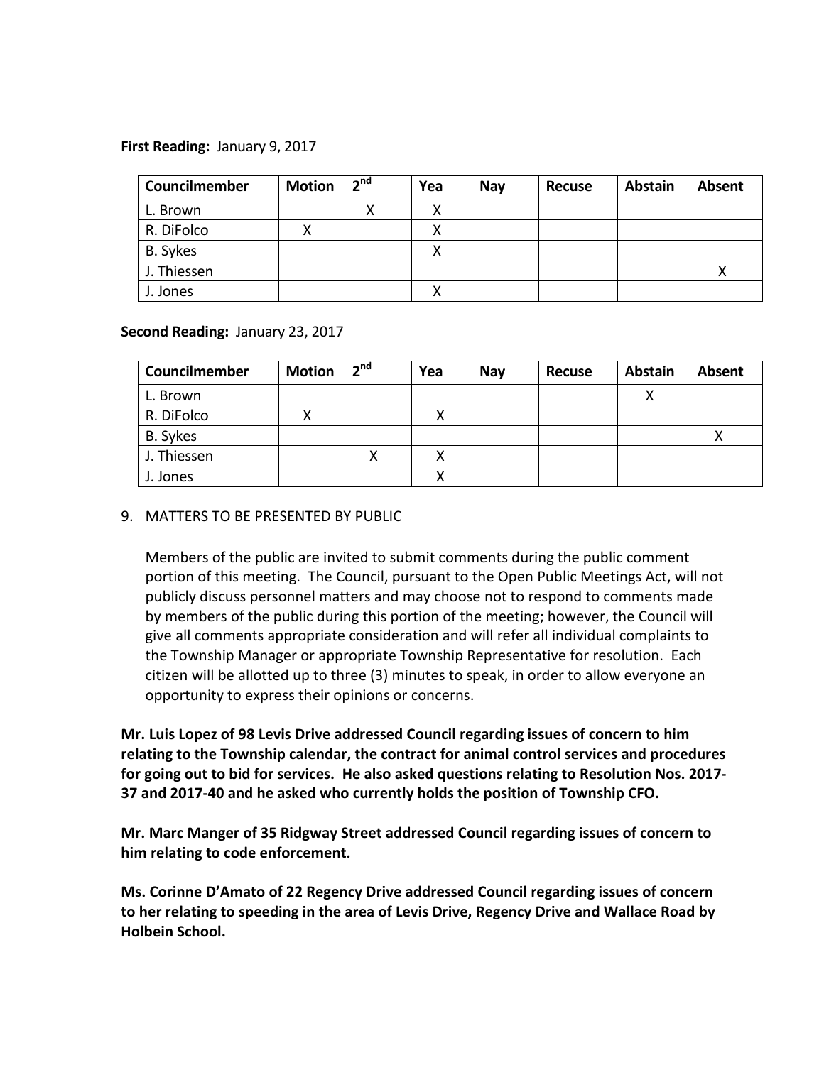**First Reading:** January 9, 2017

| Councilmember | Motion | 2nd | Yea | Nay | Recuse | Abstain | Absent |
|---|---|---|---|---|---|---|---|
| L. Brown | | X | X | | | | |
| R. DiFolco | X | | X | | | | |
| B. Sykes | | | X | | | | |
| J. Thiessen | | | | | | | X |
| J. Jones | | | X | | | | |

**Second Reading:** January 23, 2017

| Councilmember | Motion | 2nd | Yea | Nay | Recuse | Abstain | Absent |
|---|---|---|---|---|---|---|---|
| L. Brown | | | | | | X | |
| R. DiFolco | X | | X | | | | |
| B. Sykes | | | | | | | X |
| J. Thiessen | | X | X | | | | |
| J. Jones | | | X | | | | |

9. MATTERS TO BE PRESENTED BY PUBLIC

   Members of the public are invited to submit comments during the public comment portion of this meeting. The Council, pursuant to the Open Public Meetings Act, will not publicly discuss personnel matters and may choose not to respond to comments made by members of the public during this portion of the meeting; however, the Council will give all comments appropriate consideration and will refer all individual complaints to the Township Manager or appropriate Township Representative for resolution. Each citizen will be allotted up to three (3) minutes to speak, in order to allow everyone an opportunity to express their opinions or concerns.

**Mr. Luis Lopez of 98 Levis Drive addressed Council regarding issues of concern to him relating to the Township calendar, the contract for animal control services and procedures for going out to bid for services. He also asked questions relating to Resolution Nos. 2017-37 and 2017-40 and he asked who currently holds the position of Township CFO.**

**Mr. Marc Manger of 35 Ridgway Street addressed Council regarding issues of concern to him relating to code enforcement.**

**Ms. Corinne D'Amato of 22 Regency Drive addressed Council regarding issues of concern to her relating to speeding in the area of Levis Drive, Regency Drive and Wallace Road by Holbein School.**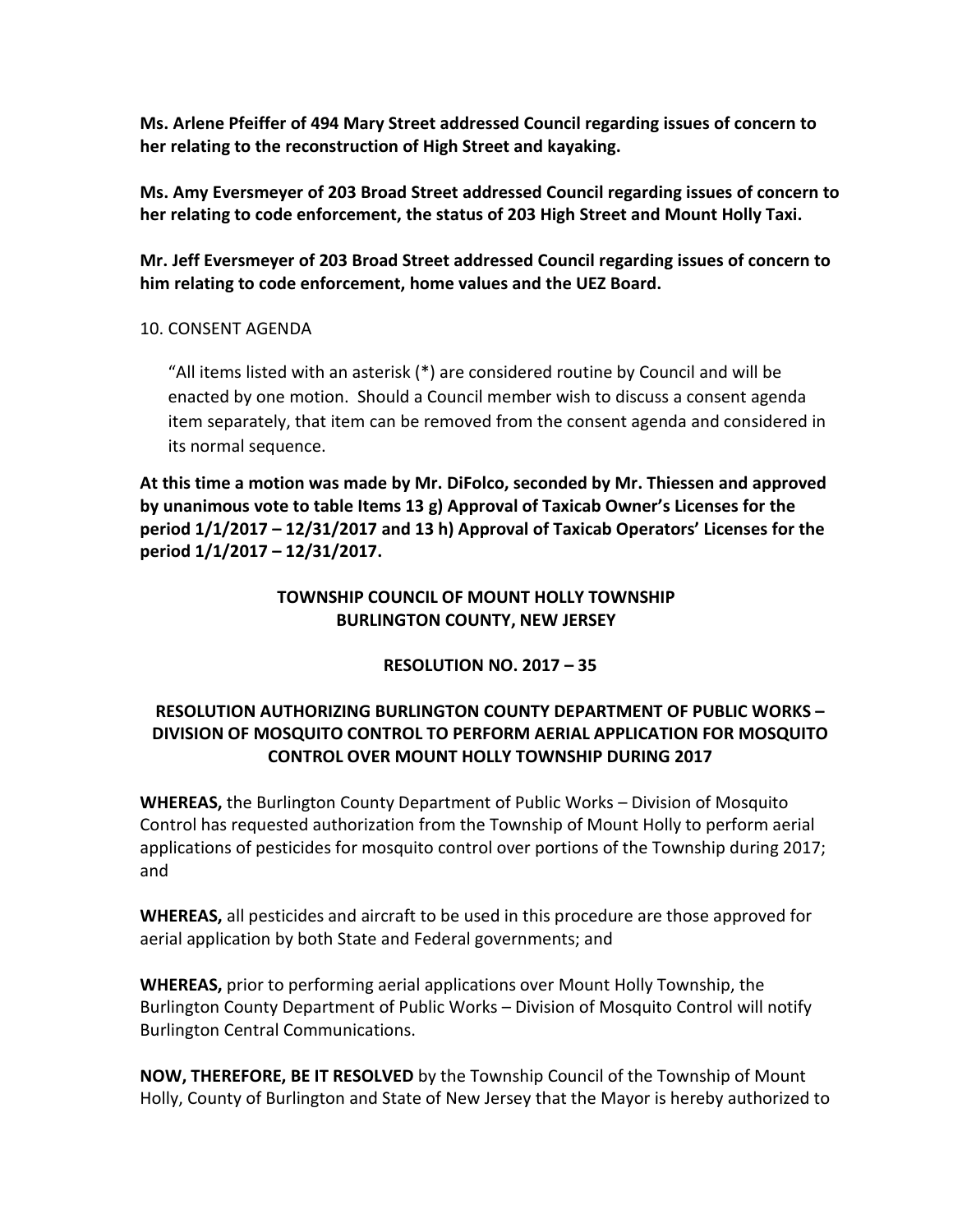**Ms. Arlene Pfeiffer of 494 Mary Street addressed Council regarding issues of concern to her relating to the reconstruction of High Street and kayaking.**

**Ms. Amy Eversmeyer of 203 Broad Street addressed Council regarding issues of concern to her relating to code enforcement, the status of 203 High Street and Mount Holly Taxi.**

**Mr. Jeff Eversmeyer of 203 Broad Street addressed Council regarding issues of concern to him relating to code enforcement, home values and the UEZ Board.**

10. CONSENT AGENDA

"All items listed with an asterisk (*) are considered routine by Council and will be enacted by one motion. Should a Council member wish to discuss a consent agenda item separately, that item can be removed from the consent agenda and considered in its normal sequence.

**At this time a motion was made by Mr. DiFolco, seconded by Mr. Thiessen and approved by unanimous vote to table Items 13 g) Approval of Taxicab Owner's Licenses for the period 1/1/2017 – 12/31/2017 and 13 h) Approval of Taxicab Operators' Licenses for the period 1/1/2017 – 12/31/2017.**

**TOWNSHIP COUNCIL OF MOUNT HOLLY TOWNSHIP**
**BURLINGTON COUNTY, NEW JERSEY**

**RESOLUTION NO. 2017 – 35**

**RESOLUTION AUTHORIZING BURLINGTON COUNTY DEPARTMENT OF PUBLIC WORKS – DIVISION OF MOSQUITO CONTROL TO PERFORM AERIAL APPLICATION FOR MOSQUITO CONTROL OVER MOUNT HOLLY TOWNSHIP DURING 2017**

**WHEREAS,** the Burlington County Department of Public Works – Division of Mosquito Control has requested authorization from the Township of Mount Holly to perform aerial applications of pesticides for mosquito control over portions of the Township during 2017; and

**WHEREAS,** all pesticides and aircraft to be used in this procedure are those approved for aerial application by both State and Federal governments; and

**WHEREAS,** prior to performing aerial applications over Mount Holly Township, the Burlington County Department of Public Works – Division of Mosquito Control will notify Burlington Central Communications.

**NOW, THEREFORE, BE IT RESOLVED** by the Township Council of the Township of Mount Holly, County of Burlington and State of New Jersey that the Mayor is hereby authorized to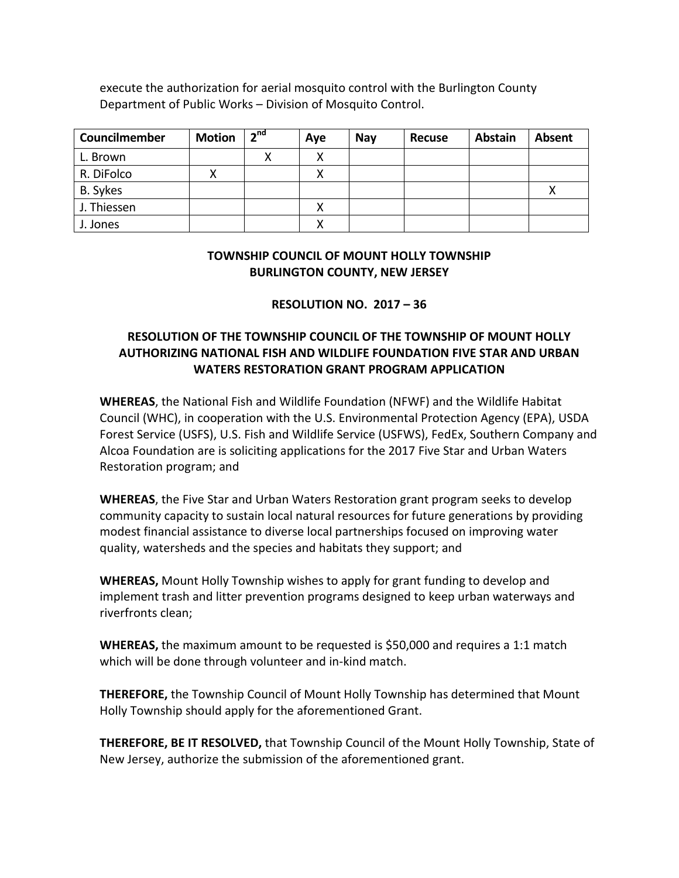execute the authorization for aerial mosquito control with the Burlington County Department of Public Works – Division of Mosquito Control.

| Councilmember | Motion | 2nd | Aye | Nay | Recuse | Abstain | Absent |
|---|---|---|---|---|---|---|---|
| L. Brown | | X | X | | | | |
| R. DiFolco | X | | X | | | | |
| B. Sykes | | | | | | | X |
| J. Thiessen | | | X | | | | |
| J. Jones | | | X | | | | |

**TOWNSHIP COUNCIL OF MOUNT HOLLY TOWNSHIP**
**BURLINGTON COUNTY, NEW JERSEY**

**RESOLUTION NO. 2017 – 36**

**RESOLUTION OF THE TOWNSHIP COUNCIL OF THE TOWNSHIP OF MOUNT HOLLY AUTHORIZING NATIONAL FISH AND WILDLIFE FOUNDATION FIVE STAR AND URBAN WATERS RESTORATION GRANT PROGRAM APPLICATION**

**WHEREAS**, the National Fish and Wildlife Foundation (NFWF) and the Wildlife Habitat Council (WHC), in cooperation with the U.S. Environmental Protection Agency (EPA), USDA Forest Service (USFS), U.S. Fish and Wildlife Service (USFWS), FedEx, Southern Company and Alcoa Foundation are is soliciting applications for the 2017 Five Star and Urban Waters Restoration program; and

**WHEREAS**, the Five Star and Urban Waters Restoration grant program seeks to develop community capacity to sustain local natural resources for future generations by providing modest financial assistance to diverse local partnerships focused on improving water quality, watersheds and the species and habitats they support; and

**WHEREAS,** Mount Holly Township wishes to apply for grant funding to develop and implement trash and litter prevention programs designed to keep urban waterways and riverfronts clean;

**WHEREAS,** the maximum amount to be requested is $50,000 and requires a 1:1 match which will be done through volunteer and in-kind match.

**THEREFORE,** the Township Council of Mount Holly Township has determined that Mount Holly Township should apply for the aforementioned Grant.

**THEREFORE, BE IT RESOLVED,** that Township Council of the Mount Holly Township, State of New Jersey, authorize the submission of the aforementioned grant.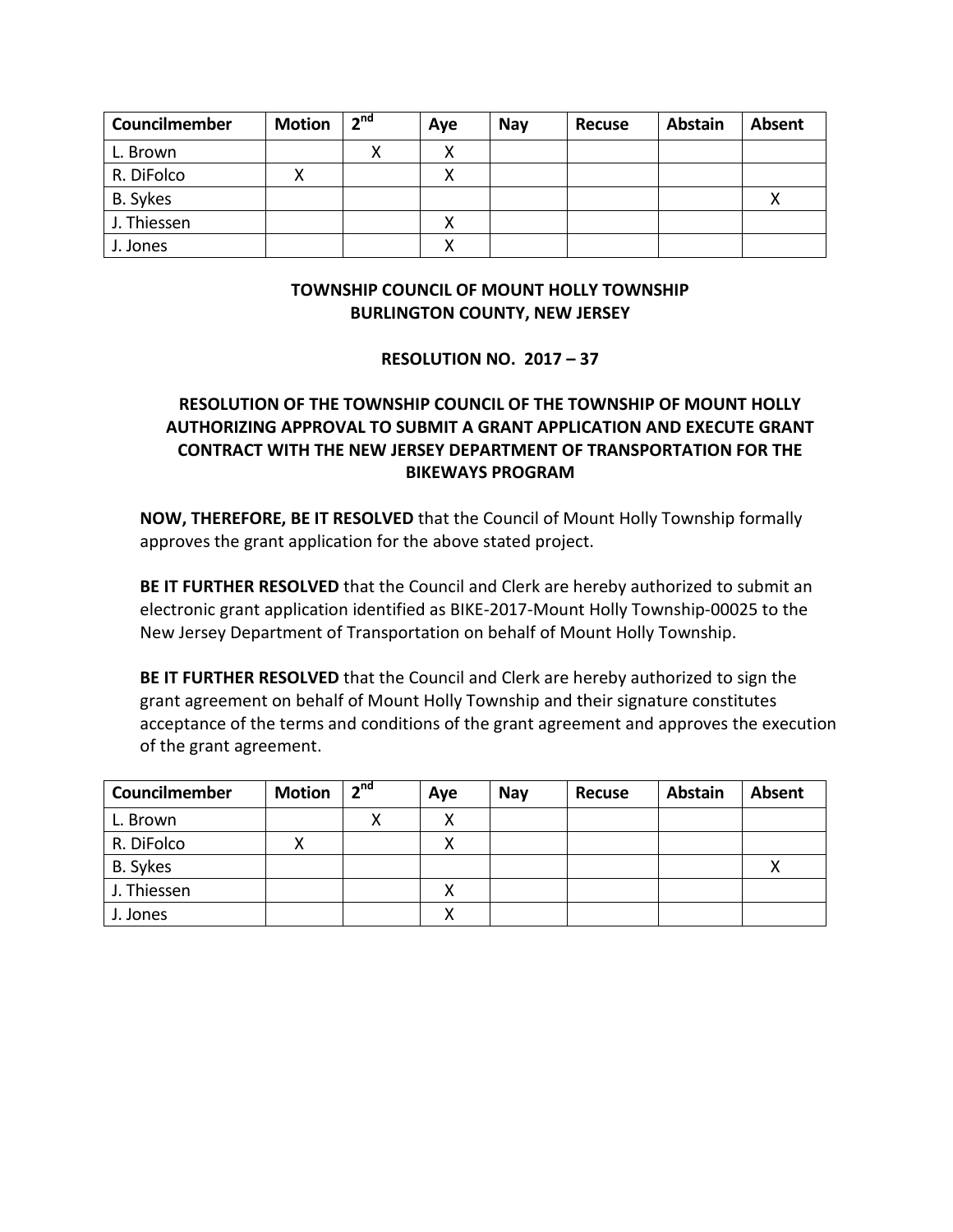| Councilmember | Motion | 2nd | Aye | Nay | Recuse | Abstain | Absent |
|---|---|---|---|---|---|---|---|
| L. Brown | | X | X | | | | |
| R. DiFolco | X | | X | | | | |
| B. Sykes | | | | | | | X |
| J. Thiessen | | | X | | | | |
| J. Jones | | | X | | | | |

**TOWNSHIP COUNCIL OF MOUNT HOLLY TOWNSHIP**
**BURLINGTON COUNTY, NEW JERSEY**

**RESOLUTION NO. 2017 – 37**

**RESOLUTION OF THE TOWNSHIP COUNCIL OF THE TOWNSHIP OF MOUNT HOLLY AUTHORIZING APPROVAL TO SUBMIT A GRANT APPLICATION AND EXECUTE GRANT CONTRACT WITH THE NEW JERSEY DEPARTMENT OF TRANSPORTATION FOR THE BIKEWAYS PROGRAM**

**NOW, THEREFORE, BE IT RESOLVED** that the Council of Mount Holly Township formally approves the grant application for the above stated project.

**BE IT FURTHER RESOLVED** that the Council and Clerk are hereby authorized to submit an electronic grant application identified as BIKE-2017-Mount Holly Township-00025 to the New Jersey Department of Transportation on behalf of Mount Holly Township.

**BE IT FURTHER RESOLVED** that the Council and Clerk are hereby authorized to sign the grant agreement on behalf of Mount Holly Township and their signature constitutes acceptance of the terms and conditions of the grant agreement and approves the execution of the grant agreement.

| Councilmember | Motion | 2nd | Aye | Nay | Recuse | Abstain | Absent |
|---|---|---|---|---|---|---|---|
| L. Brown | | X | X | | | | |
| R. DiFolco | X | | X | | | | |
| B. Sykes | | | | | | | X |
| J. Thiessen | | | X | | | | |
| J. Jones | | | X | | | | |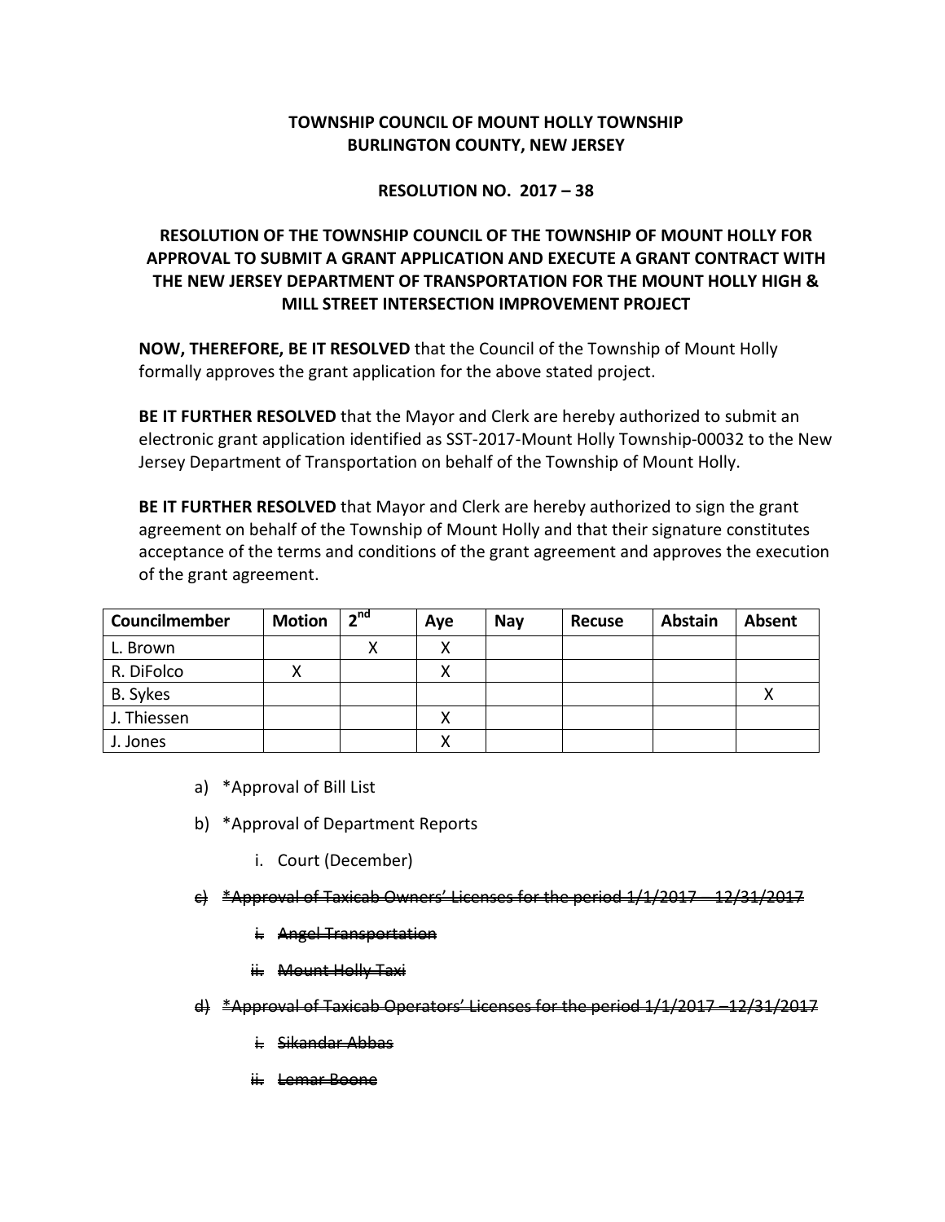**TOWNSHIP COUNCIL OF MOUNT HOLLY TOWNSHIP**
**BURLINGTON COUNTY, NEW JERSEY**

**RESOLUTION NO. 2017 – 38**

**RESOLUTION OF THE TOWNSHIP COUNCIL OF THE TOWNSHIP OF MOUNT HOLLY FOR APPROVAL TO SUBMIT A GRANT APPLICATION AND EXECUTE A GRANT CONTRACT WITH THE NEW JERSEY DEPARTMENT OF TRANSPORTATION FOR THE MOUNT HOLLY HIGH & MILL STREET INTERSECTION IMPROVEMENT PROJECT**

**NOW, THEREFORE, BE IT RESOLVED** that the Council of the Township of Mount Holly formally approves the grant application for the above stated project.

**BE IT FURTHER RESOLVED** that the Mayor and Clerk are hereby authorized to submit an electronic grant application identified as SST-2017-Mount Holly Township-00032 to the New Jersey Department of Transportation on behalf of the Township of Mount Holly.

**BE IT FURTHER RESOLVED** that Mayor and Clerk are hereby authorized to sign the grant agreement on behalf of the Township of Mount Holly and that their signature constitutes acceptance of the terms and conditions of the grant agreement and approves the execution of the grant agreement.

| Councilmember | Motion | 2nd | Aye | Nay | Recuse | Abstain | Absent |
|---|---|---|---|---|---|---|---|
| L. Brown | | X | X | | | | |
| R. DiFolco | X | | X | | | | |
| B. Sykes | | | | | | | X |
| J. Thiessen | | | X | | | | |
| J. Jones | | | X | | | | |

a) *Approval of Bill List

b) *Approval of Department Reports

   i. Court (December)

~~c) *Approval of Taxicab Owners' Licenses for the period 1/1/2017 – 12/31/2017~~

   ~~i. Angel Transportation~~

   ~~ii. Mount Holly Taxi~~

~~d) *Approval of Taxicab Operators' Licenses for the period 1/1/2017 –12/31/2017~~

   ~~i. Sikandar Abbas~~

   ~~ii. Lemar Boone~~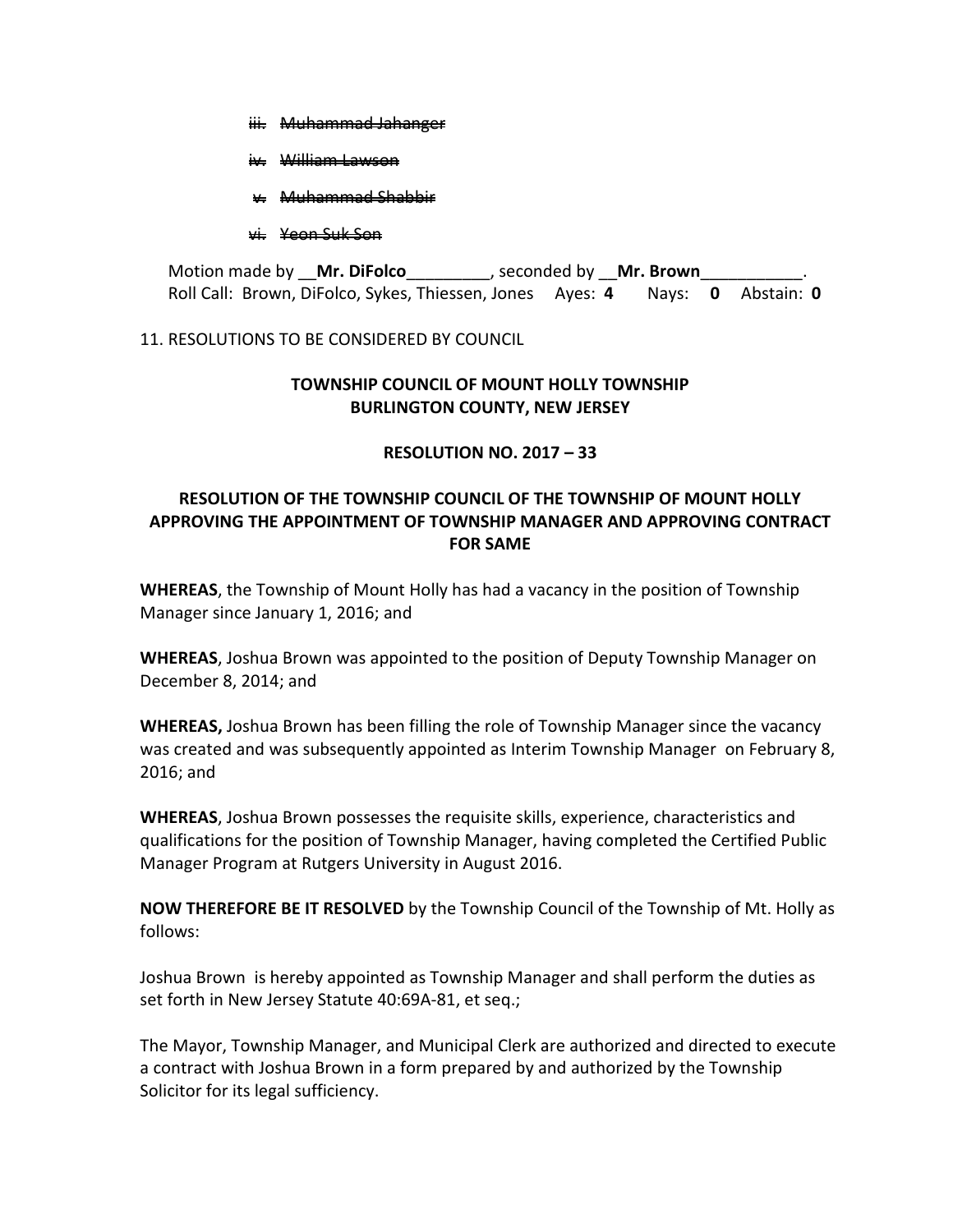iii. ~~Muhammad Jahanger~~

iv. ~~William Lawson~~

v. ~~Muhammad Shabbir~~

vi. ~~Yeon Suk Son~~

Motion made by __**Mr. DiFolco**_________, seconded by __**Mr. Brown**___________.
Roll Call: Brown, DiFolco, Sykes, Thiessen, Jones Ayes: **4** Nays: **0** Abstain: **0**

11. RESOLUTIONS TO BE CONSIDERED BY COUNCIL

**TOWNSHIP COUNCIL OF MOUNT HOLLY TOWNSHIP**
**BURLINGTON COUNTY, NEW JERSEY**

**RESOLUTION NO. 2017 – 33**

**RESOLUTION OF THE TOWNSHIP COUNCIL OF THE TOWNSHIP OF MOUNT HOLLY APPROVING THE APPOINTMENT OF TOWNSHIP MANAGER AND APPROVING CONTRACT FOR SAME**

**WHEREAS**, the Township of Mount Holly has had a vacancy in the position of Township Manager since January 1, 2016; and

**WHEREAS**, Joshua Brown was appointed to the position of Deputy Township Manager on December 8, 2014; and

**WHEREAS,** Joshua Brown has been filling the role of Township Manager since the vacancy was created and was subsequently appointed as Interim Township Manager on February 8, 2016; and

**WHEREAS**, Joshua Brown possesses the requisite skills, experience, characteristics and qualifications for the position of Township Manager, having completed the Certified Public Manager Program at Rutgers University in August 2016.

**NOW THEREFORE BE IT RESOLVED** by the Township Council of the Township of Mt. Holly as follows:

Joshua Brown is hereby appointed as Township Manager and shall perform the duties as set forth in New Jersey Statute 40:69A-81, et seq.;

The Mayor, Township Manager, and Municipal Clerk are authorized and directed to execute a contract with Joshua Brown in a form prepared by and authorized by the Township Solicitor for its legal sufficiency.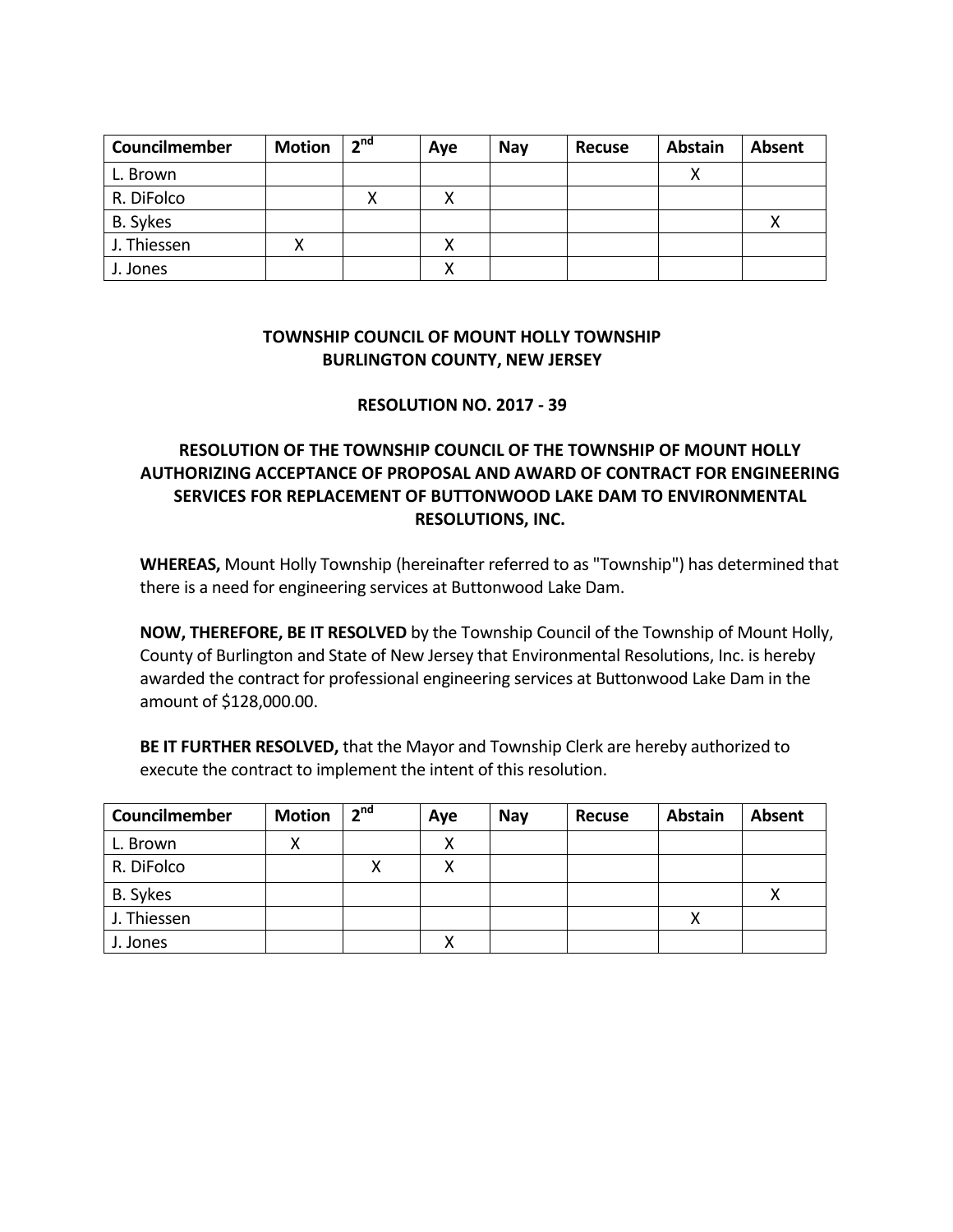| Councilmember | Motion | 2nd | Aye | Nay | Recuse | Abstain | Absent |
|---|---|---|---|---|---|---|---|
| L. Brown | | | | | | X | |
| R. DiFolco | | X | X | | | | |
| B. Sykes | | | | | | | X |
| J. Thiessen | X | | X | | | | |
| J. Jones | | | X | | | | |

**TOWNSHIP COUNCIL OF MOUNT HOLLY TOWNSHIP**
**BURLINGTON COUNTY, NEW JERSEY**

**RESOLUTION NO. 2017 - 39**

**RESOLUTION OF THE TOWNSHIP COUNCIL OF THE TOWNSHIP OF MOUNT HOLLY AUTHORIZING ACCEPTANCE OF PROPOSAL AND AWARD OF CONTRACT FOR ENGINEERING SERVICES FOR REPLACEMENT OF BUTTONWOOD LAKE DAM TO ENVIRONMENTAL RESOLUTIONS, INC.**

**WHEREAS,** Mount Holly Township (hereinafter referred to as "Township") has determined that there is a need for engineering services at Buttonwood Lake Dam.

**NOW, THEREFORE, BE IT RESOLVED** by the Township Council of the Township of Mount Holly, County of Burlington and State of New Jersey that Environmental Resolutions, Inc. is hereby awarded the contract for professional engineering services at Buttonwood Lake Dam in the amount of $128,000.00.

**BE IT FURTHER RESOLVED,** that the Mayor and Township Clerk are hereby authorized to execute the contract to implement the intent of this resolution.

| Councilmember | Motion | 2nd | Aye | Nay | Recuse | Abstain | Absent |
|---|---|---|---|---|---|---|---|
| L. Brown | X | | X | | | | |
| R. DiFolco | | X | X | | | | |
| B. Sykes | | | | | | | X |
| J. Thiessen | | | | | | X | |
| J. Jones | | | X | | | | |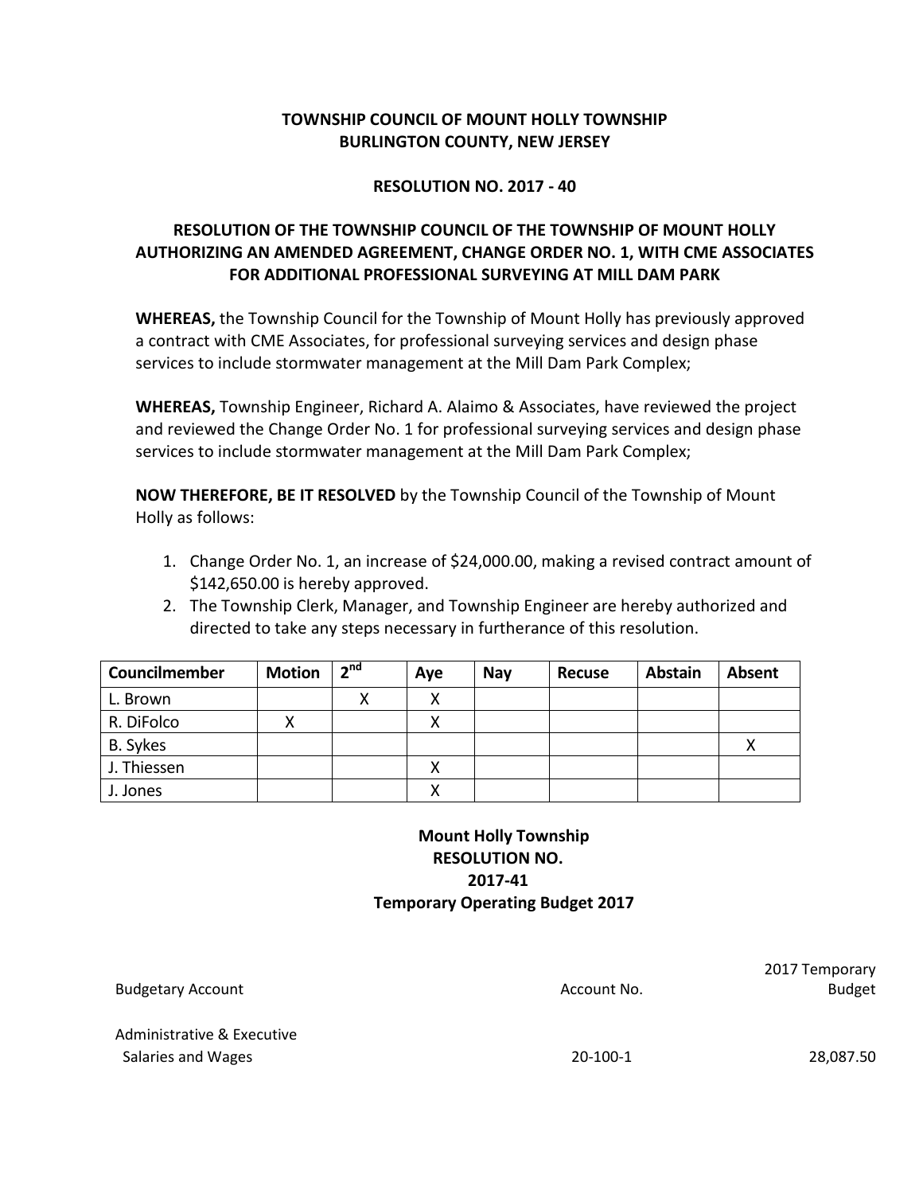**TOWNSHIP COUNCIL OF MOUNT HOLLY TOWNSHIP**
**BURLINGTON COUNTY, NEW JERSEY**

**RESOLUTION NO. 2017 - 40**

**RESOLUTION OF THE TOWNSHIP COUNCIL OF THE TOWNSHIP OF MOUNT HOLLY AUTHORIZING AN AMENDED AGREEMENT, CHANGE ORDER NO. 1, WITH CME ASSOCIATES FOR ADDITIONAL PROFESSIONAL SURVEYING AT MILL DAM PARK**

**WHEREAS,** the Township Council for the Township of Mount Holly has previously approved a contract with CME Associates, for professional surveying services and design phase services to include stormwater management at the Mill Dam Park Complex;

**WHEREAS,** Township Engineer, Richard A. Alaimo & Associates, have reviewed the project and reviewed the Change Order No. 1 for professional surveying services and design phase services to include stormwater management at the Mill Dam Park Complex;

**NOW THEREFORE, BE IT RESOLVED** by the Township Council of the Township of Mount Holly as follows:

1. Change Order No. 1, an increase of $24,000.00, making a revised contract amount of $142,650.00 is hereby approved.
2. The Township Clerk, Manager, and Township Engineer are hereby authorized and directed to take any steps necessary in furtherance of this resolution.

| Councilmember | Motion | 2nd | Aye | Nay | Recuse | Abstain | Absent |
|---|---|---|---|---|---|---|---|
| L. Brown | | X | X | | | | |
| R. DiFolco | X | | X | | | | |
| B. Sykes | | | | | | | X |
| J. Thiessen | | | X | | | | |
| J. Jones | | | X | | | | |

**Mount Holly Township**
**RESOLUTION NO.**
**2017-41**
**Temporary Operating Budget 2017**

| Budgetary Account | Account No. | 2017 Temporary Budget |
|---|---|---|
| Administrative & Executive | | |
| Salaries and Wages | 20-100-1 | 28,087.50 |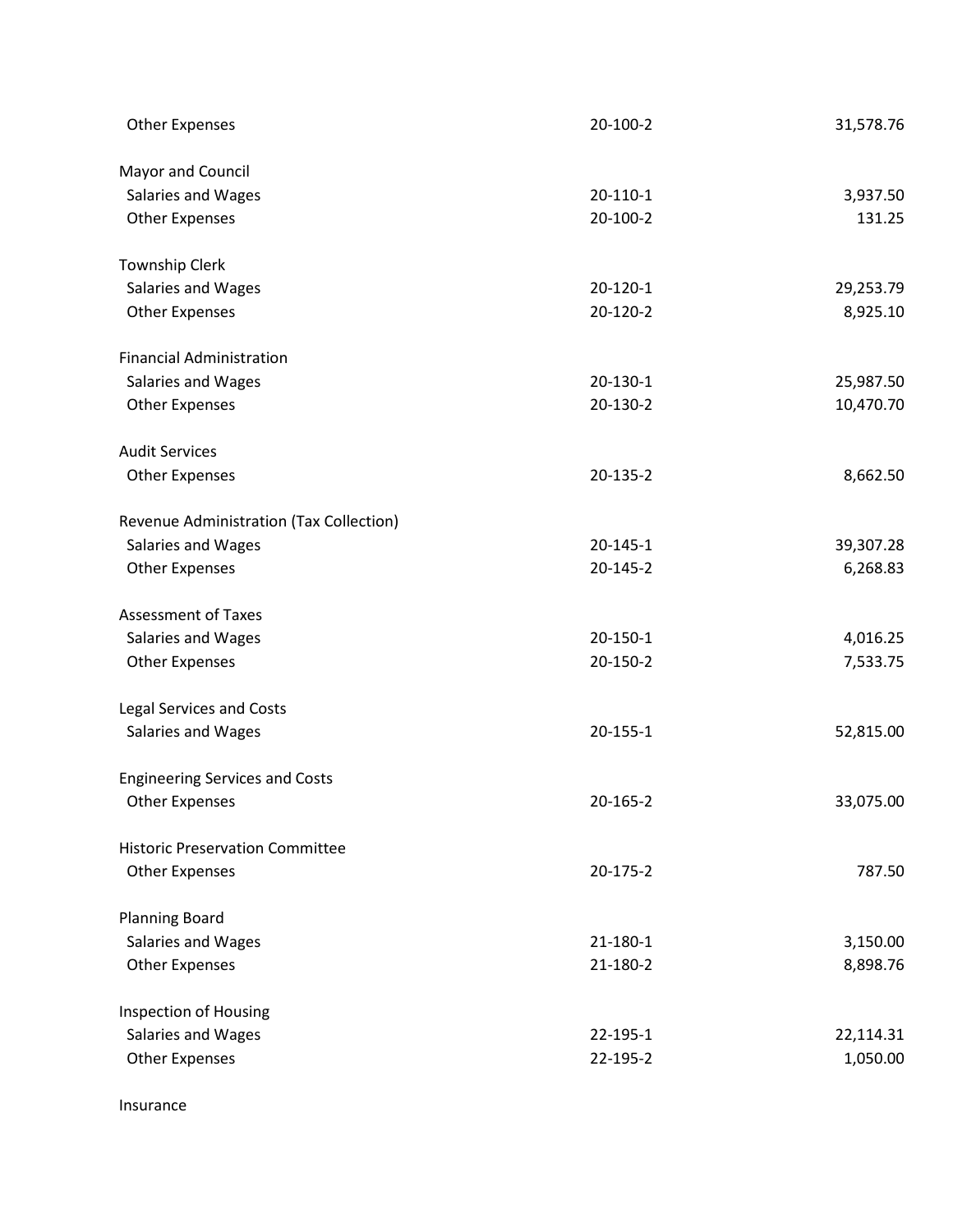| | | |
|---|---|---|
| Other Expenses | 20-100-2 | 31,578.76 |
| | | |
| Mayor and Council | | |
| Salaries and Wages | 20-110-1 | 3,937.50 |
| Other Expenses | 20-100-2 | 131.25 |
| | | |
| Township Clerk | | |
| Salaries and Wages | 20-120-1 | 29,253.79 |
| Other Expenses | 20-120-2 | 8,925.10 |
| | | |
| Financial Administration | | |
| Salaries and Wages | 20-130-1 | 25,987.50 |
| Other Expenses | 20-130-2 | 10,470.70 |
| | | |
| Audit Services | | |
| Other Expenses | 20-135-2 | 8,662.50 |
| | | |
| Revenue Administration (Tax Collection) | | |
| Salaries and Wages | 20-145-1 | 39,307.28 |
| Other Expenses | 20-145-2 | 6,268.83 |
| | | |
| Assessment of Taxes | | |
| Salaries and Wages | 20-150-1 | 4,016.25 |
| Other Expenses | 20-150-2 | 7,533.75 |
| | | |
| Legal Services and Costs | | |
| Salaries and Wages | 20-155-1 | 52,815.00 |
| | | |
| Engineering Services and Costs | | |
| Other Expenses | 20-165-2 | 33,075.00 |
| | | |
| Historic Preservation Committee | | |
| Other Expenses | 20-175-2 | 787.50 |
| | | |
| Planning Board | | |
| Salaries and Wages | 21-180-1 | 3,150.00 |
| Other Expenses | 21-180-2 | 8,898.76 |
| | | |
| Inspection of Housing | | |
| Salaries and Wages | 22-195-1 | 22,114.31 |
| Other Expenses | 22-195-2 | 1,050.00 |
| | | |
| Insurance | | |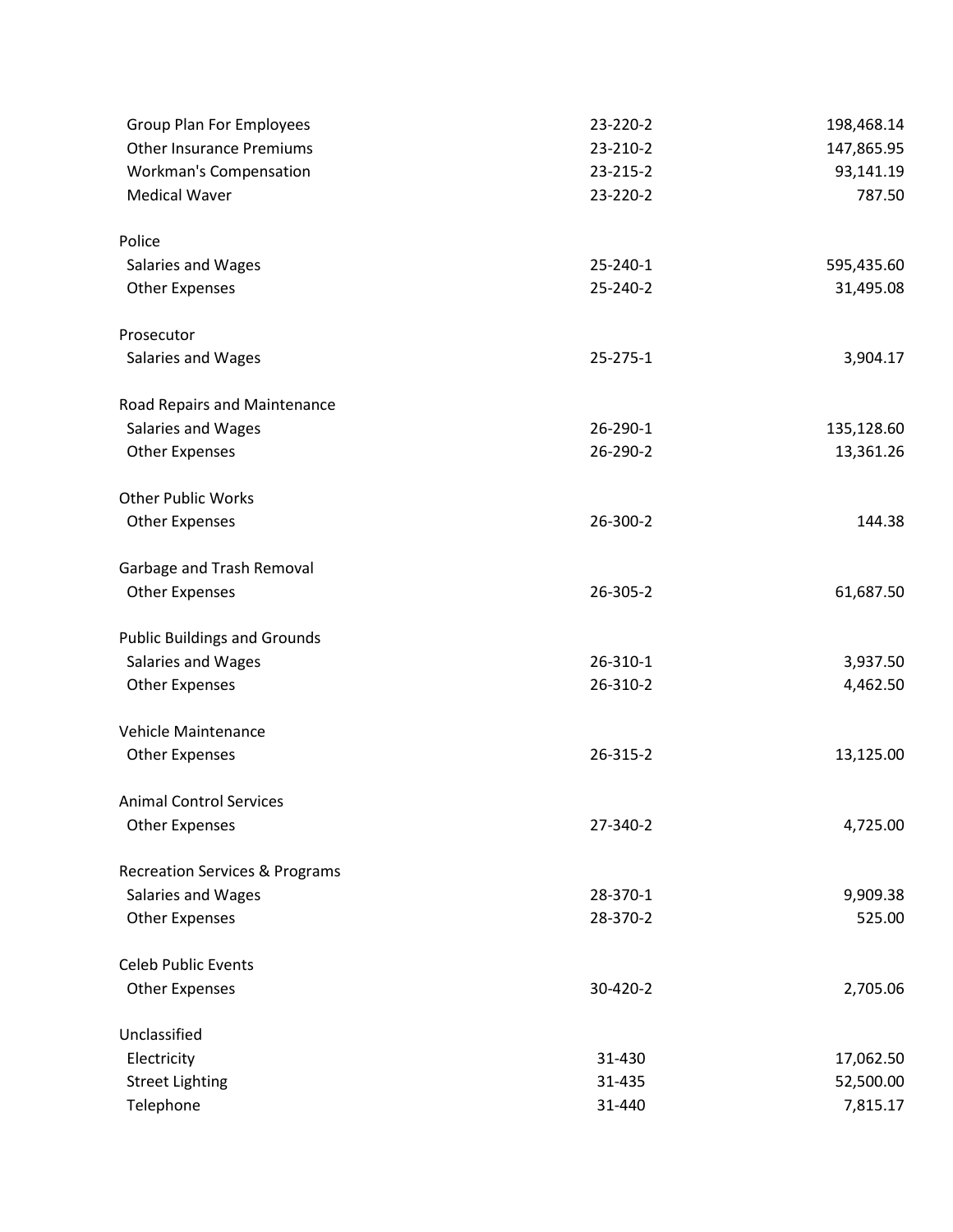| | | |
|---|---|---|
| Group Plan For Employees | 23-220-2 | 198,468.14 |
| Other Insurance Premiums | 23-210-2 | 147,865.95 |
| Workman's Compensation | 23-215-2 | 93,141.19 |
| Medical Waver | 23-220-2 | 787.50 |
| | | |
| Police | | |
| Salaries and Wages | 25-240-1 | 595,435.60 |
| Other Expenses | 25-240-2 | 31,495.08 |
| | | |
| Prosecutor | | |
| Salaries and Wages | 25-275-1 | 3,904.17 |
| | | |
| Road Repairs and Maintenance | | |
| Salaries and Wages | 26-290-1 | 135,128.60 |
| Other Expenses | 26-290-2 | 13,361.26 |
| | | |
| Other Public Works | | |
| Other Expenses | 26-300-2 | 144.38 |
| | | |
| Garbage and Trash Removal | | |
| Other Expenses | 26-305-2 | 61,687.50 |
| | | |
| Public Buildings and Grounds | | |
| Salaries and Wages | 26-310-1 | 3,937.50 |
| Other Expenses | 26-310-2 | 4,462.50 |
| | | |
| Vehicle Maintenance | | |
| Other Expenses | 26-315-2 | 13,125.00 |
| | | |
| Animal Control Services | | |
| Other Expenses | 27-340-2 | 4,725.00 |
| | | |
| Recreation Services & Programs | | |
| Salaries and Wages | 28-370-1 | 9,909.38 |
| Other Expenses | 28-370-2 | 525.00 |
| | | |
| Celeb Public Events | | |
| Other Expenses | 30-420-2 | 2,705.06 |
| | | |
| Unclassified | | |
| Electricity | 31-430 | 17,062.50 |
| Street Lighting | 31-435 | 52,500.00 |
| Telephone | 31-440 | 7,815.17 |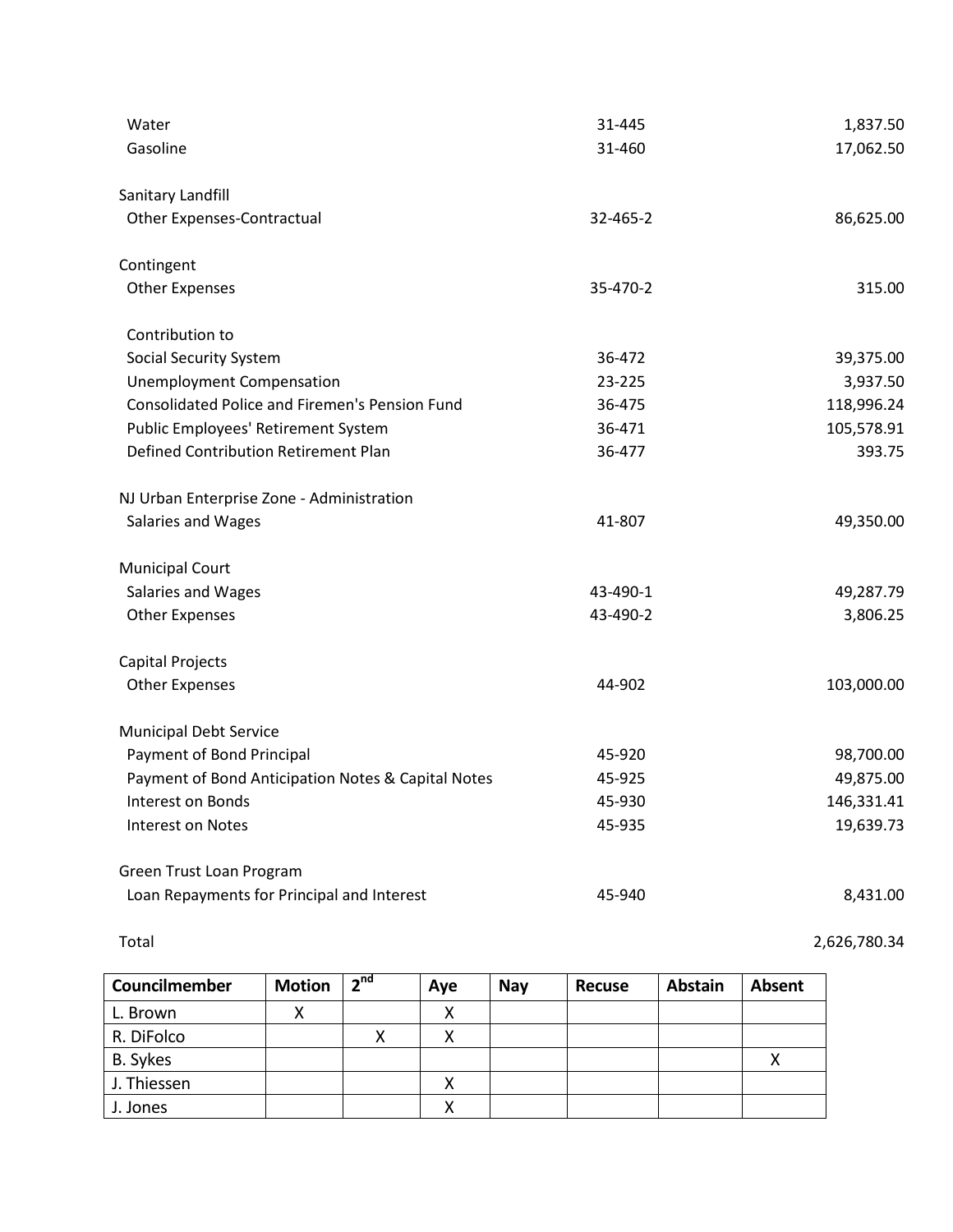| | | |
|---|---|---|
| Water | 31-445 | 1,837.50 |
| Gasoline | 31-460 | 17,062.50 |
| Sanitary Landfill | | |
| Other Expenses-Contractual | 32-465-2 | 86,625.00 |
| Contingent | | |
| Other Expenses | 35-470-2 | 315.00 |
| Contribution to | | |
| Social Security System | 36-472 | 39,375.00 |
| Unemployment Compensation | 23-225 | 3,937.50 |
| Consolidated Police and Firemen's Pension Fund | 36-475 | 118,996.24 |
| Public Employees' Retirement System | 36-471 | 105,578.91 |
| Defined Contribution Retirement Plan | 36-477 | 393.75 |
| NJ Urban Enterprise Zone - Administration | | |
| Salaries and Wages | 41-807 | 49,350.00 |
| Municipal Court | | |
| Salaries and Wages | 43-490-1 | 49,287.79 |
| Other Expenses | 43-490-2 | 3,806.25 |
| Capital Projects | | |
| Other Expenses | 44-902 | 103,000.00 |
| Municipal Debt Service | | |
| Payment of Bond Principal | 45-920 | 98,700.00 |
| Payment of Bond Anticipation Notes & Capital Notes | 45-925 | 49,875.00 |
| Interest on Bonds | 45-930 | 146,331.41 |
| Interest on Notes | 45-935 | 19,639.73 |
| Green Trust Loan Program | | |
| Loan Repayments for Principal and Interest | 45-940 | 8,431.00 |
| Total | | 2,626,780.34 |

| Councilmember | Motion | 2nd | Aye | Nay | Recuse | Abstain | Absent |
|---|---|---|---|---|---|---|---|
| L. Brown | X | | X | | | | |
| R. DiFolco | | X | X | | | | |
| B. Sykes | | | | | | | X |
| J. Thiessen | | | X | | | | |
| J. Jones | | | X | | | | |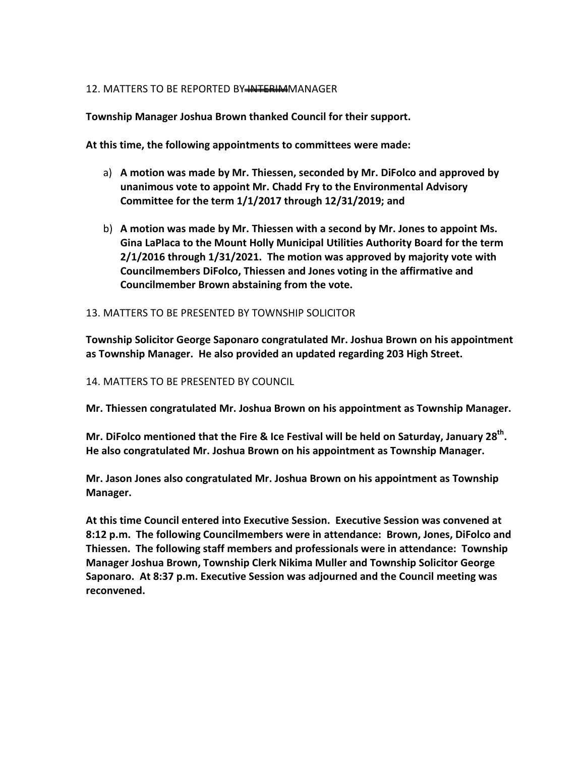12. MATTERS TO BE REPORTED BY ~~INTERIM~~ MANAGER

**Township Manager Joshua Brown thanked Council for their support.**

**At this time, the following appointments to committees were made:**

a) **A motion was made by Mr. Thiessen, seconded by Mr. DiFolco and approved by unanimous vote to appoint Mr. Chadd Fry to the Environmental Advisory Committee for the term 1/1/2017 through 12/31/2019; and**

b) **A motion was made by Mr. Thiessen with a second by Mr. Jones to appoint Ms. Gina LaPlaca to the Mount Holly Municipal Utilities Authority Board for the term 2/1/2016 through 1/31/2021. The motion was approved by majority vote with Councilmembers DiFolco, Thiessen and Jones voting in the affirmative and Councilmember Brown abstaining from the vote.**

13. MATTERS TO BE PRESENTED BY TOWNSHIP SOLICITOR

**Township Solicitor George Saponaro congratulated Mr. Joshua Brown on his appointment as Township Manager. He also provided an updated regarding 203 High Street.**

14. MATTERS TO BE PRESENTED BY COUNCIL

**Mr. Thiessen congratulated Mr. Joshua Brown on his appointment as Township Manager.**

**Mr. DiFolco mentioned that the Fire & Ice Festival will be held on Saturday, January 28th. He also congratulated Mr. Joshua Brown on his appointment as Township Manager.**

**Mr. Jason Jones also congratulated Mr. Joshua Brown on his appointment as Township Manager.**

**At this time Council entered into Executive Session. Executive Session was convened at 8:12 p.m. The following Councilmembers were in attendance: Brown, Jones, DiFolco and Thiessen. The following staff members and professionals were in attendance: Township Manager Joshua Brown, Township Clerk Nikima Muller and Township Solicitor George Saponaro. At 8:37 p.m. Executive Session was adjourned and the Council meeting was reconvened.**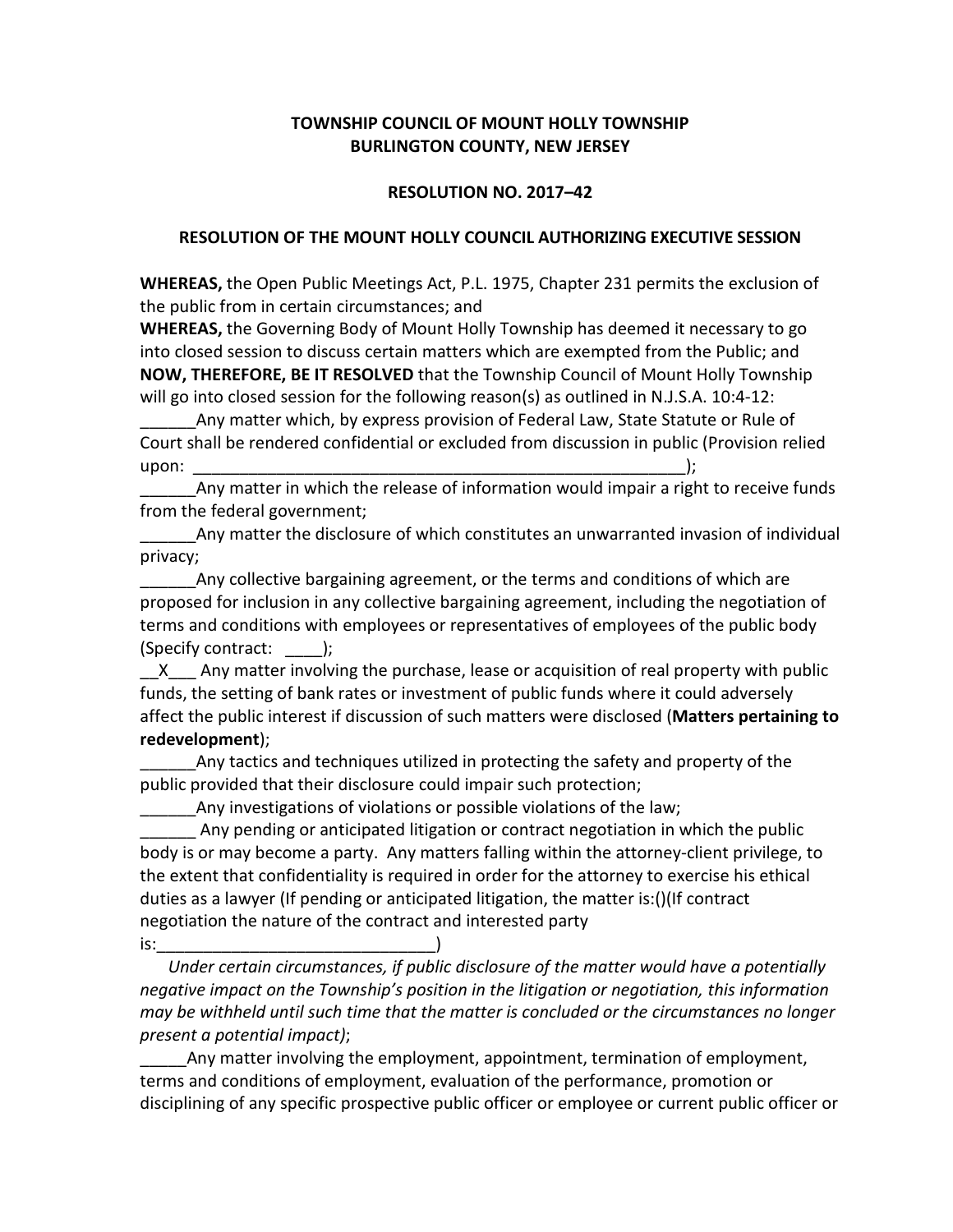**TOWNSHIP COUNCIL OF MOUNT HOLLY TOWNSHIP**
**BURLINGTON COUNTY, NEW JERSEY**

**RESOLUTION NO. 2017–42**

**RESOLUTION OF THE MOUNT HOLLY COUNCIL AUTHORIZING EXECUTIVE SESSION**

**WHEREAS,** the Open Public Meetings Act, P.L. 1975, Chapter 231 permits the exclusion of the public from in certain circumstances; and

**WHEREAS,** the Governing Body of Mount Holly Township has deemed it necessary to go into closed session to discuss certain matters which are exempted from the Public; and

**NOW, THEREFORE, BE IT RESOLVED** that the Township Council of Mount Holly Township will go into closed session for the following reason(s) as outlined in N.J.S.A. 10:4-12:

______Any matter which, by express provision of Federal Law, State Statute or Rule of Court shall be rendered confidential or excluded from discussion in public (Provision relied upon: _______________________________________________________);

______Any matter in which the release of information would impair a right to receive funds from the federal government;

______Any matter the disclosure of which constitutes an unwarranted invasion of individual privacy;

______Any collective bargaining agreement, or the terms and conditions of which are proposed for inclusion in any collective bargaining agreement, including the negotiation of terms and conditions with employees or representatives of employees of the public body (Specify contract: ____);

__X___ Any matter involving the purchase, lease or acquisition of real property with public funds, the setting of bank rates or investment of public funds where it could adversely affect the public interest if discussion of such matters were disclosed (**Matters pertaining to redevelopment**);

______Any tactics and techniques utilized in protecting the safety and property of the public provided that their disclosure could impair such protection;

______Any investigations of violations or possible violations of the law;

______ Any pending or anticipated litigation or contract negotiation in which the public body is or may become a party. Any matters falling within the attorney-client privilege, to the extent that confidentiality is required in order for the attorney to exercise his ethical duties as a lawyer (If pending or anticipated litigation, the matter is:()(If contract negotiation the nature of the contract and interested party is:______________________________)

*Under certain circumstances, if public disclosure of the matter would have a potentially negative impact on the Township's position in the litigation or negotiation, this information may be withheld until such time that the matter is concluded or the circumstances no longer present a potential impact)*;

_____Any matter involving the employment, appointment, termination of employment, terms and conditions of employment, evaluation of the performance, promotion or disciplining of any specific prospective public officer or employee or current public officer or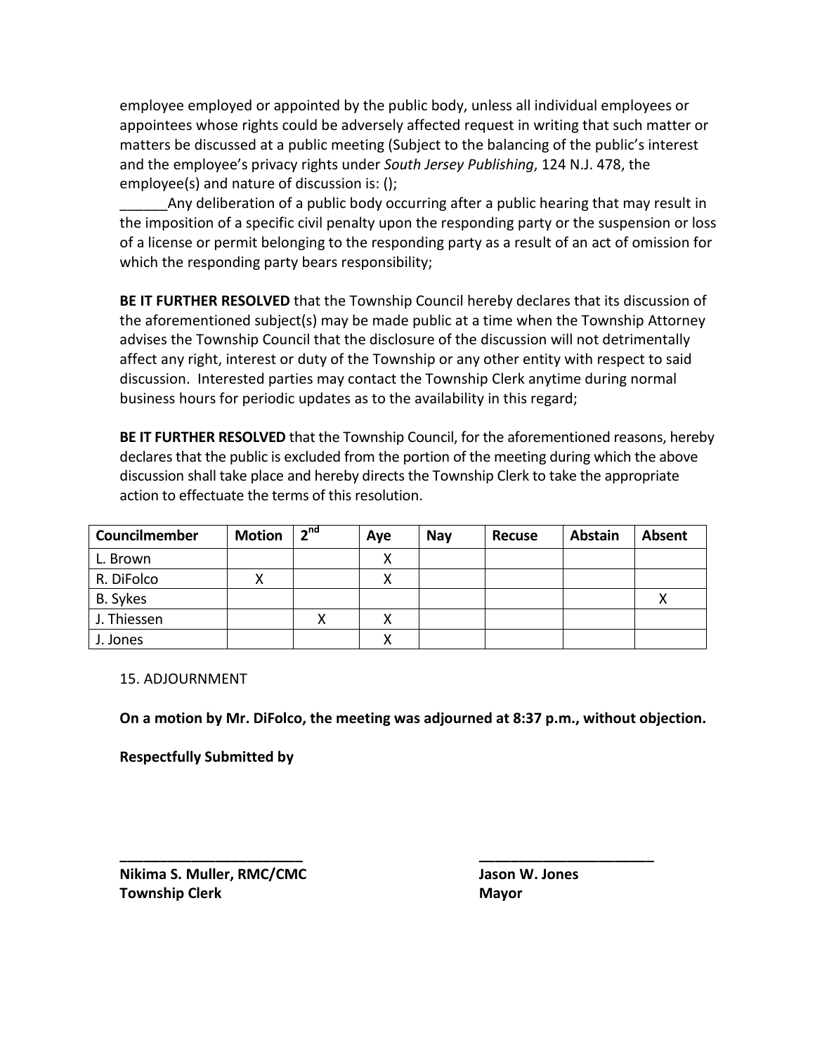employee employed or appointed by the public body, unless all individual employees or appointees whose rights could be adversely affected request in writing that such matter or matters be discussed at a public meeting (Subject to the balancing of the public's interest and the employee's privacy rights under *South Jersey Publishing*, 124 N.J. 478, the employee(s) and nature of discussion is: ();

______Any deliberation of a public body occurring after a public hearing that may result in the imposition of a specific civil penalty upon the responding party or the suspension or loss of a license or permit belonging to the responding party as a result of an act of omission for which the responding party bears responsibility;

**BE IT FURTHER RESOLVED** that the Township Council hereby declares that its discussion of the aforementioned subject(s) may be made public at a time when the Township Attorney advises the Township Council that the disclosure of the discussion will not detrimentally affect any right, interest or duty of the Township or any other entity with respect to said discussion. Interested parties may contact the Township Clerk anytime during normal business hours for periodic updates as to the availability in this regard;

**BE IT FURTHER RESOLVED** that the Township Council, for the aforementioned reasons, hereby declares that the public is excluded from the portion of the meeting during which the above discussion shall take place and hereby directs the Township Clerk to take the appropriate action to effectuate the terms of this resolution.

| Councilmember | Motion | 2nd | Aye | Nay | Recuse | Abstain | Absent |
|---|---|---|---|---|---|---|---|
| L. Brown | | | X | | | | |
| R. DiFolco | X | | X | | | | |
| B. Sykes | | | | | | | X |
| J. Thiessen | | X | X | | | | |
| J. Jones | | | X | | | | |

15. ADJOURNMENT

**On a motion by Mr. DiFolco, the meeting was adjourned at 8:37 p.m., without objection.**

**Respectfully Submitted by**

**______________________**
**Nikima S. Muller, RMC/CMC**
**Township Clerk**

**______________________**
**Jason W. Jones**
**Mayor**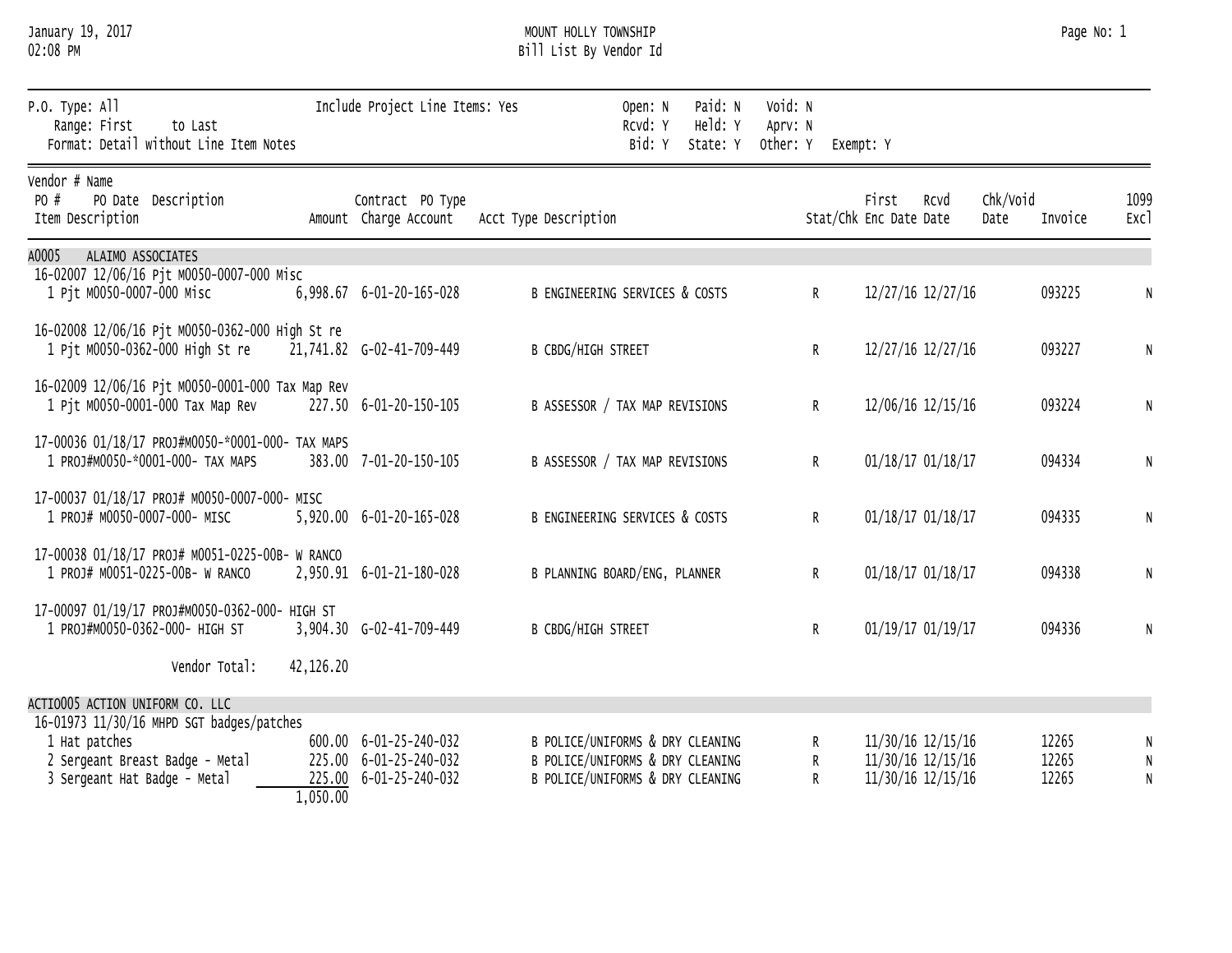January 19, 2017
02:08 PM

# MOUNT HOLLY TOWNSHIP
## Bill List By Vendor Id

P.O. Type: All | Include Project Line Items: Yes | Open: N | Paid: N | Void: N
Range: First to Last | | Rcvd: Y | Held: Y | Aprv: N
Format: Detail without Line Item Notes | | Bid: Y | State: Y | Other: Y | Exempt: Y

| Vendor # Name / PO # PO Date Description / Item Description | Contract Amount | PO Type Charge Account | Acct Type Description | Stat/Chk | First Enc Date | Rcvd Date | Chk/Void Date | Invoice | 1099 Excl |
|---|---|---|---|---|---|---|---|---|---|
| **A0005 ALAIMO ASSOCIATES** | | | | | | | | | |
| 16-02007 12/06/16 Pjt M0050-0007-000 Misc | | | | | | | | | |
| 1 Pjt M0050-0007-000 Misc | 6,998.67 | 6-01-20-165-028 | B ENGINEERING SERVICES & COSTS | R | 12/27/16 | 12/27/16 | | 093225 | N |
| 16-02008 12/06/16 Pjt M0050-0362-000 High St re | | | | | | | | | |
| 1 Pjt M0050-0362-000 High St re | 21,741.82 | G-02-41-709-449 | B CBDG/HIGH STREET | R | 12/27/16 | 12/27/16 | | 093227 | N |
| 16-02009 12/06/16 Pjt M0050-0001-000 Tax Map Rev | | | | | | | | | |
| 1 Pjt M0050-0001-000 Tax Map Rev | 227.50 | 6-01-20-150-105 | B ASSESSOR / TAX MAP REVISIONS | R | 12/06/16 | 12/15/16 | | 093224 | N |
| 17-00036 01/18/17 PROJ#M0050-*0001-000- TAX MAPS | | | | | | | | | |
| 1 PROJ#M0050-*0001-000- TAX MAPS | 383.00 | 7-01-20-150-105 | B ASSESSOR / TAX MAP REVISIONS | R | 01/18/17 | 01/18/17 | | 094334 | N |
| 17-00037 01/18/17 PROJ# M0050-0007-000- MISC | | | | | | | | | |
| 1 PROJ# M0050-0007-000- MISC | 5,920.00 | 6-01-20-165-028 | B ENGINEERING SERVICES & COSTS | R | 01/18/17 | 01/18/17 | | 094335 | N |
| 17-00038 01/18/17 PROJ# M0051-0225-00B- W RANCO | | | | | | | | | |
| 1 PROJ# M0051-0225-00B- W RANCO | 2,950.91 | 6-01-21-180-028 | B PLANNING BOARD/ENG, PLANNER | R | 01/18/17 | 01/18/17 | | 094338 | N |
| 17-00097 01/19/17 PROJ#M0050-0362-000- HIGH ST | | | | | | | | | |
| 1 PROJ#M0050-0362-000- HIGH ST | 3,904.30 | G-02-41-709-449 | B CBDG/HIGH STREET | R | 01/19/17 | 01/19/17 | | 094336 | N |
| Vendor Total: | 42,126.20 | | | | | | | | |
| **ACTIO005 ACTION UNIFORM CO. LLC** | | | | | | | | | |
| 16-01973 11/30/16 MHPD SGT badges/patches | | | | | | | | | |
| 1 Hat patches | 600.00 | 6-01-25-240-032 | B POLICE/UNIFORMS & DRY CLEANING | R | 11/30/16 | 12/15/16 | | 12265 | N |
| 2 Sergeant Breast Badge - Metal | 225.00 | 6-01-25-240-032 | B POLICE/UNIFORMS & DRY CLEANING | R | 11/30/16 | 12/15/16 | | 12265 | N |
| 3 Sergeant Hat Badge - Metal | 225.00 | 6-01-25-240-032 | B POLICE/UNIFORMS & DRY CLEANING | R | 11/30/16 | 12/15/16 | | 12265 | N |
| | 1,050.00 | | | | | | | | |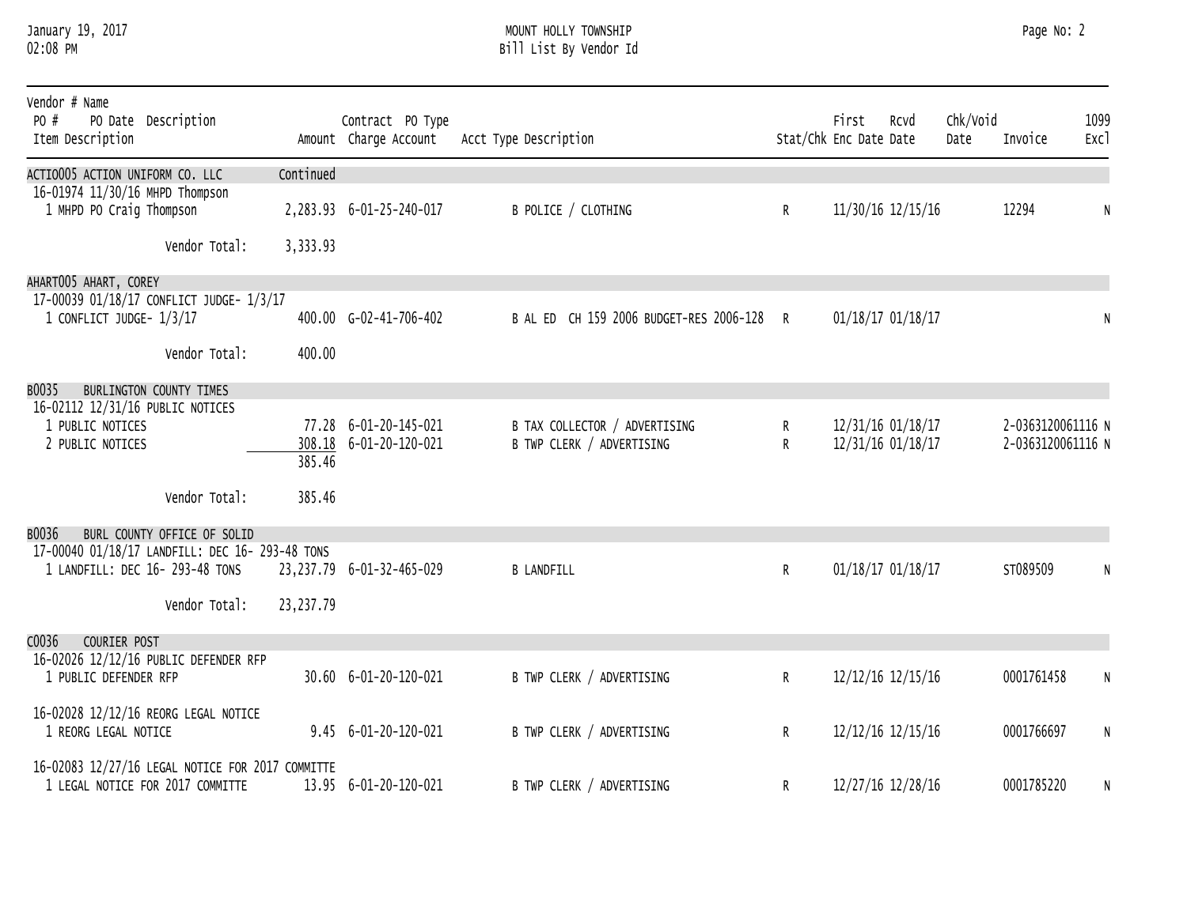MOUNT HOLLY TOWNSHIP
Bill List By Vendor Id

January 19, 2017
02:08 PM

| Vendor # Name / PO # PO Date Description / Item Description | Amount | Contract PO Type Charge Account | Acct Type Description | Stat/Chk | First Enc Date | Rcvd Date | Chk/Void Date | Invoice | 1099 Excl |
|---|---|---|---|---|---|---|---|---|---|
| ACTIO005 ACTION UNIFORM CO. LLC | Continued | | | | | | | | |
| 16-01974 11/30/16 MHPD Thompson | | | | | | | | | |
| 1 MHPD PO Craig Thompson | 2,283.93 | 6-01-25-240-017 | B POLICE / CLOTHING | R | 11/30/16 | 12/15/16 | | 12294 | N |
| Vendor Total: | 3,333.93 | | | | | | | | |
| AHART005 AHART, COREY | | | | | | | | | |
| 17-00039 01/18/17 CONFLICT JUDGE- 1/3/17 | | | | | | | | | |
| 1 CONFLICT JUDGE- 1/3/17 | 400.00 | G-02-41-706-402 | B AL ED CH 159 2006 BUDGET-RES 2006-128 | R | 01/18/17 | 01/18/17 | | | N |
| Vendor Total: | 400.00 | | | | | | | | |
| B0035 BURLINGTON COUNTY TIMES | | | | | | | | | |
| 16-02112 12/31/16 PUBLIC NOTICES | | | | | | | | | |
| 1 PUBLIC NOTICES | 77.28 | 6-01-20-145-021 | B TAX COLLECTOR / ADVERTISING | R | 12/31/16 | 01/18/17 | | 2-0363120061116 | N |
| 2 PUBLIC NOTICES | 308.18 | 6-01-20-120-021 | B TWP CLERK / ADVERTISING | R | 12/31/16 | 01/18/17 | | 2-0363120061116 | N |
| | 385.46 | | | | | | | | |
| Vendor Total: | 385.46 | | | | | | | | |
| B0036 BURL COUNTY OFFICE OF SOLID | | | | | | | | | |
| 17-00040 01/18/17 LANDFILL: DEC 16- 293-48 TONS | | | | | | | | | |
| 1 LANDFILL: DEC 16- 293-48 TONS | 23,237.79 | 6-01-32-465-029 | B LANDFILL | R | 01/18/17 | 01/18/17 | | ST089509 | N |
| Vendor Total: | 23,237.79 | | | | | | | | |
| C0036 COURIER POST | | | | | | | | | |
| 16-02026 12/12/16 PUBLIC DEFENDER RFP | | | | | | | | | |
| 1 PUBLIC DEFENDER RFP | 30.60 | 6-01-20-120-021 | B TWP CLERK / ADVERTISING | R | 12/12/16 | 12/15/16 | | 0001761458 | N |
| 16-02028 12/12/16 REORG LEGAL NOTICE | | | | | | | | | |
| 1 REORG LEGAL NOTICE | 9.45 | 6-01-20-120-021 | B TWP CLERK / ADVERTISING | R | 12/12/16 | 12/15/16 | | 0001766697 | N |
| 16-02083 12/27/16 LEGAL NOTICE FOR 2017 COMMITTE | | | | | | | | | |
| 1 LEGAL NOTICE FOR 2017 COMMITTE | 13.95 | 6-01-20-120-021 | B TWP CLERK / ADVERTISING | R | 12/27/16 | 12/28/16 | | 0001785220 | N |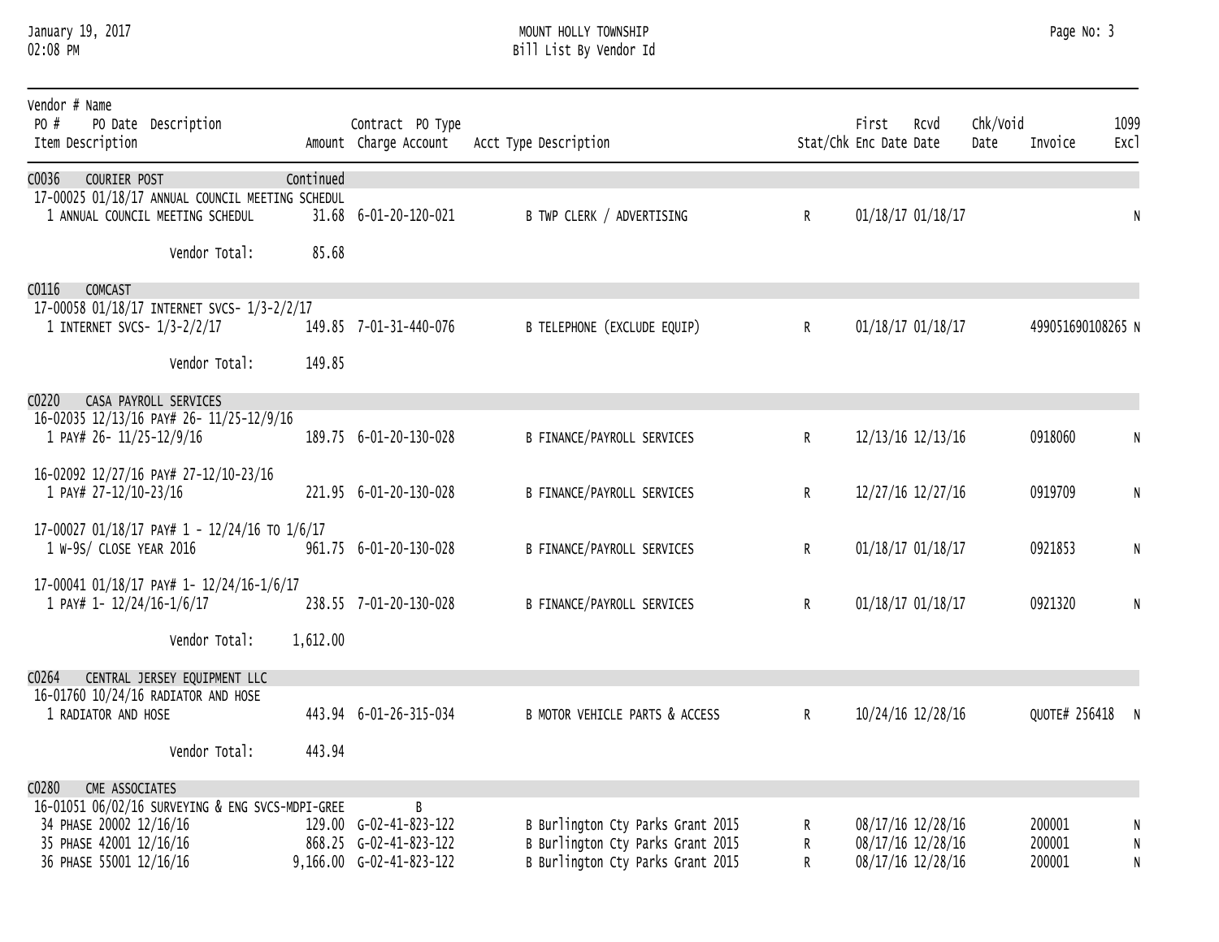MOUNT HOLLY TOWNSHIP
Bill List By Vendor Id

| Vendor # Name / PO # PO Date Description / Item Description | Amount | Contract PO Type / Charge Account | Acct Type Description | Stat/Chk | First Enc Date | Rcvd Date | Chk/Void Date | Invoice | 1099 Excl |
|---|---|---|---|---|---|---|---|---|---|
| **C0036 COURIER POST** | Continued | | | | | | | | |
| 17-00025 01/18/17 ANNUAL COUNCIL MEETING SCHEDUL | | | | | | | | | |
| 1 ANNUAL COUNCIL MEETING SCHEDUL | 31.68 | 6-01-20-120-021 | B TWP CLERK / ADVERTISING | R | 01/18/17 | 01/18/17 | | | N |
| Vendor Total: | 85.68 | | | | | | | | |
| **C0116 COMCAST** | | | | | | | | | |
| 17-00058 01/18/17 INTERNET SVCS- 1/3-2/2/17 | | | | | | | | | |
| 1 INTERNET SVCS- 1/3-2/2/17 | 149.85 | 7-01-31-440-076 | B TELEPHONE (EXCLUDE EQUIP) | R | 01/18/17 | 01/18/17 | | 499051690108265 | N |
| Vendor Total: | 149.85 | | | | | | | | |
| **C0220 CASA PAYROLL SERVICES** | | | | | | | | | |
| 16-02035 12/13/16 PAY# 26- 11/25-12/9/16 | | | | | | | | | |
| 1 PAY# 26- 11/25-12/9/16 | 189.75 | 6-01-20-130-028 | B FINANCE/PAYROLL SERVICES | R | 12/13/16 | 12/13/16 | | 0918060 | N |
| 16-02092 12/27/16 PAY# 27-12/10-23/16 | | | | | | | | | |
| 1 PAY# 27-12/10-23/16 | 221.95 | 6-01-20-130-028 | B FINANCE/PAYROLL SERVICES | R | 12/27/16 | 12/27/16 | | 0919709 | N |
| 17-00027 01/18/17 PAY# 1 - 12/24/16 TO 1/6/17 | | | | | | | | | |
| 1 W-9S/ CLOSE YEAR 2016 | 961.75 | 6-01-20-130-028 | B FINANCE/PAYROLL SERVICES | R | 01/18/17 | 01/18/17 | | 0921853 | N |
| 17-00041 01/18/17 PAY# 1- 12/24/16-1/6/17 | | | | | | | | | |
| 1 PAY# 1- 12/24/16-1/6/17 | 238.55 | 7-01-20-130-028 | B FINANCE/PAYROLL SERVICES | R | 01/18/17 | 01/18/17 | | 0921320 | N |
| Vendor Total: | 1,612.00 | | | | | | | | |
| **C0264 CENTRAL JERSEY EQUIPMENT LLC** | | | | | | | | | |
| 16-01760 10/24/16 RADIATOR AND HOSE | | | | | | | | | |
| 1 RADIATOR AND HOSE | 443.94 | 6-01-26-315-034 | B MOTOR VEHICLE PARTS & ACCESS | R | 10/24/16 | 12/28/16 | | QUOTE# 256418 | N |
| Vendor Total: | 443.94 | | | | | | | | |
| **C0280 CME ASSOCIATES** | | | | | | | | | |
| 16-01051 06/02/16 SURVEYING & ENG SVCS-MDPI-GREE | | B | | | | | | | |
| 34 PHASE 20002 12/16/16 | 129.00 | G-02-41-823-122 | B Burlington Cty Parks Grant 2015 | R | 08/17/16 | 12/28/16 | | 200001 | N |
| 35 PHASE 42001 12/16/16 | 868.25 | G-02-41-823-122 | B Burlington Cty Parks Grant 2015 | R | 08/17/16 | 12/28/16 | | 200001 | N |
| 36 PHASE 55001 12/16/16 | 9,166.00 | G-02-41-823-122 | B Burlington Cty Parks Grant 2015 | R | 08/17/16 | 12/28/16 | | 200001 | N |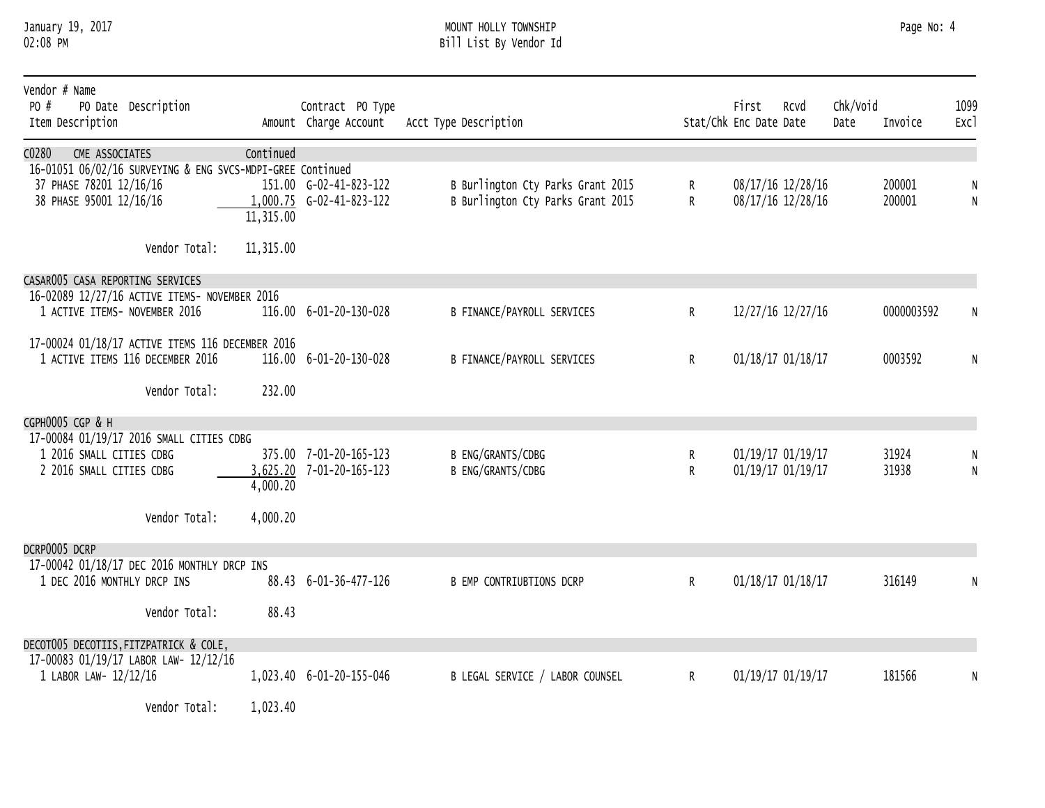| Vendor # Name PO # PO Date Description Item Description | Amount | Contract PO Type Charge Account | Acct Type Description | Stat/Chk | First Enc Date | Rcvd Date | Chk/Void Date | Invoice | 1099 Excl |
|---|---|---|---|---|---|---|---|---|---|
| C0280 CME ASSOCIATES | Continued | | | | | | | | |
| 16-01051 06/02/16 SURVEYING & ENG SVCS-MDPI-GREE Continued | | | | | | | | | |
| 37 PHASE 78201 12/16/16 | 151.00 | G-02-41-823-122 | B Burlington Cty Parks Grant 2015 | R | 08/17/16 | 12/28/16 | | 200001 | N |
| 38 PHASE 95001 12/16/16 | 1,000.75 | G-02-41-823-122 | B Burlington Cty Parks Grant 2015 | R | 08/17/16 | 12/28/16 | | 200001 | N |
| | 11,315.00 | | | | | | | | |
| Vendor Total: | 11,315.00 | | | | | | | | |
| CASAR005 CASA REPORTING SERVICES | | | | | | | | | |
| 16-02089 12/27/16 ACTIVE ITEMS- NOVEMBER 2016 | | | | | | | | | |
| 1 ACTIVE ITEMS- NOVEMBER 2016 | 116.00 | 6-01-20-130-028 | B FINANCE/PAYROLL SERVICES | R | 12/27/16 | 12/27/16 | | 0000003592 | N |
| 17-00024 01/18/17 ACTIVE ITEMS 116 DECEMBER 2016 | | | | | | | | | |
| 1 ACTIVE ITEMS 116 DECEMBER 2016 | 116.00 | 6-01-20-130-028 | B FINANCE/PAYROLL SERVICES | R | 01/18/17 | 01/18/17 | | 0003592 | N |
| Vendor Total: | 232.00 | | | | | | | | |
| CGPH0005 CGP & H | | | | | | | | | |
| 17-00084 01/19/17 2016 SMALL CITIES CDBG | | | | | | | | | |
| 1 2016 SMALL CITIES CDBG | 375.00 | 7-01-20-165-123 | B ENG/GRANTS/CDBG | R | 01/19/17 | 01/19/17 | | 31924 | N |
| 2 2016 SMALL CITIES CDBG | 3,625.20 | 7-01-20-165-123 | B ENG/GRANTS/CDBG | R | 01/19/17 | 01/19/17 | | 31938 | N |
| | 4,000.20 | | | | | | | | |
| Vendor Total: | 4,000.20 | | | | | | | | |
| DCRP0005 DCRP | | | | | | | | | |
| 17-00042 01/18/17 DEC 2016 MONTHLY DRCP INS | | | | | | | | | |
| 1 DEC 2016 MONTHLY DRCP INS | 88.43 | 6-01-36-477-126 | B EMP CONTRIUBTIONS DCRP | R | 01/18/17 | 01/18/17 | | 316149 | N |
| Vendor Total: | 88.43 | | | | | | | | |
| DECOT005 DECOTIIS, FITZPATRICK & COLE, | | | | | | | | | |
| 17-00083 01/19/17 LABOR LAW- 12/12/16 | | | | | | | | | |
| 1 LABOR LAW- 12/12/16 | 1,023.40 | 6-01-20-155-046 | B LEGAL SERVICE / LABOR COUNSEL | R | 01/19/17 | 01/19/17 | | 181566 | N |
| Vendor Total: | 1,023.40 | | | | | | | | |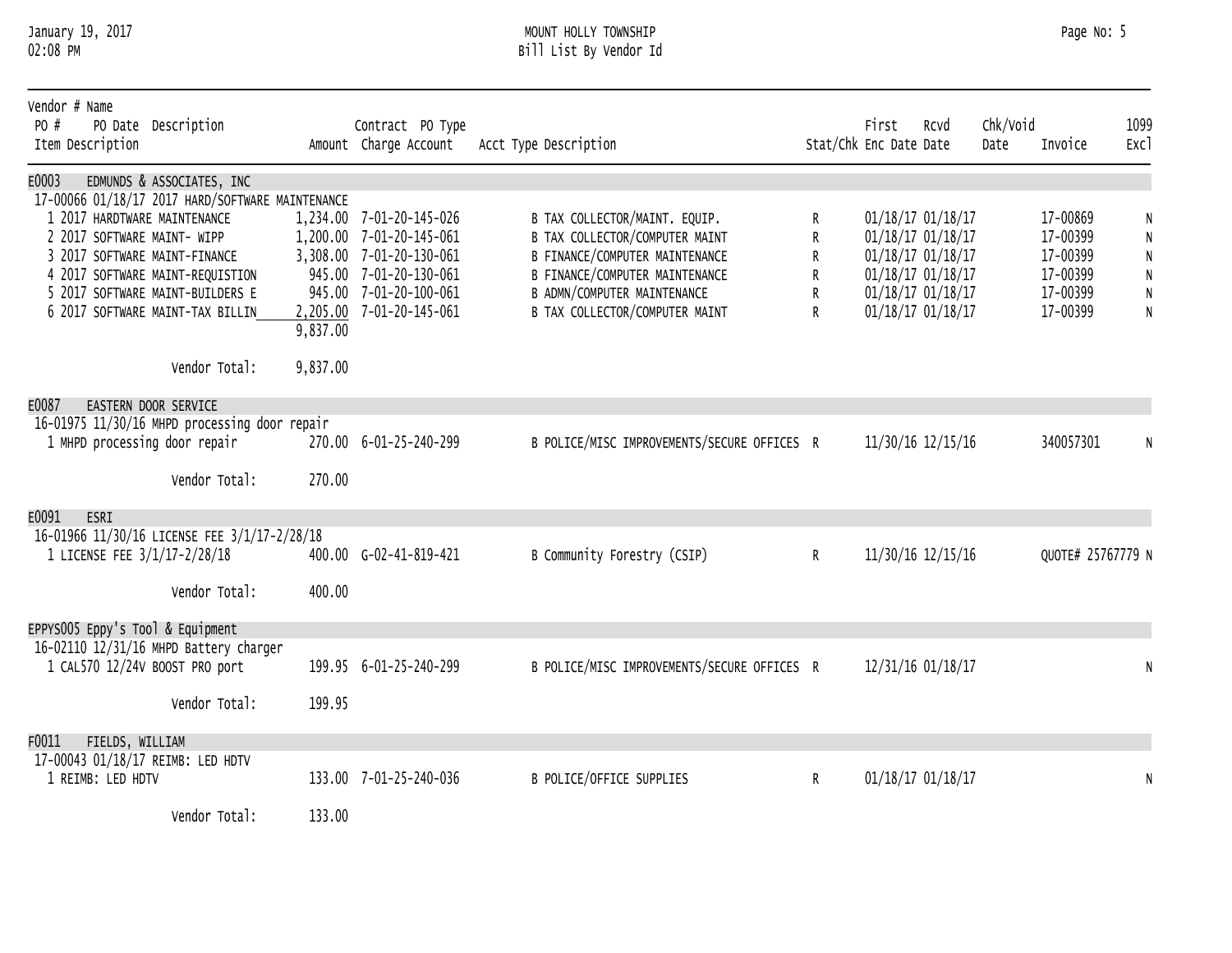MOUNT HOLLY TOWNSHIP
Bill List By Vendor Id

| Vendor # Name / PO # PO Date Description / Item Description | Amount | Contract PO Type Charge Account | Acct Type Description | Stat/Chk | First Enc Date | Rcvd Date | Chk/Void Date | Invoice | 1099 Excl |
|---|---|---|---|---|---|---|---|---|---|
| **E0003 EDMUNDS & ASSOCIATES, INC** | | | | | | | | | |
| 17-00066 01/18/17 2017 HARD/SOFTWARE MAINTENANCE | | | | | | | | | |
| 1 2017 HARDTWARE MAINTENANCE | 1,234.00 | 7-01-20-145-026 | B TAX COLLECTOR/MAINT. EQUIP. | R | 01/18/17 | 01/18/17 | | 17-00869 | N |
| 2 2017 SOFTWARE MAINT- WIPP | 1,200.00 | 7-01-20-145-061 | B TAX COLLECTOR/COMPUTER MAINT | R | 01/18/17 | 01/18/17 | | 17-00399 | N |
| 3 2017 SOFTWARE MAINT-FINANCE | 3,308.00 | 7-01-20-130-061 | B FINANCE/COMPUTER MAINTENANCE | R | 01/18/17 | 01/18/17 | | 17-00399 | N |
| 4 2017 SOFTWARE MAINT-REQUISTION | 945.00 | 7-01-20-130-061 | B FINANCE/COMPUTER MAINTENANCE | R | 01/18/17 | 01/18/17 | | 17-00399 | N |
| 5 2017 SOFTWARE MAINT-BUILDERS E | 945.00 | 7-01-20-100-061 | B ADMN/COMPUTER MAINTENANCE | R | 01/18/17 | 01/18/17 | | 17-00399 | N |
| 6 2017 SOFTWARE MAINT-TAX BILLIN | 2,205.00 | 7-01-20-145-061 | B TAX COLLECTOR/COMPUTER MAINT | R | 01/18/17 | 01/18/17 | | 17-00399 | N |
| | 9,837.00 | | | | | | | | |
| Vendor Total: | 9,837.00 | | | | | | | | |
| **E0087 EASTERN DOOR SERVICE** | | | | | | | | | |
| 16-01975 11/30/16 MHPD processing door repair | | | | | | | | | |
| 1 MHPD processing door repair | 270.00 | 6-01-25-240-299 | B POLICE/MISC IMPROVEMENTS/SECURE OFFICES | R | 11/30/16 | 12/15/16 | | 340057301 | N |
| Vendor Total: | 270.00 | | | | | | | | |
| **E0091 ESRI** | | | | | | | | | |
| 16-01966 11/30/16 LICENSE FEE 3/1/17-2/28/18 | | | | | | | | | |
| 1 LICENSE FEE 3/1/17-2/28/18 | 400.00 | G-02-41-819-421 | B Community Forestry (CSIP) | R | 11/30/16 | 12/15/16 | | QUOTE# 25767779 | N |
| Vendor Total: | 400.00 | | | | | | | | |
| **EPPYS005 Eppy's Tool & Equipment** | | | | | | | | | |
| 16-02110 12/31/16 MHPD Battery charger | | | | | | | | | |
| 1 CAL570 12/24V BOOST PRO port | 199.95 | 6-01-25-240-299 | B POLICE/MISC IMPROVEMENTS/SECURE OFFICES | R | 12/31/16 | 01/18/17 | | | N |
| Vendor Total: | 199.95 | | | | | | | | |
| **F0011 FIELDS, WILLIAM** | | | | | | | | | |
| 17-00043 01/18/17 REIMB: LED HDTV | | | | | | | | | |
| 1 REIMB: LED HDTV | 133.00 | 7-01-25-240-036 | B POLICE/OFFICE SUPPLIES | R | 01/18/17 | 01/18/17 | | | N |
| Vendor Total: | 133.00 | | | | | | | | |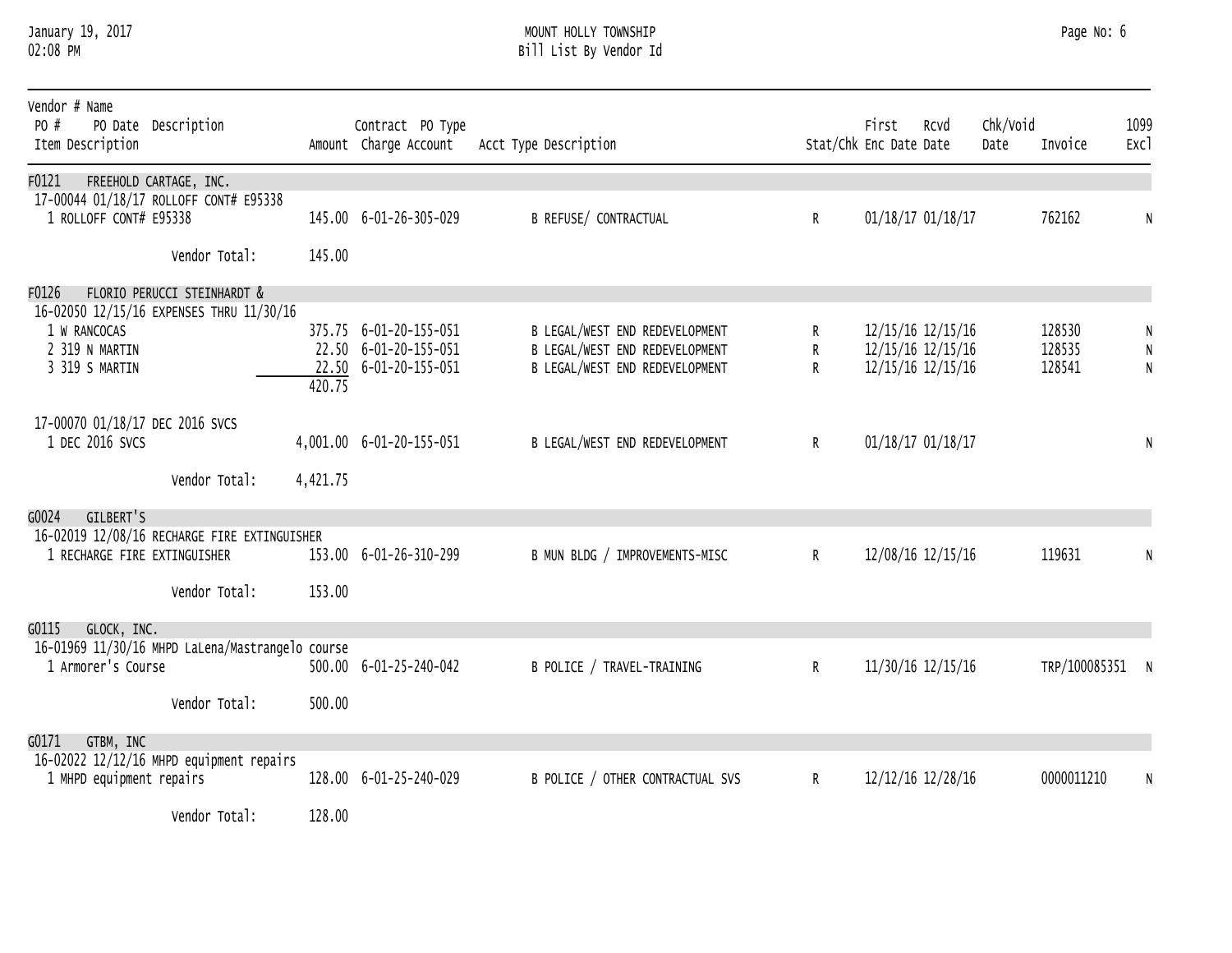**MOUNT HOLLY TOWNSHIP**
**Bill List By Vendor Id**

January 19, 2017
02:08 PM

| Vendor # Name / PO # PO Date Description / Item Description | Amount | Contract PO Type Charge Account | Acct Type Description | Stat/Chk | First Enc Date | Rcvd Date | Chk/Void Date | Invoice | 1099 Excl |
|---|---|---|---|---|---|---|---|---|---|
| **F0121 FREEHOLD CARTAGE, INC.** | | | | | | | | | |
| 17-00044 01/18/17 ROLLOFF CONT# E95338 | | | | | | | | | |
| 1 ROLLOFF CONT# E95338 | 145.00 | 6-01-26-305-029 | B REFUSE/ CONTRACTUAL | R | 01/18/17 | 01/18/17 | | 762162 | N |
| Vendor Total: | 145.00 | | | | | | | | |
| **F0126 FLORIO PERUCCI STEINHARDT &** | | | | | | | | | |
| 16-02050 12/15/16 EXPENSES THRU 11/30/16 | | | | | | | | | |
| 1 W RANCOCAS | 375.75 | 6-01-20-155-051 | B LEGAL/WEST END REDEVELOPMENT | R | 12/15/16 | 12/15/16 | | 128530 | N |
| 2 319 N MARTIN | 22.50 | 6-01-20-155-051 | B LEGAL/WEST END REDEVELOPMENT | R | 12/15/16 | 12/15/16 | | 128535 | N |
| 3 319 S MARTIN | 22.50 | 6-01-20-155-051 | B LEGAL/WEST END REDEVELOPMENT | R | 12/15/16 | 12/15/16 | | 128541 | N |
| | 420.75 | | | | | | | | |
| 17-00070 01/18/17 DEC 2016 SVCS | | | | | | | | | |
| 1 DEC 2016 SVCS | 4,001.00 | 6-01-20-155-051 | B LEGAL/WEST END REDEVELOPMENT | R | 01/18/17 | 01/18/17 | | | N |
| Vendor Total: | 4,421.75 | | | | | | | | |
| **G0024 GILBERT'S** | | | | | | | | | |
| 16-02019 12/08/16 RECHARGE FIRE EXTINGUISHER | | | | | | | | | |
| 1 RECHARGE FIRE EXTINGUISHER | 153.00 | 6-01-26-310-299 | B MUN BLDG / IMPROVEMENTS-MISC | R | 12/08/16 | 12/15/16 | | 119631 | N |
| Vendor Total: | 153.00 | | | | | | | | |
| **G0115 GLOCK, INC.** | | | | | | | | | |
| 16-01969 11/30/16 MHPD LaLena/Mastrangelo course | | | | | | | | | |
| 1 Armorer's Course | 500.00 | 6-01-25-240-042 | B POLICE / TRAVEL-TRAINING | R | 11/30/16 | 12/15/16 | | TRP/100085351 | N |
| Vendor Total: | 500.00 | | | | | | | | |
| **G0171 GTBM, INC** | | | | | | | | | |
| 16-02022 12/12/16 MHPD equipment repairs | | | | | | | | | |
| 1 MHPD equipment repairs | 128.00 | 6-01-25-240-029 | B POLICE / OTHER CONTRACTUAL SVS | R | 12/12/16 | 12/28/16 | | 0000011210 | N |
| Vendor Total: | 128.00 | | | | | | | | |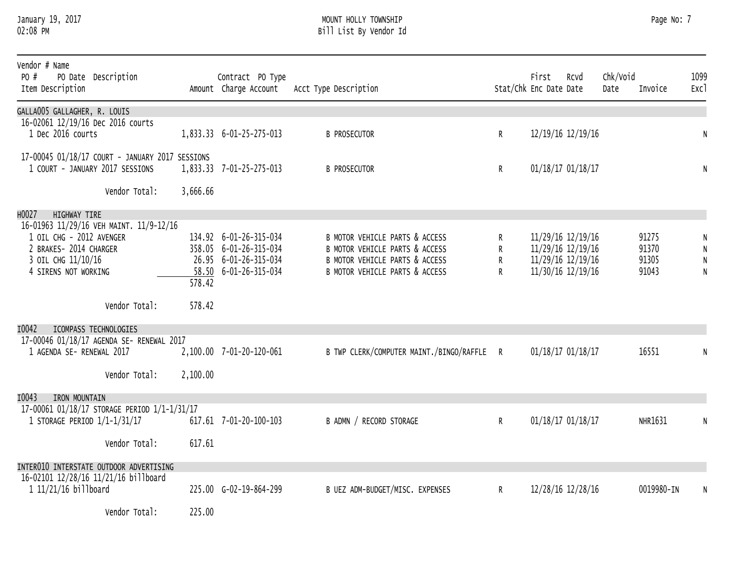MOUNT HOLLY TOWNSHIP
Bill List By Vendor Id

January 19, 2017
02:08 PM

| Vendor # Name / PO # PO Date Description / Item Description | Amount | Contract PO Type Charge Account | Acct Type Description | Stat/Chk | First Enc Date | Rcvd Date | Chk/Void Date | Invoice | 1099 Excl |
|---|---|---|---|---|---|---|---|---|---|
| **GALLA005 GALLAGHER, R. LOUIS** | | | | | | | | | |
| 16-02061 12/19/16 Dec 2016 courts | | | | | | | | | |
| 1 Dec 2016 courts | 1,833.33 | 6-01-25-275-013 | B PROSECUTOR | R | 12/19/16 | 12/19/16 | | | N |
| 17-00045 01/18/17 COURT - JANUARY 2017 SESSIONS | | | | | | | | | |
| 1 COURT - JANUARY 2017 SESSIONS | 1,833.33 | 7-01-25-275-013 | B PROSECUTOR | R | 01/18/17 | 01/18/17 | | | N |
| Vendor Total: | 3,666.66 | | | | | | | | |
| **H0027 HIGHWAY TIRE** | | | | | | | | | |
| 16-01963 11/29/16 VEH MAINT. 11/9-12/16 | | | | | | | | | |
| 1 OIL CHG - 2012 AVENGER | 134.92 | 6-01-26-315-034 | B MOTOR VEHICLE PARTS & ACCESS | R | 11/29/16 | 12/19/16 | | 91275 | N |
| 2 BRAKES- 2014 CHARGER | 358.05 | 6-01-26-315-034 | B MOTOR VEHICLE PARTS & ACCESS | R | 11/29/16 | 12/19/16 | | 91370 | N |
| 3 OIL CHG 11/10/16 | 26.95 | 6-01-26-315-034 | B MOTOR VEHICLE PARTS & ACCESS | R | 11/29/16 | 12/19/16 | | 91305 | N |
| 4 SIRENS NOT WORKING | 58.50 | 6-01-26-315-034 | B MOTOR VEHICLE PARTS & ACCESS | R | 11/30/16 | 12/19/16 | | 91043 | N |
| | 578.42 | | | | | | | | |
| Vendor Total: | 578.42 | | | | | | | | |
| **I0042 ICOMPASS TECHNOLOGIES** | | | | | | | | | |
| 17-00046 01/18/17 AGENDA SE- RENEWAL 2017 | | | | | | | | | |
| 1 AGENDA SE- RENEWAL 2017 | 2,100.00 | 7-01-20-120-061 | B TWP CLERK/COMPUTER MAINT./BINGO/RAFFLE | R | 01/18/17 | 01/18/17 | | 16551 | N |
| Vendor Total: | 2,100.00 | | | | | | | | |
| **I0043 IRON MOUNTAIN** | | | | | | | | | |
| 17-00061 01/18/17 STORAGE PERIOD 1/1-1/31/17 | | | | | | | | | |
| 1 STORAGE PERIOD 1/1-1/31/17 | 617.61 | 7-01-20-100-103 | B ADMN / RECORD STORAGE | R | 01/18/17 | 01/18/17 | | NHR1631 | N |
| Vendor Total: | 617.61 | | | | | | | | |
| **INTER010 INTERSTATE OUTDOOR ADVERTISING** | | | | | | | | | |
| 16-02101 12/28/16 11/21/16 billboard | | | | | | | | | |
| 1 11/21/16 billboard | 225.00 | G-02-19-864-299 | B UEZ ADM-BUDGET/MISC. EXPENSES | R | 12/28/16 | 12/28/16 | | 0019980-IN | N |
| Vendor Total: | 225.00 | | | | | | | | |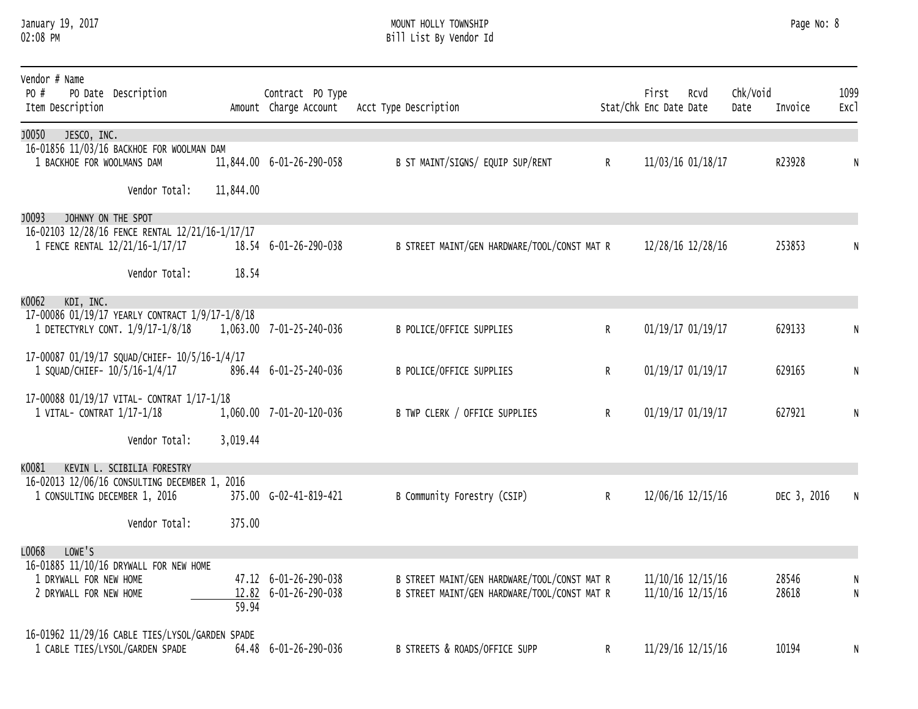| Vendor # Name<br>PO # PO Date Description<br>Item Description | Amount | Contract PO Type<br>Charge Account | Acct Type Description | Stat/Chk | First Enc Date | Rcvd Date | Chk/Void Date | Invoice | 1099 Excl |
|---|---|---|---|---|---|---|---|---|---|
| **J0050 JESCO, INC.** | | | | | | | | | |
| 16-01856 11/03/16 BACKHOE FOR WOOLMAN DAM | | | | | | | | | |
| 1 BACKHOE FOR WOOLMANS DAM | 11,844.00 | 6-01-26-290-058 | B ST MAINT/SIGNS/ EQUIP SUP/RENT | R | 11/03/16 | 01/18/17 | | R23928 | N |
| Vendor Total: | 11,844.00 | | | | | | | | |
| **J0093 JOHNNY ON THE SPOT** | | | | | | | | | |
| 16-02103 12/28/16 FENCE RENTAL 12/21/16-1/17/17 | | | | | | | | | |
| 1 FENCE RENTAL 12/21/16-1/17/17 | 18.54 | 6-01-26-290-038 | B STREET MAINT/GEN HARDWARE/TOOL/CONST MAT | R | 12/28/16 | 12/28/16 | | 253853 | N |
| Vendor Total: | 18.54 | | | | | | | | |
| **K0062 KDI, INC.** | | | | | | | | | |
| 17-00086 01/19/17 YEARLY CONTRACT 1/9/17-1/8/18 | | | | | | | | | |
| 1 DETECTYRLY CONT. 1/9/17-1/8/18 | 1,063.00 | 7-01-25-240-036 | B POLICE/OFFICE SUPPLIES | R | 01/19/17 | 01/19/17 | | 629133 | N |
| 17-00087 01/19/17 SQUAD/CHIEF- 10/5/16-1/4/17 | | | | | | | | | |
| 1 SQUAD/CHIEF- 10/5/16-1/4/17 | 896.44 | 6-01-25-240-036 | B POLICE/OFFICE SUPPLIES | R | 01/19/17 | 01/19/17 | | 629165 | N |
| 17-00088 01/19/17 VITAL- CONTRAT 1/17-1/18 | | | | | | | | | |
| 1 VITAL- CONTRAT 1/17-1/18 | 1,060.00 | 7-01-20-120-036 | B TWP CLERK / OFFICE SUPPLIES | R | 01/19/17 | 01/19/17 | | 627921 | N |
| Vendor Total: | 3,019.44 | | | | | | | | |
| **K0081 KEVIN L. SCIBILIA FORESTRY** | | | | | | | | | |
| 16-02013 12/06/16 CONSULTING DECEMBER 1, 2016 | | | | | | | | | |
| 1 CONSULTING DECEMBER 1, 2016 | 375.00 | G-02-41-819-421 | B Community Forestry (CSIP) | R | 12/06/16 | 12/15/16 | | DEC 3, 2016 | N |
| Vendor Total: | 375.00 | | | | | | | | |
| **L0068 LOWE'S** | | | | | | | | | |
| 16-01885 11/10/16 DRYWALL FOR NEW HOME | | | | | | | | | |
| 1 DRYWALL FOR NEW HOME | 47.12 | 6-01-26-290-038 | B STREET MAINT/GEN HARDWARE/TOOL/CONST MAT | R | 11/10/16 | 12/15/16 | | 28546 | N |
| 2 DRYWALL FOR NEW HOME | 12.82 | 6-01-26-290-038 | B STREET MAINT/GEN HARDWARE/TOOL/CONST MAT | R | 11/10/16 | 12/15/16 | | 28618 | N |
| | 59.94 | | | | | | | | |
| 16-01962 11/29/16 CABLE TIES/LYSOL/GARDEN SPADE | | | | | | | | | |
| 1 CABLE TIES/LYSOL/GARDEN SPADE | 64.48 | 6-01-26-290-036 | B STREETS & ROADS/OFFICE SUPP | R | 11/29/16 | 12/15/16 | | 10194 | N |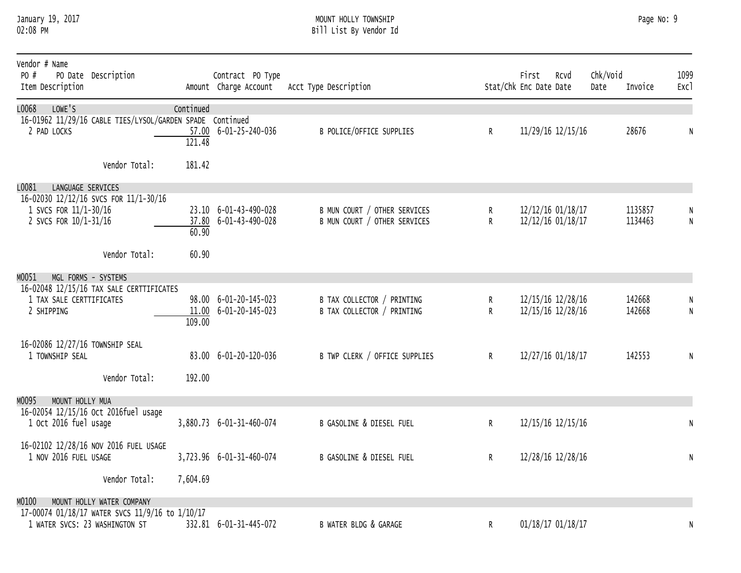MOUNT HOLLY TOWNSHIP
Bill List By Vendor Id

January 19, 2017
02:08 PM

| Vendor # Name / PO # PO Date Description / Item Description | Amount | Contract PO Type / Charge Account | Acct Type Description | Stat/Chk | First Enc Date | Rcvd Date | Chk/Void Date | Invoice | 1099 Excl |
|---|---|---|---|---|---|---|---|---|---|
| **L0068 LOWE'S** | Continued | | | | | | | | |
| 16-01962 11/29/16 CABLE TIES/LYSOL/GARDEN SPADE | Continued | | | | | | | | |
| 2 PAD LOCKS | 57.00 | 6-01-25-240-036 | B POLICE/OFFICE SUPPLIES | R | 11/29/16 | 12/15/16 | | 28676 | N |
| | 121.48 | | | | | | | | |
| Vendor Total: | 181.42 | | | | | | | | |
| **L0081 LANGUAGE SERVICES** | | | | | | | | | |
| 16-02030 12/12/16 SVCS FOR 11/1-30/16 | | | | | | | | | |
| 1 SVCS FOR 11/1-30/16 | 23.10 | 6-01-43-490-028 | B MUN COURT / OTHER SERVICES | R | 12/12/16 | 01/18/17 | | 1135857 | N |
| 2 SVCS FOR 10/1-31/16 | 37.80 | 6-01-43-490-028 | B MUN COURT / OTHER SERVICES | R | 12/12/16 | 01/18/17 | | 1134463 | N |
| | 60.90 | | | | | | | | |
| Vendor Total: | 60.90 | | | | | | | | |
| **M0051 MGL FORMS - SYSTEMS** | | | | | | | | | |
| 16-02048 12/15/16 TAX SALE CERTTIFICATES | | | | | | | | | |
| 1 TAX SALE CERTTIFICATES | 98.00 | 6-01-20-145-023 | B TAX COLLECTOR / PRINTING | R | 12/15/16 | 12/28/16 | | 142668 | N |
| 2 SHIPPING | 11.00 | 6-01-20-145-023 | B TAX COLLECTOR / PRINTING | R | 12/15/16 | 12/28/16 | | 142668 | N |
| | 109.00 | | | | | | | | |
| 16-02086 12/27/16 TOWNSHIP SEAL | | | | | | | | | |
| 1 TOWNSHIP SEAL | 83.00 | 6-01-20-120-036 | B TWP CLERK / OFFICE SUPPLIES | R | 12/27/16 | 01/18/17 | | 142553 | N |
| Vendor Total: | 192.00 | | | | | | | | |
| **M0095 MOUNT HOLLY MUA** | | | | | | | | | |
| 16-02054 12/15/16 Oct 2016fuel usage | | | | | | | | | |
| 1 Oct 2016 fuel usage | 3,880.73 | 6-01-31-460-074 | B GASOLINE & DIESEL FUEL | R | 12/15/16 | 12/15/16 | | | N |
| 16-02102 12/28/16 NOV 2016 FUEL USAGE | | | | | | | | | |
| 1 NOV 2016 FUEL USAGE | 3,723.96 | 6-01-31-460-074 | B GASOLINE & DIESEL FUEL | R | 12/28/16 | 12/28/16 | | | N |
| Vendor Total: | 7,604.69 | | | | | | | | |
| **M0100 MOUNT HOLLY WATER COMPANY** | | | | | | | | | |
| 17-00074 01/18/17 WATER SVCS 11/9/16 to 1/10/17 | | | | | | | | | |
| 1 WATER SVCS: 23 WASHINGTON ST | 332.81 | 6-01-31-445-072 | B WATER BLDG & GARAGE | R | 01/18/17 | 01/18/17 | | | N |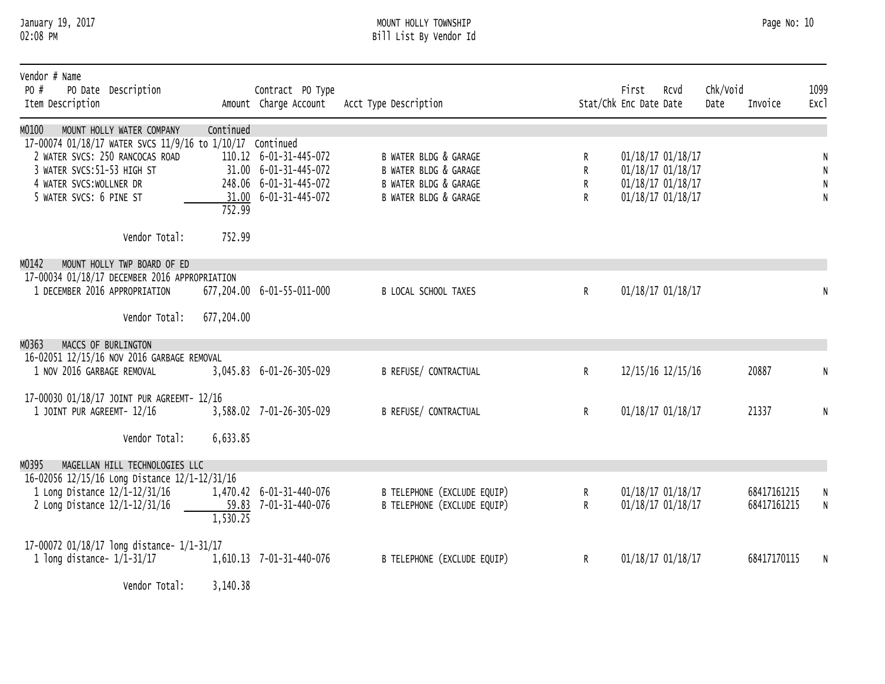| Vendor # Name<br>PO # PO Date Description<br>Item Description | Amount | Contract PO Type<br>Charge Account | Acct Type Description | Stat/Chk | First<br>Enc Date | Rcvd<br>Date | Chk/Void<br>Date | Invoice | 1099<br>Excl |
|---|---|---|---|---|---|---|---|---|---|
| M0100 MOUNT HOLLY WATER COMPANY | Continued | | | | | | | | |
| 17-00074 01/18/17 WATER SVCS 11/9/16 to 1/10/17 Continued | | | | | | | | | |
| 2 WATER SVCS: 250 RANCOCAS ROAD | 110.12 | 6-01-31-445-072 | B WATER BLDG & GARAGE | R | 01/18/17 | 01/18/17 | | | N |
| 3 WATER SVCS:51-53 HIGH ST | 31.00 | 6-01-31-445-072 | B WATER BLDG & GARAGE | R | 01/18/17 | 01/18/17 | | | N |
| 4 WATER SVCS:WOLLNER DR | 248.06 | 6-01-31-445-072 | B WATER BLDG & GARAGE | R | 01/18/17 | 01/18/17 | | | N |
| 5 WATER SVCS: 6 PINE ST | 31.00 | 6-01-31-445-072 | B WATER BLDG & GARAGE | R | 01/18/17 | 01/18/17 | | | N |
| | 752.99 | | | | | | | | |
| Vendor Total: | 752.99 | | | | | | | | |
| M0142 MOUNT HOLLY TWP BOARD OF ED | | | | | | | | | |
| 17-00034 01/18/17 DECEMBER 2016 APPROPRIATION | | | | | | | | | |
| 1 DECEMBER 2016 APPROPRIATION | 677,204.00 | 6-01-55-011-000 | B LOCAL SCHOOL TAXES | R | 01/18/17 | 01/18/17 | | | N |
| Vendor Total: | 677,204.00 | | | | | | | | |
| M0363 MACCS OF BURLINGTON | | | | | | | | | |
| 16-02051 12/15/16 NOV 2016 GARBAGE REMOVAL | | | | | | | | | |
| 1 NOV 2016 GARBAGE REMOVAL | 3,045.83 | 6-01-26-305-029 | B REFUSE/ CONTRACTUAL | R | 12/15/16 | 12/15/16 | | 20887 | N |
| 17-00030 01/18/17 JOINT PUR AGREEMT- 12/16 | | | | | | | | | |
| 1 JOINT PUR AGREEMT- 12/16 | 3,588.02 | 7-01-26-305-029 | B REFUSE/ CONTRACTUAL | R | 01/18/17 | 01/18/17 | | 21337 | N |
| Vendor Total: | 6,633.85 | | | | | | | | |
| M0395 MAGELLAN HILL TECHNOLOGIES LLC | | | | | | | | | |
| 16-02056 12/15/16 Long Distance 12/1-12/31/16 | | | | | | | | | |
| 1 Long Distance 12/1-12/31/16 | 1,470.42 | 6-01-31-440-076 | B TELEPHONE (EXCLUDE EQUIP) | R | 01/18/17 | 01/18/17 | | 68417161215 | N |
| 2 Long Distance 12/1-12/31/16 | 59.83 | 7-01-31-440-076 | B TELEPHONE (EXCLUDE EQUIP) | R | 01/18/17 | 01/18/17 | | 68417161215 | N |
| | 1,530.25 | | | | | | | | |
| 17-00072 01/18/17 long distance- 1/1-31/17 | | | | | | | | | |
| 1 long distance- 1/1-31/17 | 1,610.13 | 7-01-31-440-076 | B TELEPHONE (EXCLUDE EQUIP) | R | 01/18/17 | 01/18/17 | | 68417170115 | N |
| Vendor Total: | 3,140.38 | | | | | | | | |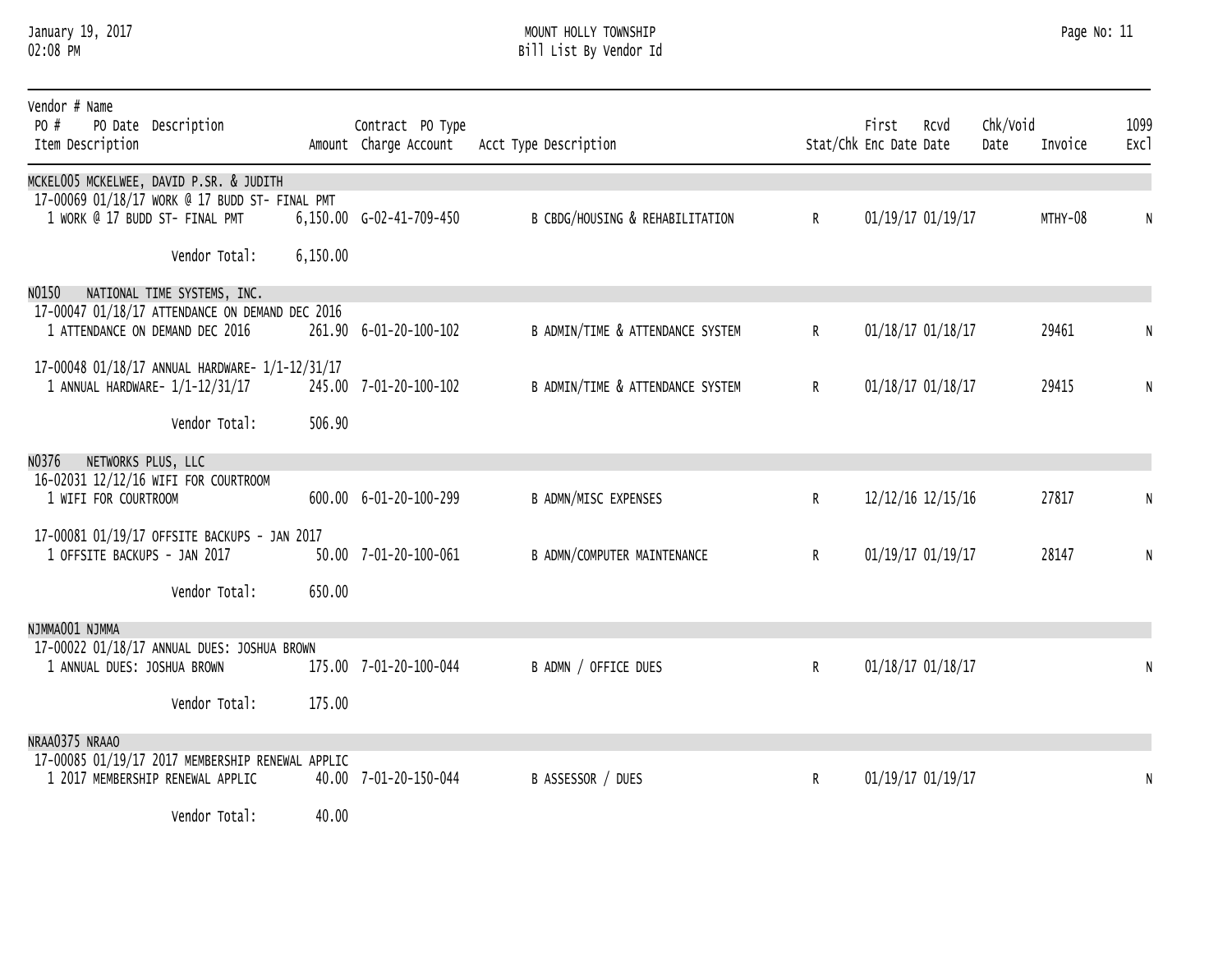| Vendor # Name<br>PO # PO Date Description<br>Item Description | Amount | Contract PO Type<br>Charge Account | Acct Type Description | Stat/Chk | First<br>Enc Date | Rcvd<br>Date | Chk/Void<br>Date | Invoice | 1099<br>Excl |
|---|---|---|---|---|---|---|---|---|---|
| MCKEL005 MCKELWEE, DAVID P.SR. & JUDITH | | | | | | | | | |
| 17-00069 01/18/17 WORK @ 17 BUDD ST- FINAL PMT | | | | | | | | | |
| 1 WORK @ 17 BUDD ST- FINAL PMT | 6,150.00 | G-02-41-709-450 | B CBDG/HOUSING & REHABILITATION | R | 01/19/17 | 01/19/17 | | MTHY-08 | N |
| Vendor Total: | 6,150.00 | | | | | | | | |
| N0150 NATIONAL TIME SYSTEMS, INC. | | | | | | | | | |
| 17-00047 01/18/17 ATTENDANCE ON DEMAND DEC 2016 | | | | | | | | | |
| 1 ATTENDANCE ON DEMAND DEC 2016 | 261.90 | 6-01-20-100-102 | B ADMIN/TIME & ATTENDANCE SYSTEM | R | 01/18/17 | 01/18/17 | | 29461 | N |
| 17-00048 01/18/17 ANNUAL HARDWARE- 1/1-12/31/17 | | | | | | | | | |
| 1 ANNUAL HARDWARE- 1/1-12/31/17 | 245.00 | 7-01-20-100-102 | B ADMIN/TIME & ATTENDANCE SYSTEM | R | 01/18/17 | 01/18/17 | | 29415 | N |
| Vendor Total: | 506.90 | | | | | | | | |
| N0376 NETWORKS PLUS, LLC | | | | | | | | | |
| 16-02031 12/12/16 WIFI FOR COURTROOM | | | | | | | | | |
| 1 WIFI FOR COURTROOM | 600.00 | 6-01-20-100-299 | B ADMN/MISC EXPENSES | R | 12/12/16 | 12/15/16 | | 27817 | N |
| 17-00081 01/19/17 OFFSITE BACKUPS - JAN 2017 | | | | | | | | | |
| 1 OFFSITE BACKUPS - JAN 2017 | 50.00 | 7-01-20-100-061 | B ADMN/COMPUTER MAINTENANCE | R | 01/19/17 | 01/19/17 | | 28147 | N |
| Vendor Total: | 650.00 | | | | | | | | |
| NJMMA001 NJMMA | | | | | | | | | |
| 17-00022 01/18/17 ANNUAL DUES: JOSHUA BROWN | | | | | | | | | |
| 1 ANNUAL DUES: JOSHUA BROWN | 175.00 | 7-01-20-100-044 | B ADMN / OFFICE DUES | R | 01/18/17 | 01/18/17 | | | N |
| Vendor Total: | 175.00 | | | | | | | | |
| NRAA0375 NRAAO | | | | | | | | | |
| 17-00085 01/19/17 2017 MEMBERSHIP RENEWAL APPLIC | | | | | | | | | |
| 1 2017 MEMBERSHIP RENEWAL APPLIC | 40.00 | 7-01-20-150-044 | B ASSESSOR / DUES | R | 01/19/17 | 01/19/17 | | | N |
| Vendor Total: | 40.00 | | | | | | | | |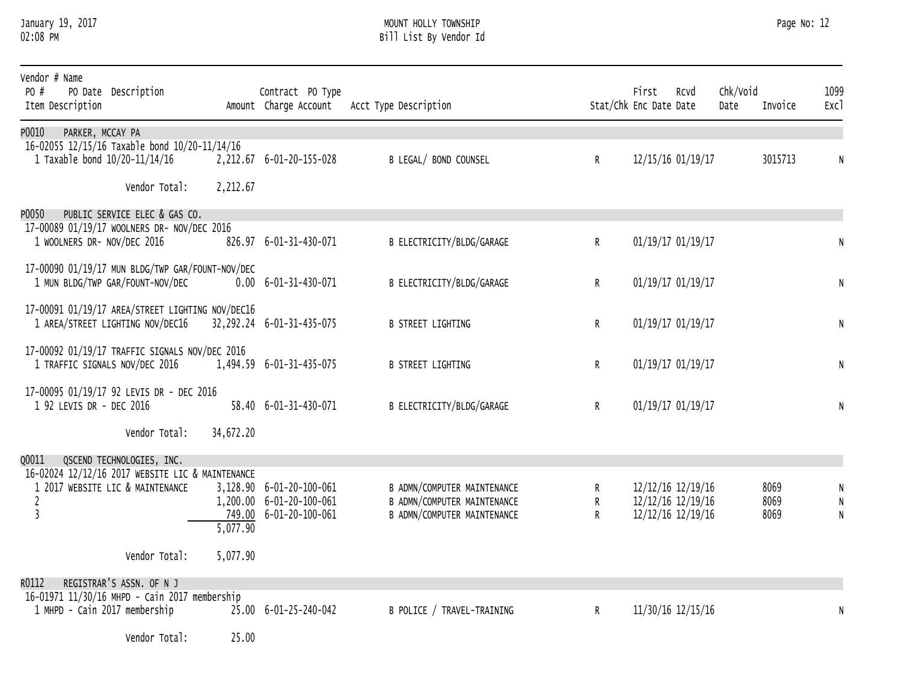MOUNT HOLLY TOWNSHIP
Bill List By Vendor Id

January 19, 2017
02:08 PM

| Vendor # Name / PO # PO Date Description / Item Description | Amount | Contract PO Type / Charge Account | Acct Type Description | Stat/Chk | First Enc Date | Rcvd Date | Chk/Void Date | Invoice | 1099 Excl |
|---|---|---|---|---|---|---|---|---|---|
| **P0010 PARKER, MCCAY PA** | | | | | | | | | |
| 16-02055 12/15/16 Taxable bond 10/20-11/14/16 | | | | | | | | | |
| 1 Taxable bond 10/20-11/14/16 | 2,212.67 | 6-01-20-155-028 | B LEGAL/ BOND COUNSEL | R | 12/15/16 | 01/19/17 | | 3015713 | N |
| Vendor Total: | 2,212.67 | | | | | | | | |
| **P0050 PUBLIC SERVICE ELEC & GAS CO.** | | | | | | | | | |
| 17-00089 01/19/17 WOOLNERS DR- NOV/DEC 2016 | | | | | | | | | |
| 1 WOOLNERS DR- NOV/DEC 2016 | 826.97 | 6-01-31-430-071 | B ELECTRICITY/BLDG/GARAGE | R | 01/19/17 | 01/19/17 | | | N |
| 17-00090 01/19/17 MUN BLDG/TWP GAR/FOUNT-NOV/DEC | | | | | | | | | |
| 1 MUN BLDG/TWP GAR/FOUNT-NOV/DEC | 0.00 | 6-01-31-430-071 | B ELECTRICITY/BLDG/GARAGE | R | 01/19/17 | 01/19/17 | | | N |
| 17-00091 01/19/17 AREA/STREET LIGHTING NOV/DEC16 | | | | | | | | | |
| 1 AREA/STREET LIGHTING NOV/DEC16 | 32,292.24 | 6-01-31-435-075 | B STREET LIGHTING | R | 01/19/17 | 01/19/17 | | | N |
| 17-00092 01/19/17 TRAFFIC SIGNALS NOV/DEC 2016 | | | | | | | | | |
| 1 TRAFFIC SIGNALS NOV/DEC 2016 | 1,494.59 | 6-01-31-435-075 | B STREET LIGHTING | R | 01/19/17 | 01/19/17 | | | N |
| 17-00095 01/19/17 92 LEVIS DR - DEC 2016 | | | | | | | | | |
| 1 92 LEVIS DR - DEC 2016 | 58.40 | 6-01-31-430-071 | B ELECTRICITY/BLDG/GARAGE | R | 01/19/17 | 01/19/17 | | | N |
| Vendor Total: | 34,672.20 | | | | | | | | |
| **Q0011 QSCEND TECHNOLOGIES, INC.** | | | | | | | | | |
| 16-02024 12/12/16 2017 WEBSITE LIC & MAINTENANCE | | | | | | | | | |
| 1 2017 WEBSITE LIC & MAINTENANCE | 3,128.90 | 6-01-20-100-061 | B ADMN/COMPUTER MAINTENANCE | R | 12/12/16 | 12/19/16 | | 8069 | N |
| 2 | 1,200.00 | 6-01-20-100-061 | B ADMN/COMPUTER MAINTENANCE | R | 12/12/16 | 12/19/16 | | 8069 | N |
| 3 | 749.00 | 6-01-20-100-061 | B ADMN/COMPUTER MAINTENANCE | R | 12/12/16 | 12/19/16 | | 8069 | N |
| | 5,077.90 | | | | | | | | |
| Vendor Total: | 5,077.90 | | | | | | | | |
| **R0112 REGISTRAR'S ASSN. OF N J** | | | | | | | | | |
| 16-01971 11/30/16 MHPD - Cain 2017 membership | | | | | | | | | |
| 1 MHPD - Cain 2017 membership | 25.00 | 6-01-25-240-042 | B POLICE / TRAVEL-TRAINING | R | 11/30/16 | 12/15/16 | | | N |
| Vendor Total: | 25.00 | | | | | | | | |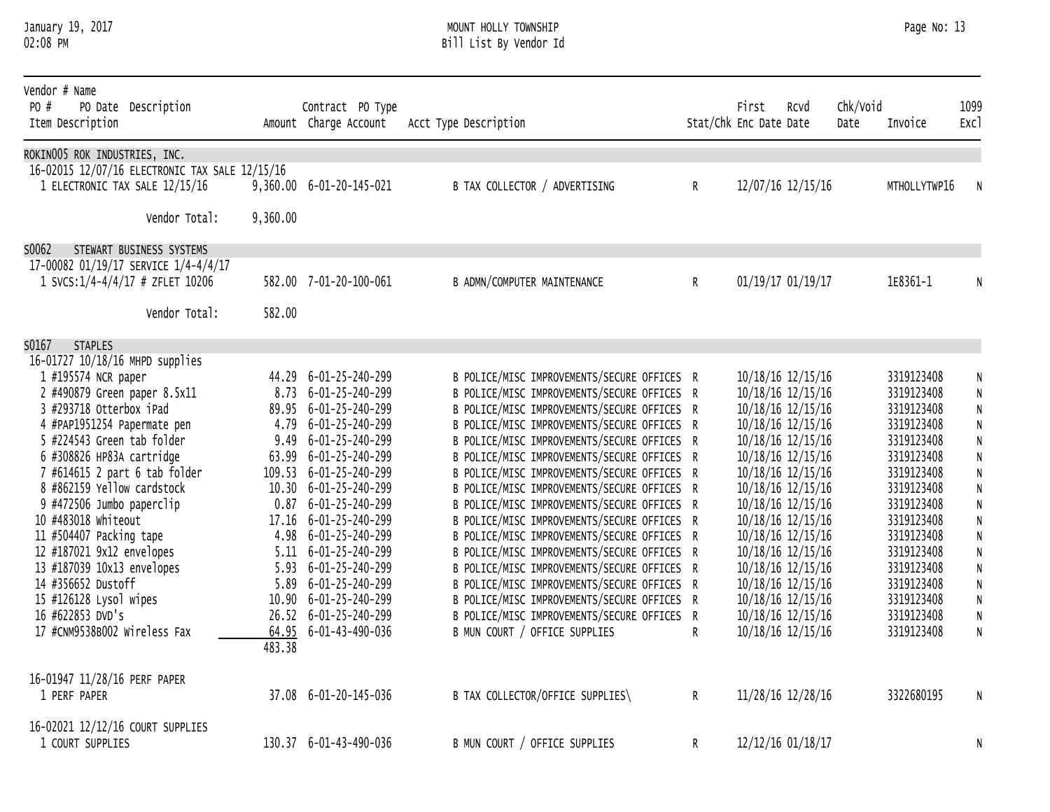| Vendor # Name<br>PO # PO Date Description<br>Item Description | Amount | Contract PO Type<br>Charge Account | Acct Type Description | Stat/Chk | First Enc Date | Rcvd Date | Chk/Void Date | Invoice | 1099 Excl |
|---|---|---|---|---|---|---|---|---|---|
| **ROKIN005 ROK INDUSTRIES, INC.** | | | | | | | | | |
| 16-02015 12/07/16 ELECTRONIC TAX SALE 12/15/16 | | | | | | | | | |
| 1 ELECTRONIC TAX SALE 12/15/16 | 9,360.00 | 6-01-20-145-021 | B TAX COLLECTOR / ADVERTISING | R | 12/07/16 | 12/15/16 | | MTHOLLYTWP16 | N |
| Vendor Total: | 9,360.00 | | | | | | | | |
| **S0062 STEWART BUSINESS SYSTEMS** | | | | | | | | | |
| 17-00082 01/19/17 SERVICE 1/4-4/4/17 | | | | | | | | | |
| 1 SVCS:1/4-4/4/17 # ZFLET 10206 | 582.00 | 7-01-20-100-061 | B ADMN/COMPUTER MAINTENANCE | R | 01/19/17 | 01/19/17 | | 1E8361-1 | N |
| Vendor Total: | 582.00 | | | | | | | | |
| **S0167 STAPLES** | | | | | | | | | |
| 16-01727 10/18/16 MHPD supplies | | | | | | | | | |
| 1 #195574 NCR paper | 44.29 | 6-01-25-240-299 | B POLICE/MISC IMPROVEMENTS/SECURE OFFICES | R | 10/18/16 | 12/15/16 | | 3319123408 | N |
| 2 #490879 Green paper 8.5x11 | 8.73 | 6-01-25-240-299 | B POLICE/MISC IMPROVEMENTS/SECURE OFFICES | R | 10/18/16 | 12/15/16 | | 3319123408 | N |
| 3 #293718 Otterbox iPad | 89.95 | 6-01-25-240-299 | B POLICE/MISC IMPROVEMENTS/SECURE OFFICES | R | 10/18/16 | 12/15/16 | | 3319123408 | N |
| 4 #PAP1951254 Papermate pen | 4.79 | 6-01-25-240-299 | B POLICE/MISC IMPROVEMENTS/SECURE OFFICES | R | 10/18/16 | 12/15/16 | | 3319123408 | N |
| 5 #224543 Green tab folder | 9.49 | 6-01-25-240-299 | B POLICE/MISC IMPROVEMENTS/SECURE OFFICES | R | 10/18/16 | 12/15/16 | | 3319123408 | N |
| 6 #308826 HP83A cartridge | 63.99 | 6-01-25-240-299 | B POLICE/MISC IMPROVEMENTS/SECURE OFFICES | R | 10/18/16 | 12/15/16 | | 3319123408 | N |
| 7 #614615 2 part 6 tab folder | 109.53 | 6-01-25-240-299 | B POLICE/MISC IMPROVEMENTS/SECURE OFFICES | R | 10/18/16 | 12/15/16 | | 3319123408 | N |
| 8 #862159 Yellow cardstock | 10.30 | 6-01-25-240-299 | B POLICE/MISC IMPROVEMENTS/SECURE OFFICES | R | 10/18/16 | 12/15/16 | | 3319123408 | N |
| 9 #472506 Jumbo paperclip | 0.87 | 6-01-25-240-299 | B POLICE/MISC IMPROVEMENTS/SECURE OFFICES | R | 10/18/16 | 12/15/16 | | 3319123408 | N |
| 10 #483018 Whiteout | 17.16 | 6-01-25-240-299 | B POLICE/MISC IMPROVEMENTS/SECURE OFFICES | R | 10/18/16 | 12/15/16 | | 3319123408 | N |
| 11 #504407 Packing tape | 4.98 | 6-01-25-240-299 | B POLICE/MISC IMPROVEMENTS/SECURE OFFICES | R | 10/18/16 | 12/15/16 | | 3319123408 | N |
| 12 #187021 9x12 envelopes | 5.11 | 6-01-25-240-299 | B POLICE/MISC IMPROVEMENTS/SECURE OFFICES | R | 10/18/16 | 12/15/16 | | 3319123408 | N |
| 13 #187039 10x13 envelopes | 5.93 | 6-01-25-240-299 | B POLICE/MISC IMPROVEMENTS/SECURE OFFICES | R | 10/18/16 | 12/15/16 | | 3319123408 | N |
| 14 #356652 Dustoff | 5.89 | 6-01-25-240-299 | B POLICE/MISC IMPROVEMENTS/SECURE OFFICES | R | 10/18/16 | 12/15/16 | | 3319123408 | N |
| 15 #126128 Lysol wipes | 10.90 | 6-01-25-240-299 | B POLICE/MISC IMPROVEMENTS/SECURE OFFICES | R | 10/18/16 | 12/15/16 | | 3319123408 | N |
| 16 #622853 DVD's | 26.52 | 6-01-25-240-299 | B POLICE/MISC IMPROVEMENTS/SECURE OFFICES | R | 10/18/16 | 12/15/16 | | 3319123408 | N |
| 17 #CNM9538B002 Wireless Fax | 64.95 | 6-01-43-490-036 | B MUN COURT / OFFICE SUPPLIES | R | 10/18/16 | 12/15/16 | | 3319123408 | N |
| | 483.38 | | | | | | | | |
| 16-01947 11/28/16 PERF PAPER | | | | | | | | | |
| 1 PERF PAPER | 37.08 | 6-01-20-145-036 | B TAX COLLECTOR/OFFICE SUPPLIES\ | R | 11/28/16 | 12/28/16 | | 3322680195 | N |
| 16-02021 12/12/16 COURT SUPPLIES | | | | | | | | | |
| 1 COURT SUPPLIES | 130.37 | 6-01-43-490-036 | B MUN COURT / OFFICE SUPPLIES | R | 12/12/16 | 01/18/17 | | | N |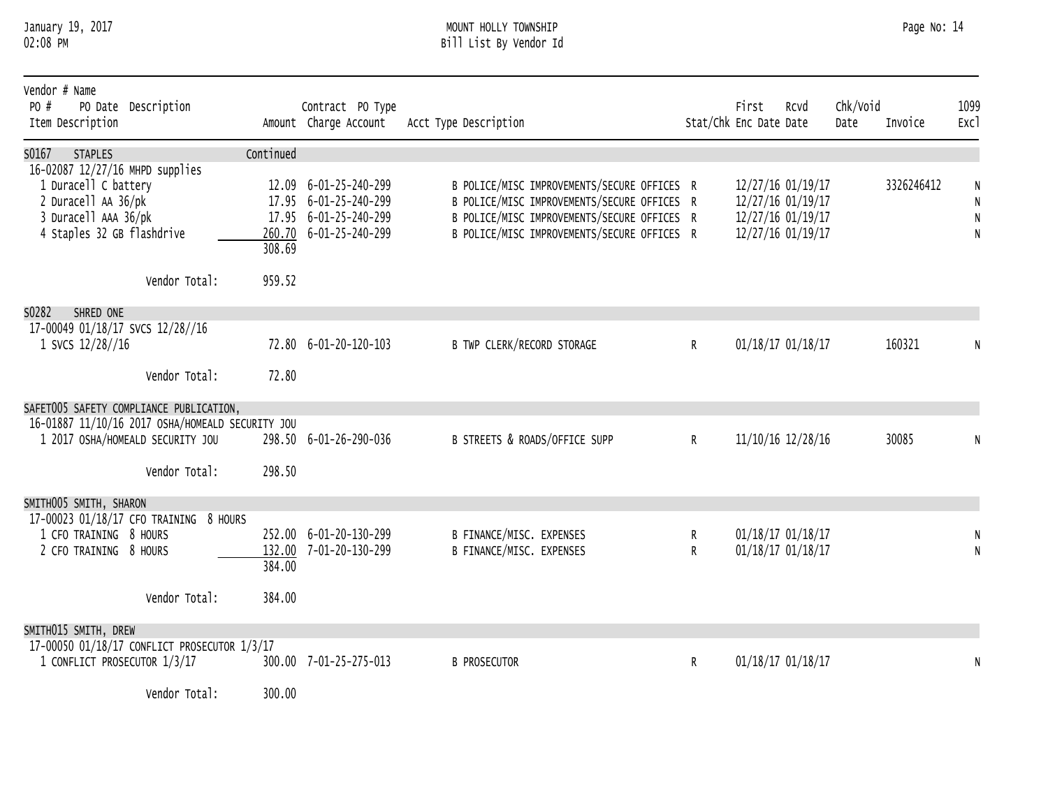Mount Holly Township — Bill List By Vendor Id

| Vendor # Name / PO # PO Date Description / Item Description | Amount | Contract PO Type Charge Account | Acct Type Description | Stat/Chk | First Enc Date | Rcvd Date | Chk/Void Date | Invoice | 1099 Excl |
|---|---|---|---|---|---|---|---|---|---|
| S0167 STAPLES | Continued | | | | | | | | |
| 16-02087 12/27/16 MHPD supplies | | | | | | | | | |
| 1 Duracell C battery | 12.09 | 6-01-25-240-299 | B POLICE/MISC IMPROVEMENTS/SECURE OFFICES | R | 12/27/16 | 01/19/17 | | 3326246412 | N |
| 2 Duracell AA 36/pk | 17.95 | 6-01-25-240-299 | B POLICE/MISC IMPROVEMENTS/SECURE OFFICES | R | 12/27/16 | 01/19/17 | | | N |
| 3 Duracell AAA 36/pk | 17.95 | 6-01-25-240-299 | B POLICE/MISC IMPROVEMENTS/SECURE OFFICES | R | 12/27/16 | 01/19/17 | | | N |
| 4 Staples 32 GB flashdrive | 260.70 | 6-01-25-240-299 | B POLICE/MISC IMPROVEMENTS/SECURE OFFICES | R | 12/27/16 | 01/19/17 | | | N |
| | 308.69 | | | | | | | | |
| Vendor Total: | 959.52 | | | | | | | | |
| S0282 SHRED ONE | | | | | | | | | |
| 17-00049 01/18/17 SVCS 12/28//16 | | | | | | | | | |
| 1 SVCS 12/28//16 | 72.80 | 6-01-20-120-103 | B TWP CLERK/RECORD STORAGE | R | 01/18/17 | 01/18/17 | | 160321 | N |
| Vendor Total: | 72.80 | | | | | | | | |
| SAFET005 SAFETY COMPLIANCE PUBLICATION, | | | | | | | | | |
| 16-01887 11/10/16 2017 OSHA/HOMEALD SECURITY JOU | | | | | | | | | |
| 1 2017 OSHA/HOMEALD SECURITY JOU | 298.50 | 6-01-26-290-036 | B STREETS & ROADS/OFFICE SUPP | R | 11/10/16 | 12/28/16 | | 30085 | N |
| Vendor Total: | 298.50 | | | | | | | | |
| SMITH005 SMITH, SHARON | | | | | | | | | |
| 17-00023 01/18/17 CFO TRAINING 8 HOURS | | | | | | | | | |
| 1 CFO TRAINING 8 HOURS | 252.00 | 6-01-20-130-299 | B FINANCE/MISC. EXPENSES | R | 01/18/17 | 01/18/17 | | | N |
| 2 CFO TRAINING 8 HOURS | 132.00 | 7-01-20-130-299 | B FINANCE/MISC. EXPENSES | R | 01/18/17 | 01/18/17 | | | N |
| | 384.00 | | | | | | | | |
| Vendor Total: | 384.00 | | | | | | | | |
| SMITH015 SMITH, DREW | | | | | | | | | |
| 17-00050 01/18/17 CONFLICT PROSECUTOR 1/3/17 | | | | | | | | | |
| 1 CONFLICT PROSECUTOR 1/3/17 | 300.00 | 7-01-25-275-013 | B PROSECUTOR | R | 01/18/17 | 01/18/17 | | | N |
| Vendor Total: | 300.00 | | | | | | | | |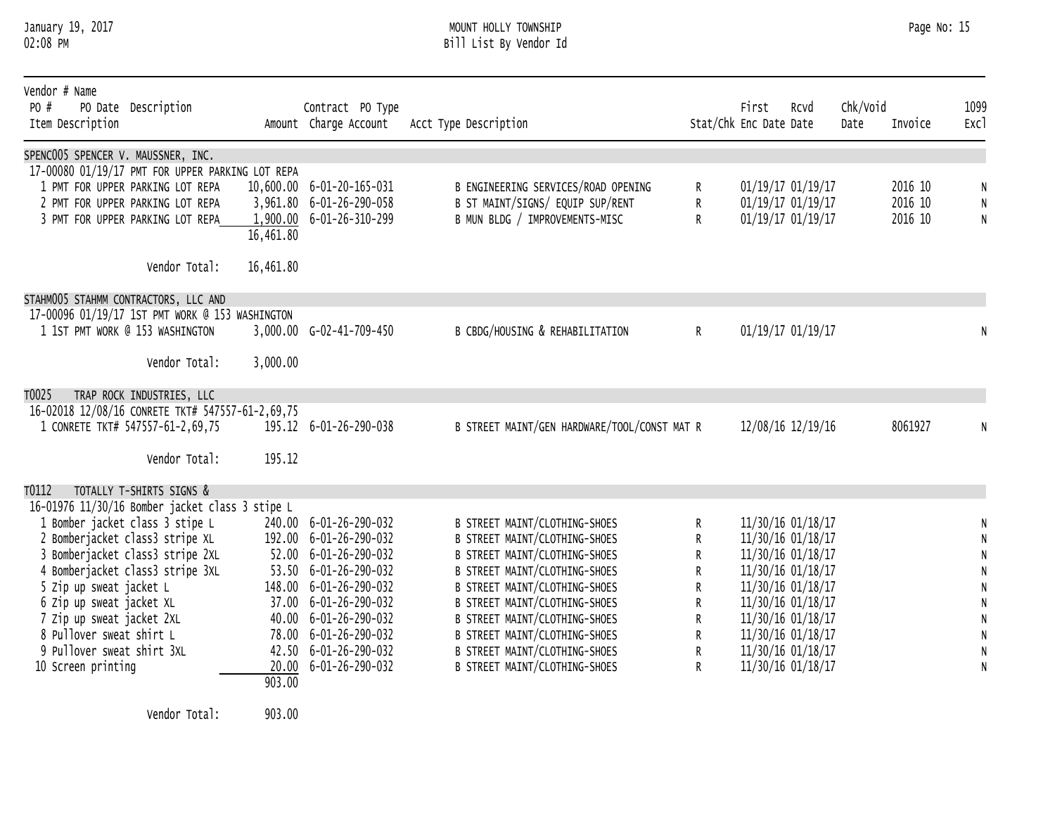MOUNT HOLLY TOWNSHIP
Bill List By Vendor Id

| Vendor # Name / PO # PO Date Description / Item Description | Amount | Contract PO Type Charge Account | Acct Type Description | Stat/Chk | First Enc Date | Rcvd Date | Chk/Void Date | Invoice | 1099 Excl |
|---|---|---|---|---|---|---|---|---|---|
| **SPENC005 SPENCER V. MAUSSNER, INC.** | | | | | | | | | |
| 17-00080 01/19/17 PMT FOR UPPER PARKING LOT REPA | | | | | | | | | |
| 1 PMT FOR UPPER PARKING LOT REPA | 10,600.00 | 6-01-20-165-031 | B ENGINEERING SERVICES/ROAD OPENING | R | 01/19/17 | 01/19/17 | | 2016 10 | N |
| 2 PMT FOR UPPER PARKING LOT REPA | 3,961.80 | 6-01-26-290-058 | B ST MAINT/SIGNS/ EQUIP SUP/RENT | R | 01/19/17 | 01/19/17 | | 2016 10 | N |
| 3 PMT FOR UPPER PARKING LOT REPA | 1,900.00 | 6-01-26-310-299 | B MUN BLDG / IMPROVEMENTS-MISC | R | 01/19/17 | 01/19/17 | | 2016 10 | N |
| | 16,461.80 | | | | | | | | |
| Vendor Total: | 16,461.80 | | | | | | | | |
| **STAHM005 STAHMM CONTRACTORS, LLC AND** | | | | | | | | | |
| 17-00096 01/19/17 1ST PMT WORK @ 153 WASHINGTON | | | | | | | | | |
| 1 1ST PMT WORK @ 153 WASHINGTON | 3,000.00 | G-02-41-709-450 | B CBDG/HOUSING & REHABILITATION | R | 01/19/17 | 01/19/17 | | | N |
| Vendor Total: | 3,000.00 | | | | | | | | |
| **T0025 TRAP ROCK INDUSTRIES, LLC** | | | | | | | | | |
| 16-02018 12/08/16 CONRETE TKT# 547557-61-2,69,75 | | | | | | | | | |
| 1 CONRETE TKT# 547557-61-2,69,75 | 195.12 | 6-01-26-290-038 | B STREET MAINT/GEN HARDWARE/TOOL/CONST MAT | R | 12/08/16 | 12/19/16 | | 8061927 | N |
| Vendor Total: | 195.12 | | | | | | | | |
| **T0112 TOTALLY T-SHIRTS SIGNS &** | | | | | | | | | |
| 16-01976 11/30/16 Bomber jacket class 3 stipe L | | | | | | | | | |
| 1 Bomber jacket class 3 stipe L | 240.00 | 6-01-26-290-032 | B STREET MAINT/CLOTHING-SHOES | R | 11/30/16 | 01/18/17 | | | N |
| 2 Bomberjacket class3 stripe XL | 192.00 | 6-01-26-290-032 | B STREET MAINT/CLOTHING-SHOES | R | 11/30/16 | 01/18/17 | | | N |
| 3 Bomberjacket class3 stripe 2XL | 52.00 | 6-01-26-290-032 | B STREET MAINT/CLOTHING-SHOES | R | 11/30/16 | 01/18/17 | | | N |
| 4 Bomberjacket class3 stripe 3XL | 53.50 | 6-01-26-290-032 | B STREET MAINT/CLOTHING-SHOES | R | 11/30/16 | 01/18/17 | | | N |
| 5 Zip up sweat jacket L | 148.00 | 6-01-26-290-032 | B STREET MAINT/CLOTHING-SHOES | R | 11/30/16 | 01/18/17 | | | N |
| 6 Zip up sweat jacket XL | 37.00 | 6-01-26-290-032 | B STREET MAINT/CLOTHING-SHOES | R | 11/30/16 | 01/18/17 | | | N |
| 7 Zip up sweat jacket 2XL | 40.00 | 6-01-26-290-032 | B STREET MAINT/CLOTHING-SHOES | R | 11/30/16 | 01/18/17 | | | N |
| 8 Pullover sweat shirt L | 78.00 | 6-01-26-290-032 | B STREET MAINT/CLOTHING-SHOES | R | 11/30/16 | 01/18/17 | | | N |
| 9 Pullover sweat shirt 3XL | 42.50 | 6-01-26-290-032 | B STREET MAINT/CLOTHING-SHOES | R | 11/30/16 | 01/18/17 | | | N |
| 10 Screen printing | 20.00 | 6-01-26-290-032 | B STREET MAINT/CLOTHING-SHOES | R | 11/30/16 | 01/18/17 | | | N |
| | 903.00 | | | | | | | | |
| Vendor Total: | 903.00 | | | | | | | | |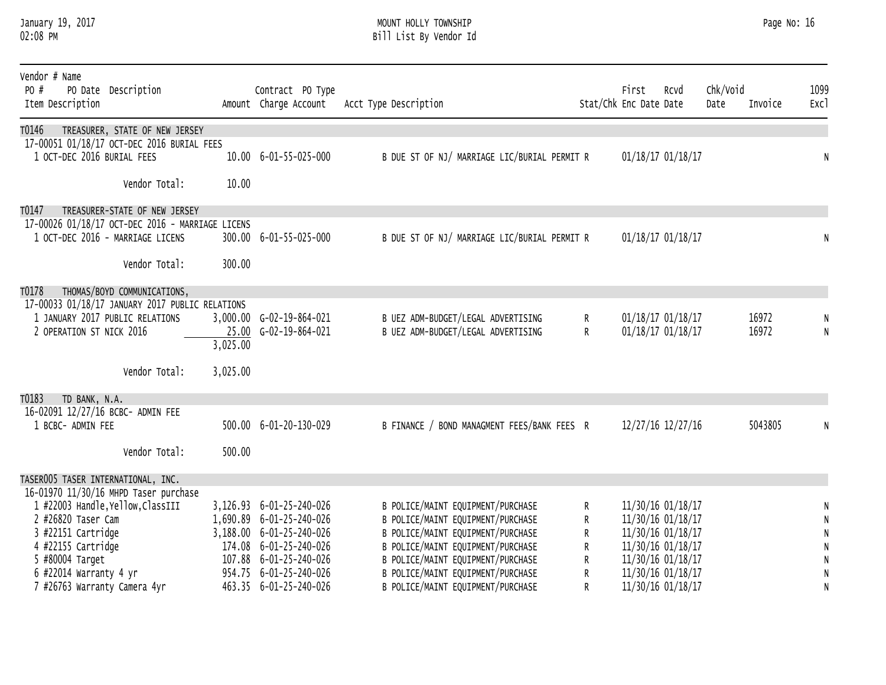MOUNT HOLLY TOWNSHIP
Bill List By Vendor Id

| Vendor # Name<br>PO # PO Date Description<br>Item Description | Amount | Contract PO Type<br>Charge Account | Acct Type Description | Stat/Chk | First Enc Date | Rcvd Date | Chk/Void Date | Invoice | 1099 Excl |
|---|---|---|---|---|---|---|---|---|---|
| **T0146 TREASURER, STATE OF NEW JERSEY** | | | | | | | | | |
| 17-00051 01/18/17 OCT-DEC 2016 BURIAL FEES | | | | | | | | | |
| 1 OCT-DEC 2016 BURIAL FEES | 10.00 | 6-01-55-025-000 | B DUE ST OF NJ/ MARRIAGE LIC/BURIAL PERMIT | R | 01/18/17 | 01/18/17 | | | N |
| Vendor Total: | 10.00 | | | | | | | | |
| **T0147 TREASURER-STATE OF NEW JERSEY** | | | | | | | | | |
| 17-00026 01/18/17 OCT-DEC 2016 - MARRIAGE LICENS | | | | | | | | | |
| 1 OCT-DEC 2016 - MARRIAGE LICENS | 300.00 | 6-01-55-025-000 | B DUE ST OF NJ/ MARRIAGE LIC/BURIAL PERMIT | R | 01/18/17 | 01/18/17 | | | N |
| Vendor Total: | 300.00 | | | | | | | | |
| **T0178 THOMAS/BOYD COMMUNICATIONS,** | | | | | | | | | |
| 17-00033 01/18/17 JANUARY 2017 PUBLIC RELATIONS | | | | | | | | | |
| 1 JANUARY 2017 PUBLIC RELATIONS | 3,000.00 | G-02-19-864-021 | B UEZ ADM-BUDGET/LEGAL ADVERTISING | R | 01/18/17 | 01/18/17 | | 16972 | N |
| 2 OPERATION ST NICK 2016 | 25.00 | G-02-19-864-021 | B UEZ ADM-BUDGET/LEGAL ADVERTISING | R | 01/18/17 | 01/18/17 | | 16972 | N |
| | 3,025.00 | | | | | | | | |
| Vendor Total: | 3,025.00 | | | | | | | | |
| **T0183 TD BANK, N.A.** | | | | | | | | | |
| 16-02091 12/27/16 BCBC- ADMIN FEE | | | | | | | | | |
| 1 BCBC- ADMIN FEE | 500.00 | 6-01-20-130-029 | B FINANCE / BOND MANAGMENT FEES/BANK FEES | R | 12/27/16 | 12/27/16 | | 5043805 | N |
| Vendor Total: | 500.00 | | | | | | | | |
| **TASER005 TASER INTERNATIONAL, INC.** | | | | | | | | | |
| 16-01970 11/30/16 MHPD Taser purchase | | | | | | | | | |
| 1 #22003 Handle,Yellow,ClassIII | 3,126.93 | 6-01-25-240-026 | B POLICE/MAINT EQUIPMENT/PURCHASE | R | 11/30/16 | 01/18/17 | | | N |
| 2 #26820 Taser Cam | 1,690.89 | 6-01-25-240-026 | B POLICE/MAINT EQUIPMENT/PURCHASE | R | 11/30/16 | 01/18/17 | | | N |
| 3 #22151 Cartridge | 3,188.00 | 6-01-25-240-026 | B POLICE/MAINT EQUIPMENT/PURCHASE | R | 11/30/16 | 01/18/17 | | | N |
| 4 #22155 Cartridge | 174.08 | 6-01-25-240-026 | B POLICE/MAINT EQUIPMENT/PURCHASE | R | 11/30/16 | 01/18/17 | | | N |
| 5 #80004 Target | 107.88 | 6-01-25-240-026 | B POLICE/MAINT EQUIPMENT/PURCHASE | R | 11/30/16 | 01/18/17 | | | N |
| 6 #22014 Warranty 4 yr | 954.75 | 6-01-25-240-026 | B POLICE/MAINT EQUIPMENT/PURCHASE | R | 11/30/16 | 01/18/17 | | | N |
| 7 #26763 Warranty Camera 4yr | 463.35 | 6-01-25-240-026 | B POLICE/MAINT EQUIPMENT/PURCHASE | R | 11/30/16 | 01/18/17 | | | N |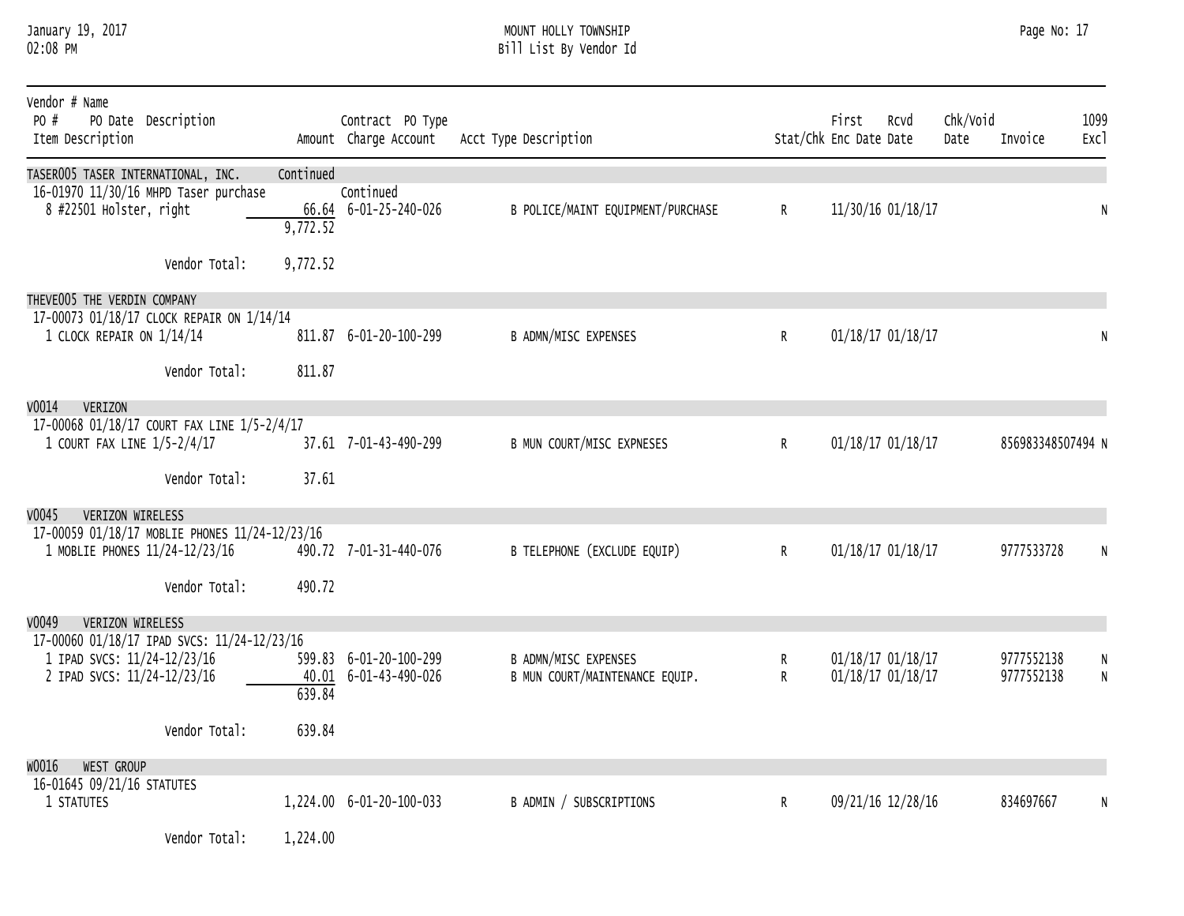MOUNT HOLLY TOWNSHIP
Bill List By Vendor Id

January 19, 2017
02:08 PM

| Vendor # Name / PO # PO Date Description / Item Description | Amount | Contract PO Type / Charge Account | Acct Type Description | Stat/Chk | First Enc Date | Rcvd Date | Chk/Void Date | Invoice | 1099 Excl |
|---|---|---|---|---|---|---|---|---|---|
| TASER005 TASER INTERNATIONAL, INC. | Continued | | | | | | | | |
| 16-01970 11/30/16 MHPD Taser purchase | | Continued | | | | | | | |
| 8 #22501 Holster, right | 66.64 | 6-01-25-240-026 | B POLICE/MAINT EQUIPMENT/PURCHASE | R | 11/30/16 | 01/18/17 | | | N |
| | 9,772.52 | | | | | | | | |
| Vendor Total: | 9,772.52 | | | | | | | | |
| THEVE005 THE VERDIN COMPANY | | | | | | | | | |
| 17-00073 01/18/17 CLOCK REPAIR ON 1/14/14 | | | | | | | | | |
| 1 CLOCK REPAIR ON 1/14/14 | 811.87 | 6-01-20-100-299 | B ADMN/MISC EXPENSES | R | 01/18/17 | 01/18/17 | | | N |
| Vendor Total: | 811.87 | | | | | | | | |
| V0014 VERIZON | | | | | | | | | |
| 17-00068 01/18/17 COURT FAX LINE 1/5-2/4/17 | | | | | | | | | |
| 1 COURT FAX LINE 1/5-2/4/17 | 37.61 | 7-01-43-490-299 | B MUN COURT/MISC EXPNESES | R | 01/18/17 | 01/18/17 | | 856983348507494 | N |
| Vendor Total: | 37.61 | | | | | | | | |
| V0045 VERIZON WIRELESS | | | | | | | | | |
| 17-00059 01/18/17 MOBLIE PHONES 11/24-12/23/16 | | | | | | | | | |
| 1 MOBLIE PHONES 11/24-12/23/16 | 490.72 | 7-01-31-440-076 | B TELEPHONE (EXCLUDE EQUIP) | R | 01/18/17 | 01/18/17 | | 9777533728 | N |
| Vendor Total: | 490.72 | | | | | | | | |
| V0049 VERIZON WIRELESS | | | | | | | | | |
| 17-00060 01/18/17 IPAD SVCS: 11/24-12/23/16 | | | | | | | | | |
| 1 IPAD SVCS: 11/24-12/23/16 | 599.83 | 6-01-20-100-299 | B ADMN/MISC EXPENSES | R | 01/18/17 | 01/18/17 | | 9777552138 | N |
| 2 IPAD SVCS: 11/24-12/23/16 | 40.01 | 6-01-43-490-026 | B MUN COURT/MAINTENANCE EQUIP. | R | 01/18/17 | 01/18/17 | | 9777552138 | N |
| | 639.84 | | | | | | | | |
| Vendor Total: | 639.84 | | | | | | | | |
| W0016 WEST GROUP | | | | | | | | | |
| 16-01645 09/21/16 STATUTES | | | | | | | | | |
| 1 STATUTES | 1,224.00 | 6-01-20-100-033 | B ADMIN / SUBSCRIPTIONS | R | 09/21/16 | 12/28/16 | | 834697667 | N |
| Vendor Total: | 1,224.00 | | | | | | | | |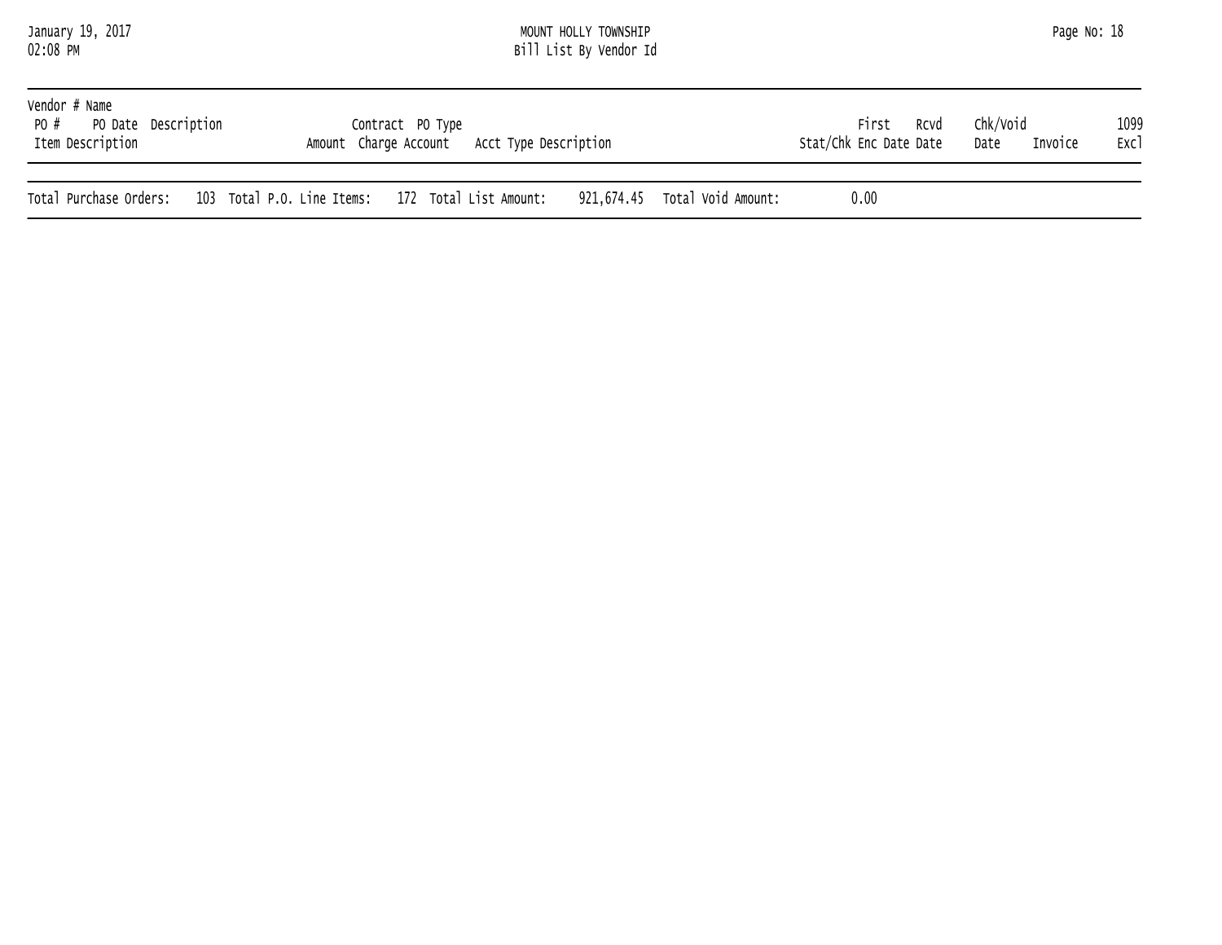| Vendor # Name PO # PO Date Description Item Description | Contract PO Type Amount Charge Account | Acct Type Description | Stat/Chk | First Enc Date | Rcvd Date | Chk/Void Date | Invoice | 1099 Excl |
|---|---|---|---|---|---|---|---|---|

Total Purchase Orders: 103 Total P.O. Line Items: 172 Total List Amount: 921,674.45 Total Void Amount: 0.00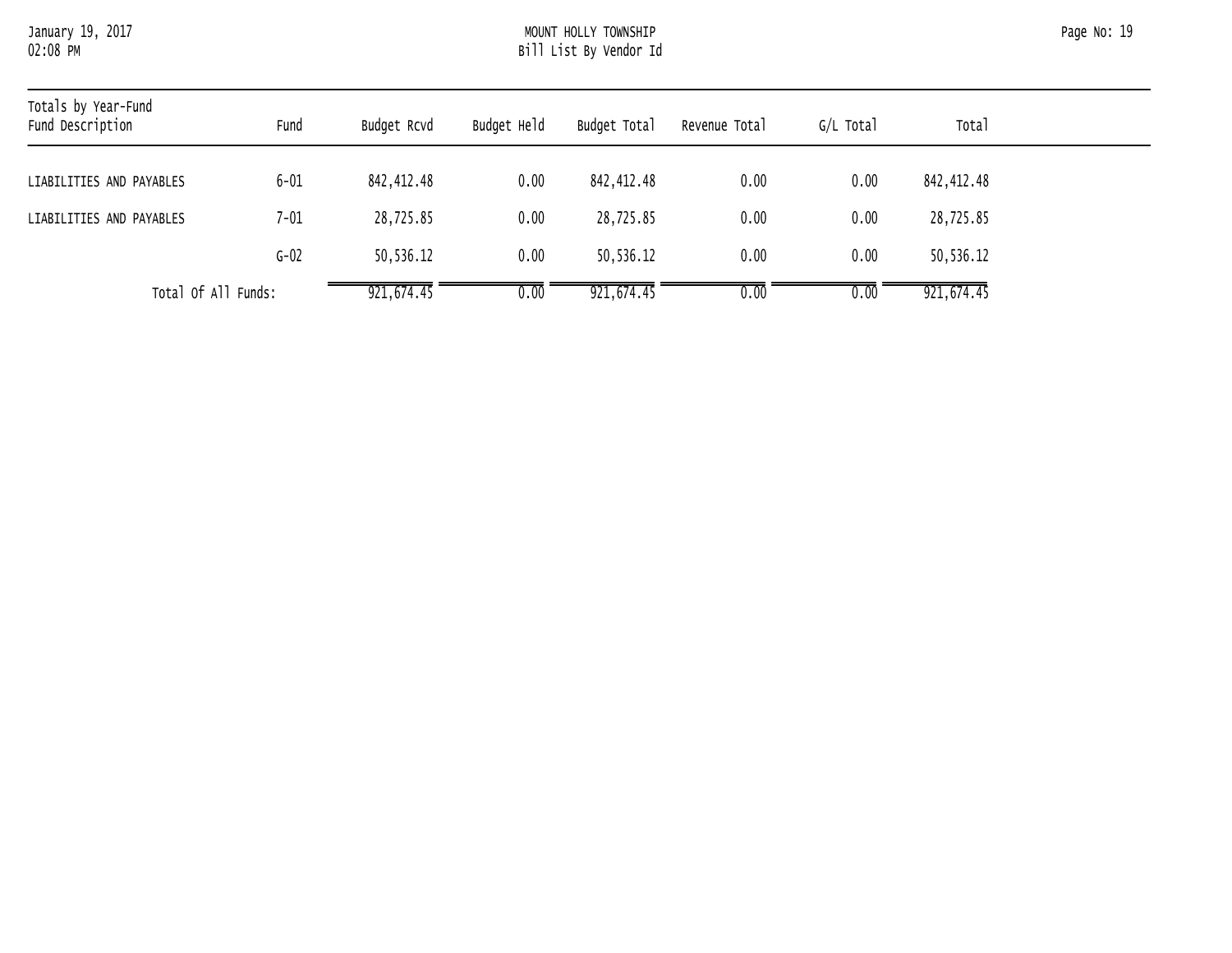Totals by Year-Fund

| Fund Description | Fund | Budget Rcvd | Budget Held | Budget Total | Revenue Total | G/L Total | Total |
|---|---|---|---|---|---|---|---|
| LIABILITIES AND PAYABLES | 6-01 | 842,412.48 | 0.00 | 842,412.48 | 0.00 | 0.00 | 842,412.48 |
| LIABILITIES AND PAYABLES | 7-01 | 28,725.85 | 0.00 | 28,725.85 | 0.00 | 0.00 | 28,725.85 |
| | G-02 | 50,536.12 | 0.00 | 50,536.12 | 0.00 | 0.00 | 50,536.12 |
| Total Of All Funds: | | 921,674.45 | 0.00 | 921,674.45 | 0.00 | 0.00 | 921,674.45 |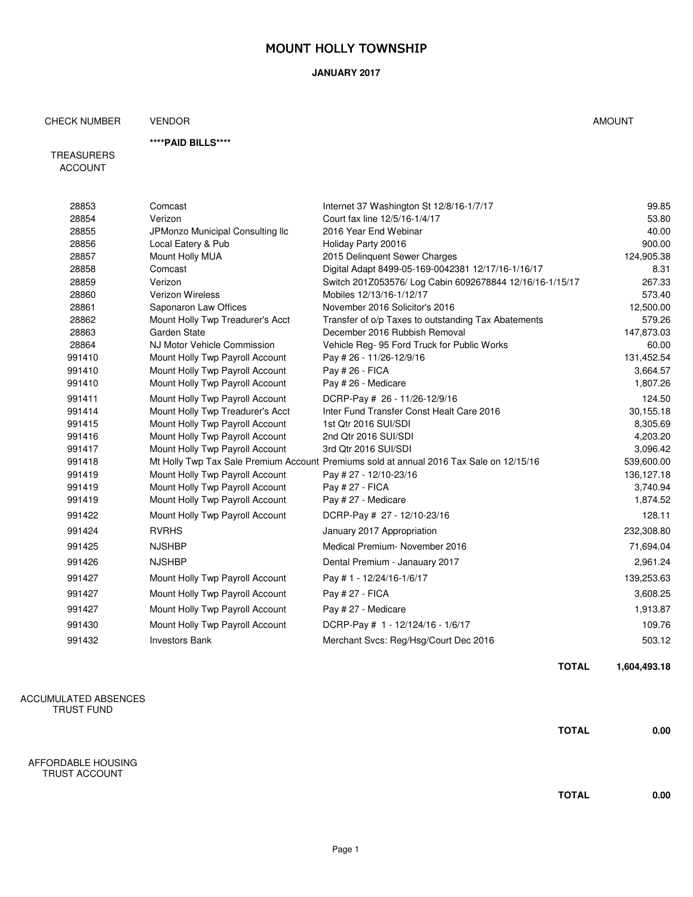# MOUNT HOLLY TOWNSHIP

**JANUARY 2017**

| CHECK NUMBER | VENDOR | | AMOUNT |
|---|---|---|---|
| | ****PAID BILLS**** | | |
| TREASURERS ACCOUNT | | | |
| 28853 | Comcast | Internet 37 Washington St 12/8/16-1/7/17 | 99.85 |
| 28854 | Verizon | Court fax line 12/5/16-1/4/17 | 53.80 |
| 28855 | JPMonzo Municipal Consulting llc | 2016 Year End Webinar | 40.00 |
| 28856 | Local Eatery & Pub | Holiday Party 20016 | 900.00 |
| 28857 | Mount Holly MUA | 2015 Delinquent Sewer Charges | 124,905.38 |
| 28858 | Comcast | Digital Adapt 8499-05-169-0042381 12/17/16-1/16/17 | 8.31 |
| 28859 | Verizon | Switch 201Z053576/ Log Cabin 6092678844 12/16/16-1/15/17 | 267.33 |
| 28860 | Verizon Wireless | Mobiles 12/13/16-1/12/17 | 573.40 |
| 28861 | Saponaron Law Offices | November 2016 Solicitor's 2016 | 12,500.00 |
| 28862 | Mount Holly Twp Treadurer's Acct | Transfer of o/p Taxes to outstanding Tax Abatements | 579.26 |
| 28863 | Garden State | December 2016 Rubbish Removal | 147,873.03 |
| 28864 | NJ Motor Vehicle Commission | Vehicle Reg- 95 Ford Truck for Public Works | 60.00 |
| 991410 | Mount Holly Twp Payroll Account | Pay # 26 - 11/26-12/9/16 | 131,452.54 |
| 991410 | Mount Holly Twp Payroll Account | Pay # 26 - FICA | 3,664.57 |
| 991410 | Mount Holly Twp Payroll Account | Pay # 26 - Medicare | 1,807.26 |
| 991411 | Mount Holly Twp Payroll Account | DCRP-Pay # 26 - 11/26-12/9/16 | 124.50 |
| 991414 | Mount Holly Twp Treadurer's Acct | Inter Fund Transfer Const Healt Care 2016 | 30,155.18 |
| 991415 | Mount Holly Twp Payroll Account | 1st Qtr 2016 SUI/SDI | 8,305.69 |
| 991416 | Mount Holly Twp Payroll Account | 2nd Qtr 2016 SUI/SDI | 4,203.20 |
| 991417 | Mount Holly Twp Payroll Account | 3rd Qtr 2016 SUI/SDI | 3,096.42 |
| 991418 | Mt Holly Twp Tax Sale Premium Account | Premiums sold at annual 2016 Tax Sale on 12/15/16 | 539,600.00 |
| 991419 | Mount Holly Twp Payroll Account | Pay # 27 - 12/10-23/16 | 136,127.18 |
| 991419 | Mount Holly Twp Payroll Account | Pay # 27 - FICA | 3,740.94 |
| 991419 | Mount Holly Twp Payroll Account | Pay # 27 - Medicare | 1,874.52 |
| 991422 | Mount Holly Twp Payroll Account | DCRP-Pay # 27 - 12/10-23/16 | 128.11 |
| 991424 | RVRHS | January 2017 Appropriation | 232,308.80 |
| 991425 | NJSHBP | Medical Premium- November 2016 | 71,694.04 |
| 991426 | NJSHBP | Dental Premium - Janauary 2017 | 2,961.24 |
| 991427 | Mount Holly Twp Payroll Account | Pay # 1 - 12/24/16-1/6/17 | 139,253.63 |
| 991427 | Mount Holly Twp Payroll Account | Pay # 27 - FICA | 3,608.25 |
| 991427 | Mount Holly Twp Payroll Account | Pay # 27 - Medicare | 1,913.87 |
| 991430 | Mount Holly Twp Payroll Account | DCRP-Pay # 1 - 12/124/16 - 1/6/17 | 109.76 |
| 991432 | Investors Bank | Merchant Svcs: Reg/Hsg/Court Dec 2016 | 503.12 |
| | | **TOTAL** | **1,604,493.18** |
| ACCUMULATED ABSENCES TRUST FUND | | | |
| | | **TOTAL** | **0.00** |
| AFFORDABLE HOUSING TRUST ACCOUNT | | | |
| | | **TOTAL** | **0.00** |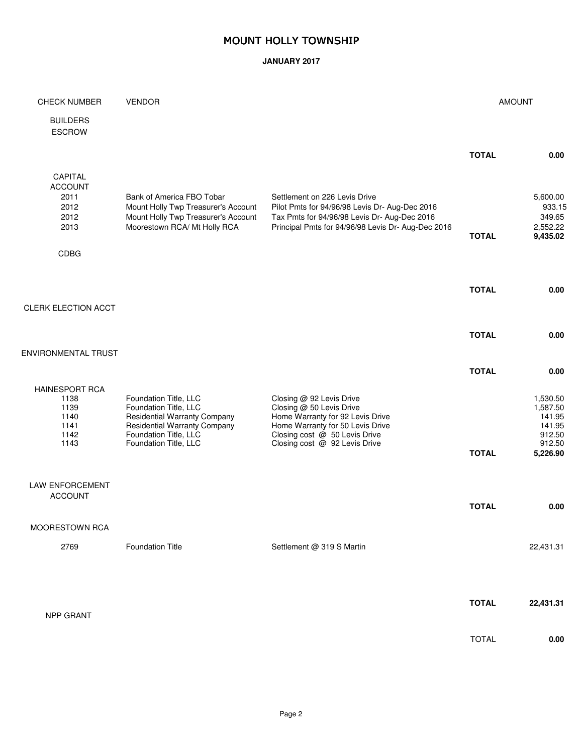# MOUNT HOLLY TOWNSHIP

**JANUARY 2017**

| CHECK NUMBER | VENDOR | | | AMOUNT |
|---|---|---|---|---|
| BUILDERS ESCROW | | | | |
| | | | **TOTAL** | **0.00** |
| CAPITAL ACCOUNT | | | | |
| 2011 | Bank of America FBO Tobar | Settlement on 226 Levis Drive | | 5,600.00 |
| 2012 | Mount Holly Twp Treasurer's Account | Pilot Pmts for 94/96/98 Levis Dr- Aug-Dec 2016 | | 933.15 |
| 2012 | Mount Holly Twp Treasurer's Account | Tax Pmts for 94/96/98 Levis Dr- Aug-Dec 2016 | | 349.65 |
| 2013 | Moorestown RCA/ Mt Holly RCA | Principal Pmts for 94/96/98 Levis Dr- Aug-Dec 2016 | | 2,552.22 |
| | | | **TOTAL** | **9,435.02** |
| CDBG | | | | |
| | | | **TOTAL** | **0.00** |
| CLERK ELECTION ACCT | | | | |
| | | | **TOTAL** | **0.00** |
| ENVIRONMENTAL TRUST | | | | |
| | | | **TOTAL** | **0.00** |
| HAINESPORT RCA | | | | |
| 1138 | Foundation Title, LLC | Closing @ 92 Levis Drive | | 1,530.50 |
| 1139 | Foundation Title, LLC | Closing @ 50 Levis Drive | | 1,587.50 |
| 1140 | Residential Warranty Company | Home Warranty for 92 Levis Drive | | 141.95 |
| 1141 | Residential Warranty Company | Home Warranty for 50 Levis Drive | | 141.95 |
| 1142 | Foundation Title, LLC | Closing cost @ 50 Levis Drive | | 912.50 |
| 1143 | Foundation Title, LLC | Closing cost @ 92 Levis Drive | | 912.50 |
| | | | **TOTAL** | **5,226.90** |
| LAW ENFORCEMENT ACCOUNT | | | | |
| | | | **TOTAL** | **0.00** |
| MOORESTOWN RCA | | | | |
| 2769 | Foundation Title | Settlement @ 319 S Martin | | 22,431.31 |
| | | | **TOTAL** | **22,431.31** |
| NPP GRANT | | | | |
| | | | TOTAL | **0.00** |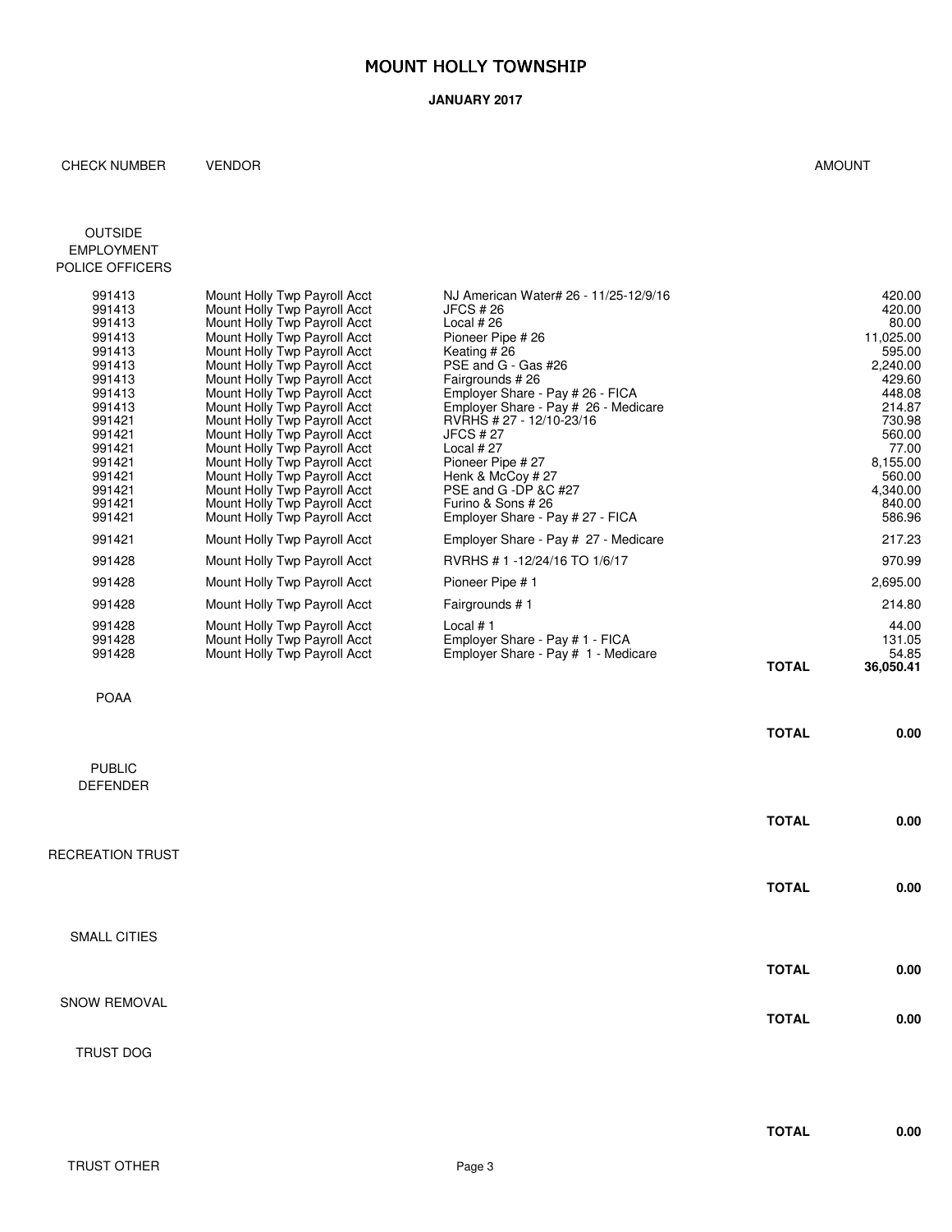# MOUNT HOLLY TOWNSHIP

**JANUARY 2017**

| CHECK NUMBER | VENDOR | | | AMOUNT |
|---|---|---|---|---|
| OUTSIDE EMPLOYMENT POLICE OFFICERS | | | | |
| 991413 | Mount Holly Twp Payroll Acct | NJ American Water# 26 - 11/25-12/9/16 | | 420.00 |
| 991413 | Mount Holly Twp Payroll Acct | JFCS # 26 | | 420.00 |
| 991413 | Mount Holly Twp Payroll Acct | Local # 26 | | 80.00 |
| 991413 | Mount Holly Twp Payroll Acct | Pioneer Pipe # 26 | | 11,025.00 |
| 991413 | Mount Holly Twp Payroll Acct | Keating # 26 | | 595.00 |
| 991413 | Mount Holly Twp Payroll Acct | PSE and G - Gas #26 | | 2,240.00 |
| 991413 | Mount Holly Twp Payroll Acct | Fairgrounds # 26 | | 429.60 |
| 991413 | Mount Holly Twp Payroll Acct | Employer Share - Pay # 26 - FICA | | 448.08 |
| 991413 | Mount Holly Twp Payroll Acct | Employer Share - Pay # 26 - Medicare | | 214.87 |
| 991421 | Mount Holly Twp Payroll Acct | RVRHS # 27 - 12/10-23/16 | | 730.98 |
| 991421 | Mount Holly Twp Payroll Acct | JFCS # 27 | | 560.00 |
| 991421 | Mount Holly Twp Payroll Acct | Local # 27 | | 77.00 |
| 991421 | Mount Holly Twp Payroll Acct | Pioneer Pipe # 27 | | 8,155.00 |
| 991421 | Mount Holly Twp Payroll Acct | Henk & McCoy # 27 | | 560.00 |
| 991421 | Mount Holly Twp Payroll Acct | PSE and G -DP &C #27 | | 4,340.00 |
| 991421 | Mount Holly Twp Payroll Acct | Furino & Sons # 26 | | 840.00 |
| 991421 | Mount Holly Twp Payroll Acct | Employer Share - Pay # 27 - FICA | | 586.96 |
| 991421 | Mount Holly Twp Payroll Acct | Employer Share - Pay # 27 - Medicare | | 217.23 |
| 991428 | Mount Holly Twp Payroll Acct | RVRHS # 1 -12/24/16 TO 1/6/17 | | 970.99 |
| 991428 | Mount Holly Twp Payroll Acct | Pioneer Pipe # 1 | | 2,695.00 |
| 991428 | Mount Holly Twp Payroll Acct | Fairgrounds # 1 | | 214.80 |
| 991428 | Mount Holly Twp Payroll Acct | Local # 1 | | 44.00 |
| 991428 | Mount Holly Twp Payroll Acct | Employer Share - Pay # 1 - FICA | | 131.05 |
| 991428 | Mount Holly Twp Payroll Acct | Employer Share - Pay # 1 - Medicare | | 54.85 |
| | | | **TOTAL** | **36,050.41** |
| POAA | | | | |
| | | | **TOTAL** | **0.00** |
| PUBLIC DEFENDER | | | | |
| | | | **TOTAL** | **0.00** |
| RECREATION TRUST | | | | |
| | | | **TOTAL** | **0.00** |
| SMALL CITIES | | | | |
| | | | **TOTAL** | **0.00** |
| SNOW REMOVAL | | | | |
| | | | **TOTAL** | **0.00** |
| TRUST DOG | | | | |
| | | | **TOTAL** | **0.00** |
| TRUST OTHER | | | | |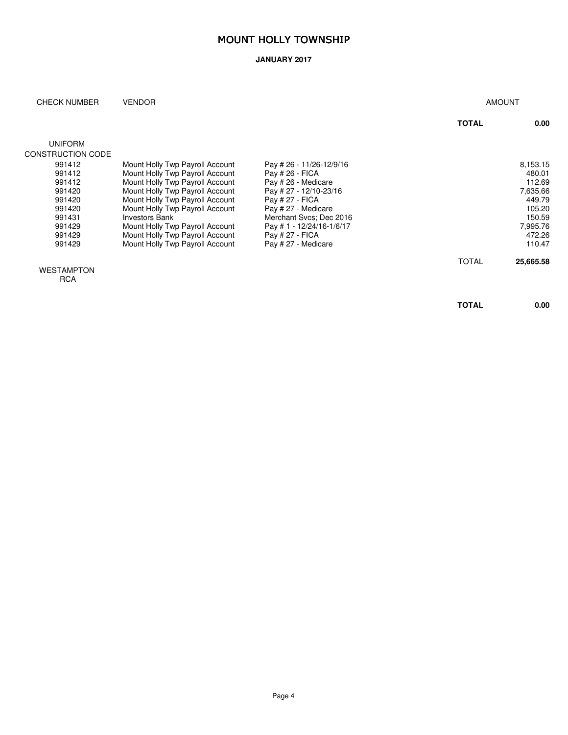# MOUNT HOLLY TOWNSHIP

**JANUARY 2017**

| CHECK NUMBER | VENDOR | | | AMOUNT |
|---|---|---|---|---|
| | | | **TOTAL** | **0.00** |
| UNIFORM CONSTRUCTION CODE | | | | |
| 991412 | Mount Holly Twp Payroll Account | Pay # 26 - 11/26-12/9/16 | | 8,153.15 |
| 991412 | Mount Holly Twp Payroll Account | Pay # 26 - FICA | | 480.01 |
| 991412 | Mount Holly Twp Payroll Account | Pay # 26 - Medicare | | 112.69 |
| 991420 | Mount Holly Twp Payroll Account | Pay # 27 - 12/10-23/16 | | 7,635.66 |
| 991420 | Mount Holly Twp Payroll Account | Pay # 27 - FICA | | 449.79 |
| 991420 | Mount Holly Twp Payroll Account | Pay # 27 - Medicare | | 105.20 |
| 991431 | Investors Bank | Merchant Svcs; Dec 2016 | | 150.59 |
| 991429 | Mount Holly Twp Payroll Account | Pay # 1 - 12/24/16-1/6/17 | | 7,995.76 |
| 991429 | Mount Holly Twp Payroll Account | Pay # 27 - FICA | | 472.26 |
| 991429 | Mount Holly Twp Payroll Account | Pay # 27 - Medicare | | 110.47 |
| | | | TOTAL | **25,665.58** |
| WESTAMPTON RCA | | | | |
| | | | **TOTAL** | **0.00** |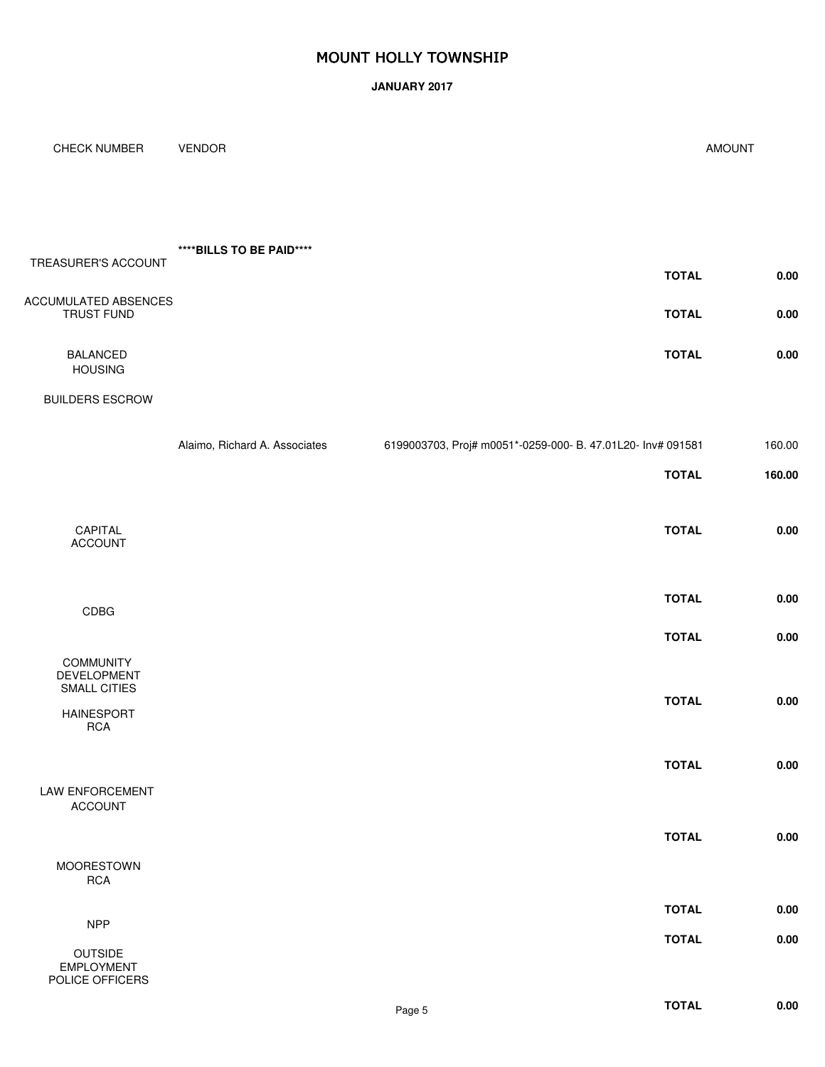# MOUNT HOLLY TOWNSHIP

**JANUARY 2017**

| CHECK NUMBER | VENDOR | | | AMOUNT |
|---|---|---|---|---|
| | ****BILLS TO BE PAID**** | | | |
| TREASURER'S ACCOUNT | | | **TOTAL** | **0.00** |
| ACCUMULATED ABSENCES TRUST FUND | | | **TOTAL** | **0.00** |
| BALANCED HOUSING | | | **TOTAL** | **0.00** |
| BUILDERS ESCROW | | | | |
| | Alaimo, Richard A. Associates | 6199003703, Proj# m0051*-0259-000- B. 47.01L20- Inv# 091581 | | 160.00 |
| | | | **TOTAL** | **160.00** |
| CAPITAL ACCOUNT | | | **TOTAL** | **0.00** |
| | | | **TOTAL** | **0.00** |
| CDBG | | | | |
| | | | **TOTAL** | **0.00** |
| COMMUNITY DEVELOPMENT SMALL CITIES | | | | |
| | | | **TOTAL** | **0.00** |
| HAINESPORT RCA | | | | |
| | | | **TOTAL** | **0.00** |
| LAW ENFORCEMENT ACCOUNT | | | | |
| | | | **TOTAL** | **0.00** |
| MOORESTOWN RCA | | | | |
| | | | **TOTAL** | **0.00** |
| NPP | | | | |
| | | | **TOTAL** | **0.00** |
| OUTSIDE EMPLOYMENT POLICE OFFICERS | | | | |
| | | | **TOTAL** | **0.00** |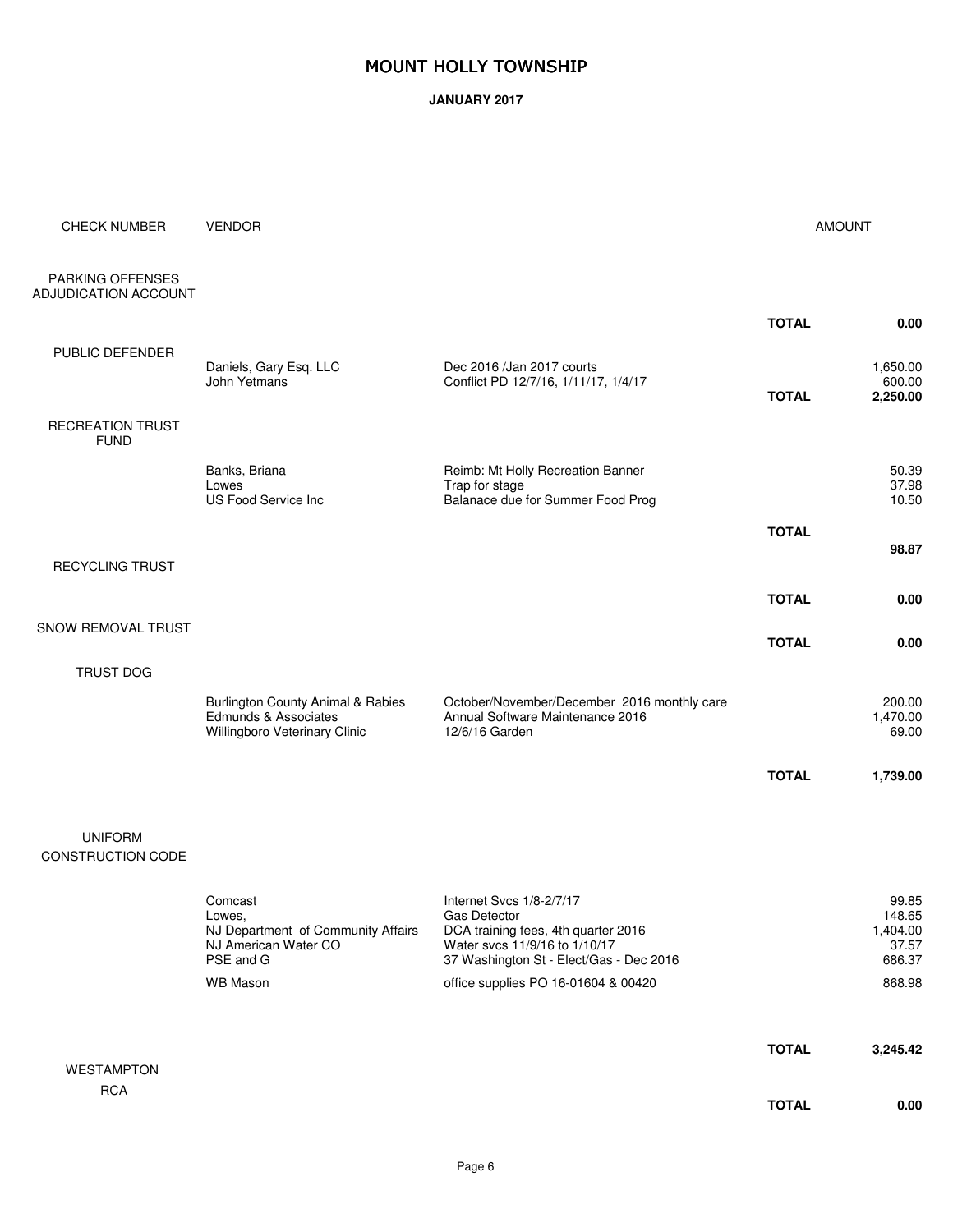# MOUNT HOLLY TOWNSHIP

**JANUARY 2017**

| CHECK NUMBER | VENDOR | | | AMOUNT |
|---|---|---|---|---|
| PARKING OFFENSES ADJUDICATION ACCOUNT | | | | |
| | | | **TOTAL** | **0.00** |
| PUBLIC DEFENDER | | | | |
| | Daniels, Gary Esq. LLC | Dec 2016 /Jan 2017 courts | | 1,650.00 |
| | John Yetmans | Conflict PD 12/7/16, 1/11/17, 1/4/17 | | 600.00 |
| | | | **TOTAL** | **2,250.00** |
| RECREATION TRUST FUND | | | | |
| | Banks, Briana | Reimb: Mt Holly Recreation Banner | | 50.39 |
| | Lowes | Trap for stage | | 37.98 |
| | US Food Service Inc | Balanace due for Summer Food Prog | | 10.50 |
| | | | **TOTAL** | **98.87** |
| RECYCLING TRUST | | | | |
| | | | **TOTAL** | **0.00** |
| SNOW REMOVAL TRUST | | | | |
| | | | **TOTAL** | **0.00** |
| TRUST DOG | | | | |
| | Burlington County Animal & Rabies | October/November/December 2016 monthly care | | 200.00 |
| | Edmunds & Associates | Annual Software Maintenance 2016 | | 1,470.00 |
| | Willingboro Veterinary Clinic | 12/6/16 Garden | | 69.00 |
| | | | **TOTAL** | **1,739.00** |
| UNIFORM CONSTRUCTION CODE | | | | |
| | Comcast | Internet Svcs 1/8-2/7/17 | | 99.85 |
| | Lowes, | Gas Detector | | 148.65 |
| | NJ Department of Community Affairs | DCA training fees, 4th quarter 2016 | | 1,404.00 |
| | NJ American Water CO | Water svcs 11/9/16 to 1/10/17 | | 37.57 |
| | PSE and G | 37 Washington St - Elect/Gas - Dec 2016 | | 686.37 |
| | WB Mason | office supplies PO 16-01604 & 00420 | | 868.98 |
| | | | **TOTAL** | **3,245.42** |
| WESTAMPTON RCA | | | | |
| | | | **TOTAL** | **0.00** |